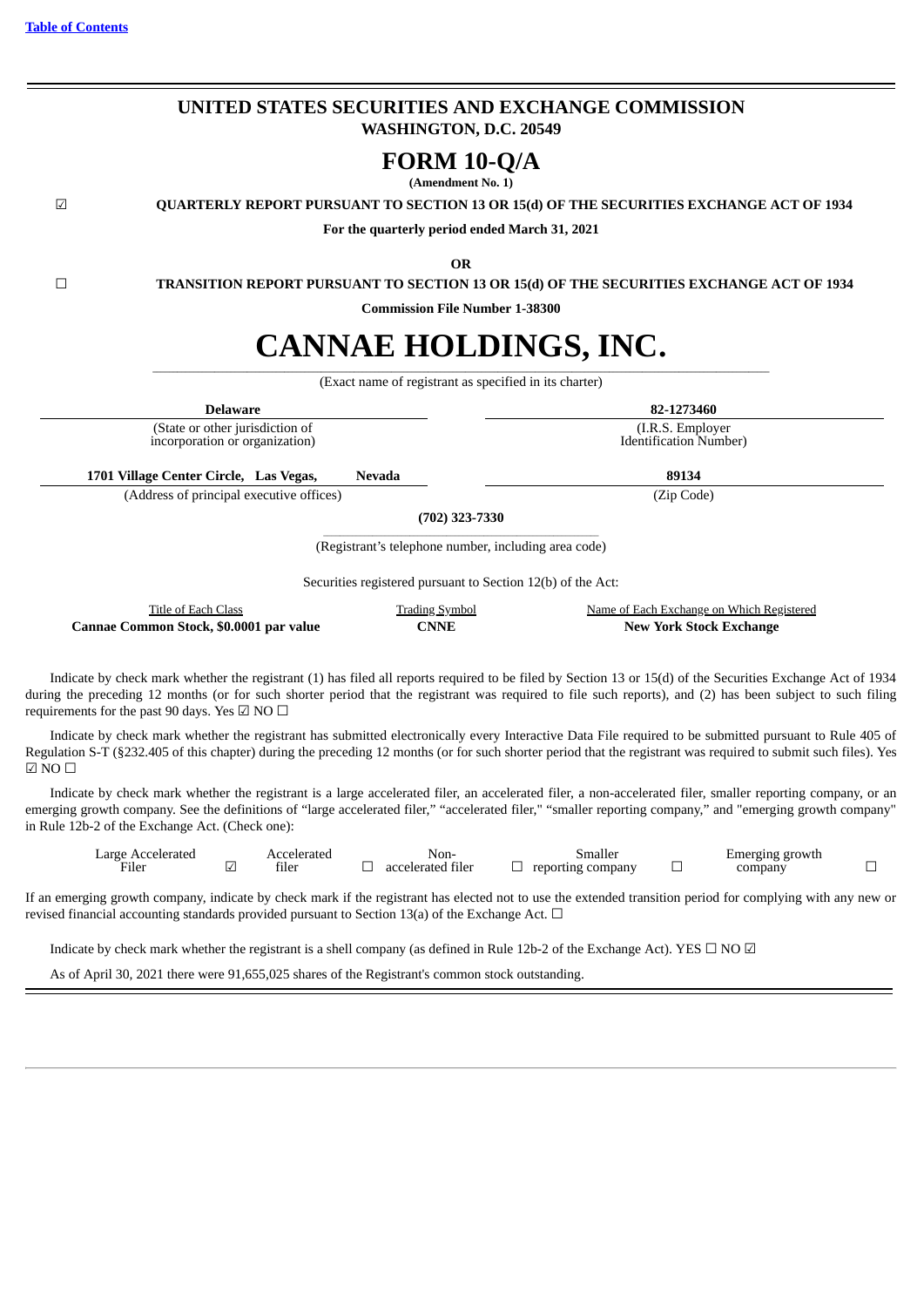[Table of Contents](#)

# UNITED STATES SECURITIES AND EXCHANGE COMMISSION

**WASHINGTON, D.C. 20549**

# FORM 10-Q/A

**(Amendment No. 1)**

☑ **QUARTERLY REPORT PURSUANT TO SECTION 13 OR 15(d) OF THE SECURITIES EXCHANGE ACT OF 1934**

**For the quarterly period ended March 31, 2021**

**OR**

☐ **TRANSITION REPORT PURSUANT TO SECTION 13 OR 15(d) OF THE SECURITIES EXCHANGE ACT OF 1934**

**Commission File Number 1-38300**

# CANNAE HOLDINGS, INC.

(Exact name of registrant as specified in its charter)

| **Delaware** | **82-1273460** |
|---|---|
| (State or other jurisdiction of incorporation or organization) | (I.R.S. Employer Identification Number) |
| **1701 Village Center Circle, Las Vegas, Nevada** | **89134** |
| (Address of principal executive offices) | (Zip Code) |

**(702) 323-7330**

(Registrant's telephone number, including area code)

Securities registered pursuant to Section 12(b) of the Act:

| Title of Each Class | Trading Symbol | Name of Each Exchange on Which Registered |
|---|---|---|
| **Cannae Common Stock, $0.0001 par value** | **CNNE** | **New York Stock Exchange** |

Indicate by check mark whether the registrant (1) has filed all reports required to be filed by Section 13 or 15(d) of the Securities Exchange Act of 1934 during the preceding 12 months (or for such shorter period that the registrant was required to file such reports), and (2) has been subject to such filing requirements for the past 90 days. Yes ☑ NO ☐

Indicate by check mark whether the registrant has submitted electronically every Interactive Data File required to be submitted pursuant to Rule 405 of Regulation S-T (§232.405 of this chapter) during the preceding 12 months (or for such shorter period that the registrant was required to submit such files). Yes ☑ NO ☐

Indicate by check mark whether the registrant is a large accelerated filer, an accelerated filer, a non-accelerated filer, smaller reporting company, or an emerging growth company. See the definitions of "large accelerated filer," "accelerated filer," "smaller reporting company," and "emerging growth company" in Rule 12b-2 of the Exchange Act. (Check one):

| Large Accelerated Filer | ☑ | Accelerated filer | ☐ | Non-accelerated filer | ☐ | Smaller reporting company | ☐ | Emerging growth company | ☐ |
|---|---|---|---|---|---|---|---|---|---|

If an emerging growth company, indicate by check mark if the registrant has elected not to use the extended transition period for complying with any new or revised financial accounting standards provided pursuant to Section 13(a) of the Exchange Act. ☐

Indicate by check mark whether the registrant is a shell company (as defined in Rule 12b-2 of the Exchange Act). YES ☐ NO ☑

As of April 30, 2021 there were 91,655,025 shares of the Registrant's common stock outstanding.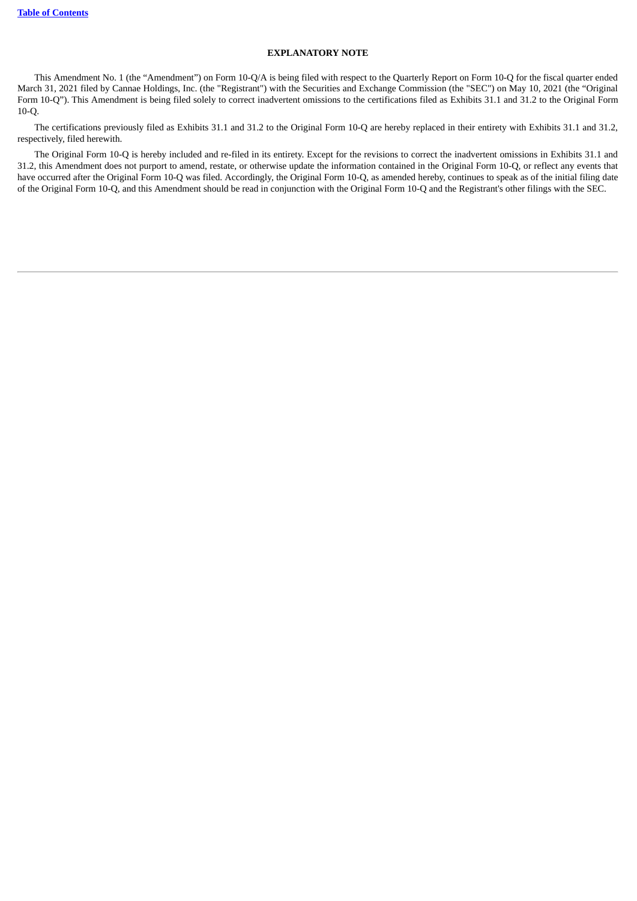## EXPLANATORY NOTE

This Amendment No. 1 (the "Amendment") on Form 10-Q/A is being filed with respect to the Quarterly Report on Form 10-Q for the fiscal quarter ended March 31, 2021 filed by Cannae Holdings, Inc. (the "Registrant") with the Securities and Exchange Commission (the "SEC") on May 10, 2021 (the "Original Form 10-Q"). This Amendment is being filed solely to correct inadvertent omissions to the certifications filed as Exhibits 31.1 and 31.2 to the Original Form 10-Q.

The certifications previously filed as Exhibits 31.1 and 31.2 to the Original Form 10-Q are hereby replaced in their entirety with Exhibits 31.1 and 31.2, respectively, filed herewith.

The Original Form 10-Q is hereby included and re-filed in its entirety. Except for the revisions to correct the inadvertent omissions in Exhibits 31.1 and 31.2, this Amendment does not purport to amend, restate, or otherwise update the information contained in the Original Form 10-Q, or reflect any events that have occurred after the Original Form 10-Q was filed. Accordingly, the Original Form 10-Q, as amended hereby, continues to speak as of the initial filing date of the Original Form 10-Q, and this Amendment should be read in conjunction with the Original Form 10-Q and the Registrant's other filings with the SEC.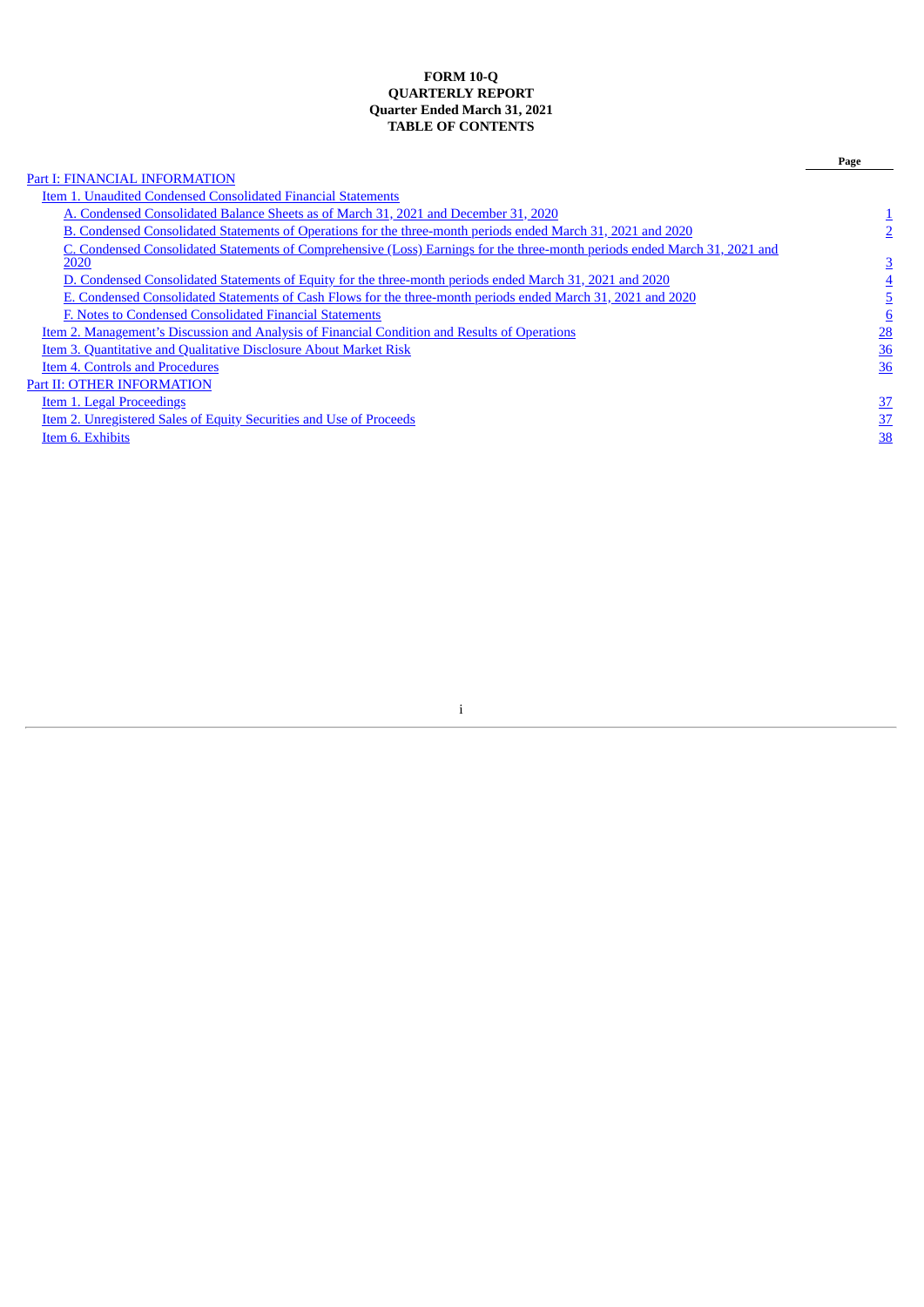**FORM 10-Q**
**QUARTERLY REPORT**
**Quarter Ended March 31, 2021**
**TABLE OF CONTENTS**

| | Page |
|---|---|
| Part I: FINANCIAL INFORMATION | |
| Item 1. Unaudited Condensed Consolidated Financial Statements | |
| A. Condensed Consolidated Balance Sheets as of March 31, 2021 and December 31, 2020 | 1 |
| B. Condensed Consolidated Statements of Operations for the three-month periods ended March 31, 2021 and 2020 | 2 |
| C. Condensed Consolidated Statements of Comprehensive (Loss) Earnings for the three-month periods ended March 31, 2021 and 2020 | 3 |
| D. Condensed Consolidated Statements of Equity for the three-month periods ended March 31, 2021 and 2020 | 4 |
| E. Condensed Consolidated Statements of Cash Flows for the three-month periods ended March 31, 2021 and 2020 | 5 |
| F. Notes to Condensed Consolidated Financial Statements | 6 |
| Item 2. Management's Discussion and Analysis of Financial Condition and Results of Operations | 28 |
| Item 3. Quantitative and Qualitative Disclosure About Market Risk | 36 |
| Item 4. Controls and Procedures | 36 |
| Part II: OTHER INFORMATION | |
| Item 1. Legal Proceedings | 37 |
| Item 2. Unregistered Sales of Equity Securities and Use of Proceeds | 37 |
| Item 6. Exhibits | 38 |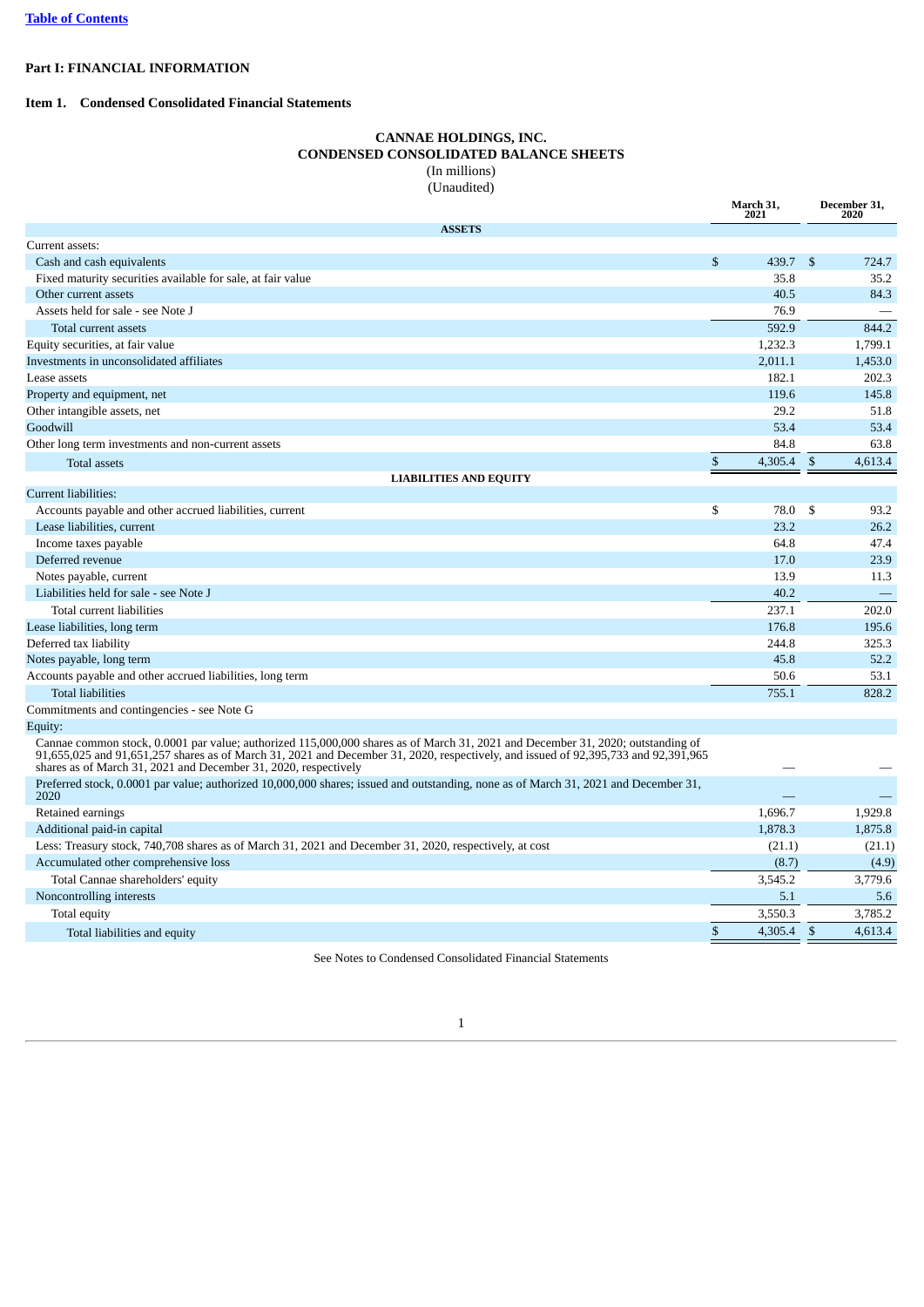[Table of Contents](#)

## Part I: FINANCIAL INFORMATION

### Item 1. Condensed Consolidated Financial Statements

**CANNAE HOLDINGS, INC.**
**CONDENSED CONSOLIDATED BALANCE SHEETS**
(In millions)
(Unaudited)

| | March 31, 2021 | December 31, 2020 |
|---|---|---|
| **ASSETS** | | |
| Current assets: | | |
| Cash and cash equivalents | $ 439.7 | $ 724.7 |
| Fixed maturity securities available for sale, at fair value | 35.8 | 35.2 |
| Other current assets | 40.5 | 84.3 |
| Assets held for sale - see Note J | 76.9 | — |
| Total current assets | 592.9 | 844.2 |
| Equity securities, at fair value | 1,232.3 | 1,799.1 |
| Investments in unconsolidated affiliates | 2,011.1 | 1,453.0 |
| Lease assets | 182.1 | 202.3 |
| Property and equipment, net | 119.6 | 145.8 |
| Other intangible assets, net | 29.2 | 51.8 |
| Goodwill | 53.4 | 53.4 |
| Other long term investments and non-current assets | 84.8 | 63.8 |
| Total assets | $ 4,305.4 | $ 4,613.4 |
| **LIABILITIES AND EQUITY** | | |
| Current liabilities: | | |
| Accounts payable and other accrued liabilities, current | $ 78.0 | $ 93.2 |
| Lease liabilities, current | 23.2 | 26.2 |
| Income taxes payable | 64.8 | 47.4 |
| Deferred revenue | 17.0 | 23.9 |
| Notes payable, current | 13.9 | 11.3 |
| Liabilities held for sale - see Note J | 40.2 | — |
| Total current liabilities | 237.1 | 202.0 |
| Lease liabilities, long term | 176.8 | 195.6 |
| Deferred tax liability | 244.8 | 325.3 |
| Notes payable, long term | 45.8 | 52.2 |
| Accounts payable and other accrued liabilities, long term | 50.6 | 53.1 |
| Total liabilities | 755.1 | 828.2 |
| Commitments and contingencies - see Note G | | |
| Equity: | | |
| Cannae common stock, 0.0001 par value; authorized 115,000,000 shares as of March 31, 2021 and December 31, 2020; outstanding of 91,655,025 and 91,651,257 shares as of March 31, 2021 and December 31, 2020, respectively, and issued of 92,395,733 and 92,391,965 shares as of March 31, 2021 and December 31, 2020, respectively | — | — |
| Preferred stock, 0.0001 par value; authorized 10,000,000 shares; issued and outstanding, none as of March 31, 2021 and December 31, 2020 | — | — |
| Retained earnings | 1,696.7 | 1,929.8 |
| Additional paid-in capital | 1,878.3 | 1,875.8 |
| Less: Treasury stock, 740,708 shares as of March 31, 2021 and December 31, 2020, respectively, at cost | (21.1) | (21.1) |
| Accumulated other comprehensive loss | (8.7) | (4.9) |
| Total Cannae shareholders' equity | 3,545.2 | 3,779.6 |
| Noncontrolling interests | 5.1 | 5.6 |
| Total equity | 3,550.3 | 3,785.2 |
| Total liabilities and equity | $ 4,305.4 | $ 4,613.4 |

See Notes to Condensed Consolidated Financial Statements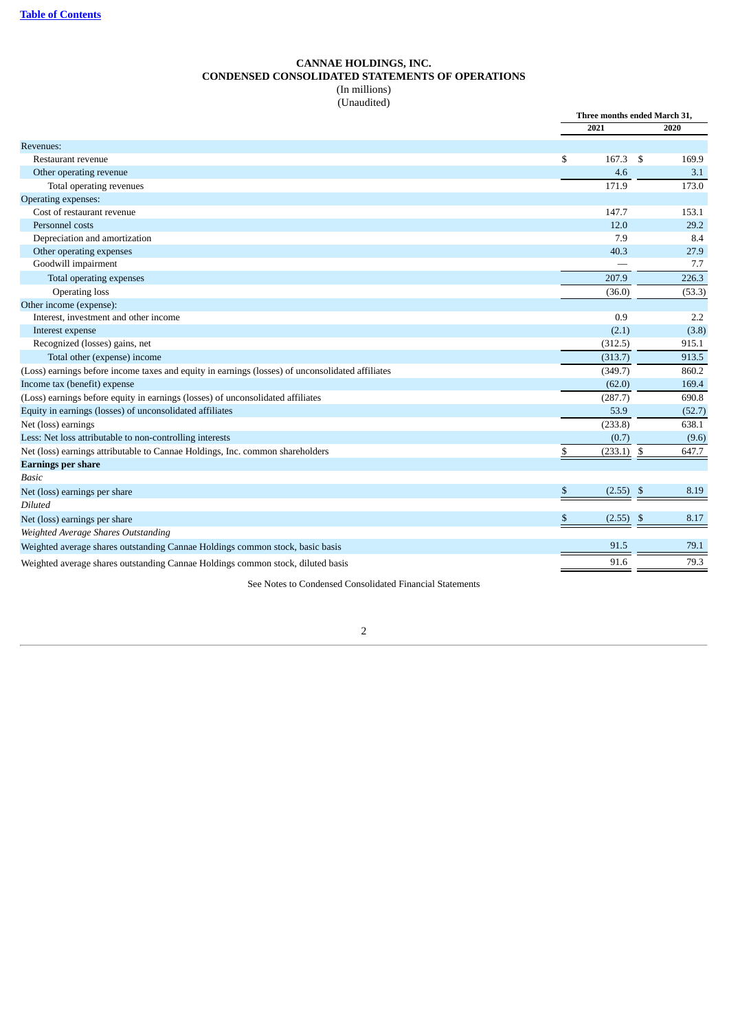**CANNAE HOLDINGS, INC.**
**CONDENSED CONSOLIDATED STATEMENTS OF OPERATIONS**
(In millions)
(Unaudited)

| | Three months ended March 31, | |
|---|---|---|
| | 2021 | 2020 |
| Revenues: | | |
| Restaurant revenue | $ 167.3 | $ 169.9 |
| Other operating revenue | 4.6 | 3.1 |
| Total operating revenues | 171.9 | 173.0 |
| Operating expenses: | | |
| Cost of restaurant revenue | 147.7 | 153.1 |
| Personnel costs | 12.0 | 29.2 |
| Depreciation and amortization | 7.9 | 8.4 |
| Other operating expenses | 40.3 | 27.9 |
| Goodwill impairment | — | 7.7 |
| Total operating expenses | 207.9 | 226.3 |
| Operating loss | (36.0) | (53.3) |
| Other income (expense): | | |
| Interest, investment and other income | 0.9 | 2.2 |
| Interest expense | (2.1) | (3.8) |
| Recognized (losses) gains, net | (312.5) | 915.1 |
| Total other (expense) income | (313.7) | 913.5 |
| (Loss) earnings before income taxes and equity in earnings (losses) of unconsolidated affiliates | (349.7) | 860.2 |
| Income tax (benefit) expense | (62.0) | 169.4 |
| (Loss) earnings before equity in earnings (losses) of unconsolidated affiliates | (287.7) | 690.8 |
| Equity in earnings (losses) of unconsolidated affiliates | 53.9 | (52.7) |
| Net (loss) earnings | (233.8) | 638.1 |
| Less: Net loss attributable to non-controlling interests | (0.7) | (9.6) |
| Net (loss) earnings attributable to Cannae Holdings, Inc. common shareholders | $ (233.1) | $ 647.7 |
| **Earnings per share** | | |
| *Basic* | | |
| Net (loss) earnings per share | $ (2.55) | $ 8.19 |
| *Diluted* | | |
| Net (loss) earnings per share | $ (2.55) | $ 8.17 |
| *Weighted Average Shares Outstanding* | | |
| Weighted average shares outstanding Cannae Holdings common stock, basic basis | 91.5 | 79.1 |
| Weighted average shares outstanding Cannae Holdings common stock, diluted basis | 91.6 | 79.3 |

See Notes to Condensed Consolidated Financial Statements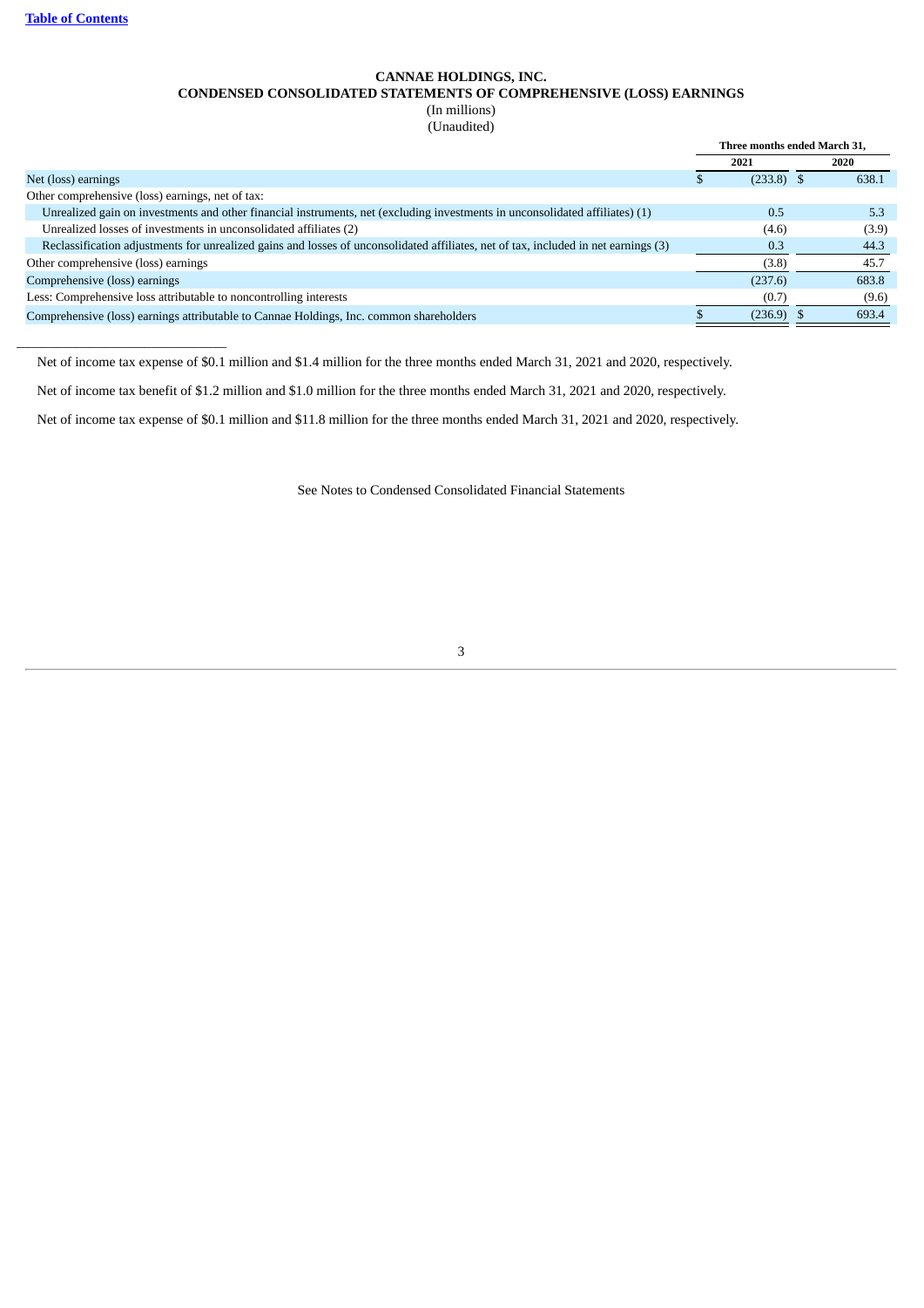Table of Contents

**CANNAE HOLDINGS, INC.**
**CONDENSED CONSOLIDATED STATEMENTS OF COMPREHENSIVE (LOSS) EARNINGS**
(In millions)
(Unaudited)

| | Three months ended March 31, | |
|---|---|---|
| | 2021 | 2020 |
| Net (loss) earnings | $ (233.8) | $ 638.1 |
| Other comprehensive (loss) earnings, net of tax: | | |
| Unrealized gain on investments and other financial instruments, net (excluding investments in unconsolidated affiliates) (1) | 0.5 | 5.3 |
| Unrealized losses of investments in unconsolidated affiliates (2) | (4.6) | (3.9) |
| Reclassification adjustments for unrealized gains and losses of unconsolidated affiliates, net of tax, included in net earnings (3) | 0.3 | 44.3 |
| Other comprehensive (loss) earnings | (3.8) | 45.7 |
| Comprehensive (loss) earnings | (237.6) | 683.8 |
| Less: Comprehensive loss attributable to noncontrolling interests | (0.7) | (9.6) |
| Comprehensive (loss) earnings attributable to Cannae Holdings, Inc. common shareholders | $ (236.9) | $ 693.4 |

Net of income tax expense of $0.1 million and $1.4 million for the three months ended March 31, 2021 and 2020, respectively.

Net of income tax benefit of $1.2 million and $1.0 million for the three months ended March 31, 2021 and 2020, respectively.

Net of income tax expense of $0.1 million and $11.8 million for the three months ended March 31, 2021 and 2020, respectively.

See Notes to Condensed Consolidated Financial Statements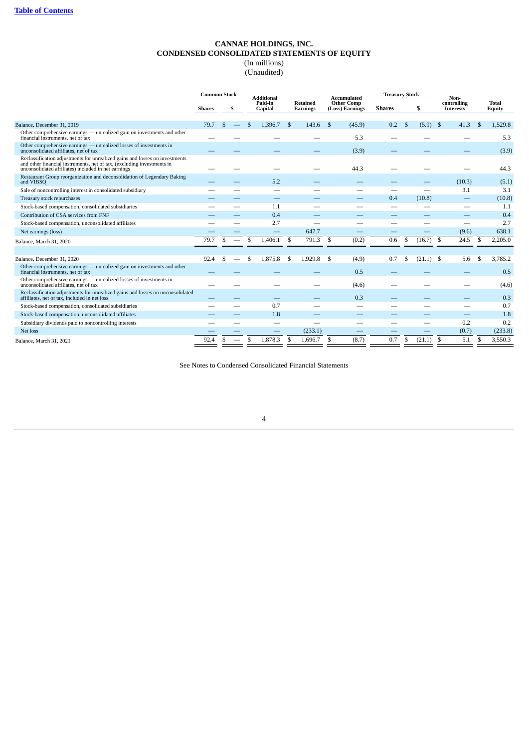# CANNAE HOLDINGS, INC.
## CONDENSED CONSOLIDATED STATEMENTS OF EQUITY
(In millions)
(Unaudited)

| | Common Stock | | Additional Paid-in Capital | Retained Earnings | Accumulated Other Comp (Loss) Earnings | Treasury Stock | | Non-controlling Interests | Total Equity |
|---|---|---|---|---|---|---|---|---|---|
| | Shares | $ | | | | Shares | $ | | |
| Balance, December 31, 2019 | 79.7 | $ — | $ 1,396.7 | $ 143.6 | $ (45.9) | 0.2 | $ (5.9) | $ 41.3 | $ 1,529.8 |
| Other comprehensive earnings — unrealized gain on investments and other financial instruments, net of tax | — | — | — | — | 5.3 | — | — | — | 5.3 |
| Other comprehensive earnings — unrealized losses of investments in unconsolidated affiliates, net of tax | — | — | — | — | (3.9) | — | — | — | (3.9) |
| Reclassification adjustments for unrealized gains and losses on investments and other financial instruments, net of tax, (excluding investments in unconsolidated affiliates) included in net earnings | — | — | — | — | 44.3 | — | — | — | 44.3 |
| Restaurant Group reorganization and deconsolidation of Legendary Baking and VIBSQ | — | — | 5.2 | — | — | — | — | (10.3) | (5.1) |
| Sale of noncontrolling interest in consolidated subsidiary | — | — | — | — | — | — | — | 3.1 | 3.1 |
| Treasury stock repurchases | — | — | — | — | — | 0.4 | (10.8) | — | (10.8) |
| Stock-based compensation, consolidated subsidiaries | — | — | 1.1 | — | — | — | — | — | 1.1 |
| Contribution of CSA services from FNF | — | — | 0.4 | — | — | — | — | — | 0.4 |
| Stock-based compensation, unconsolidated affiliates | — | — | 2.7 | — | — | — | — | — | 2.7 |
| Net earnings (loss) | — | — | — | 647.7 | — | — | — | (9.6) | 638.1 |
| Balance, March 31, 2020 | 79.7 | $ — | $ 1,406.1 | $ 791.3 | $ (0.2) | 0.6 | $ (16.7) | $ 24.5 | $ 2,205.0 |
| | | | | | | | | | |
| Balance, December 31, 2020 | 92.4 | $ — | $ 1,875.8 | $ 1,929.8 | $ (4.9) | 0.7 | $ (21.1) | $ 5.6 | $ 3,785.2 |
| Other comprehensive earnings — unrealized gain on investments and other financial instruments, net of tax | — | — | — | — | 0.5 | — | — | — | 0.5 |
| Other comprehensive earnings — unrealized losses of investments in unconsolidated affiliates, net of tax | — | — | — | — | (4.6) | — | — | — | (4.6) |
| Reclassification adjustments for unrealized gains and losses on unconsolidated affiliates, net of tax, included in net loss | — | — | — | — | 0.3 | — | — | — | 0.3 |
| Stock-based compensation, consolidated subsidiaries | — | — | 0.7 | — | — | — | — | — | 0.7 |
| Stock-based compensation, unconsolidated affiliates | — | — | 1.8 | — | — | — | — | — | 1.8 |
| Subsidiary dividends paid to noncontrolling interests | — | — | — | — | — | — | — | 0.2 | 0.2 |
| Net loss | — | — | — | (233.1) | — | — | — | (0.7) | (233.8) |
| Balance, March 31, 2021 | 92.4 | $ — | $ 1,878.3 | $ 1,696.7 | $ (8.7) | 0.7 | $ (21.1) | $ 5.1 | $ 3,550.3 |

See Notes to Condensed Consolidated Financial Statements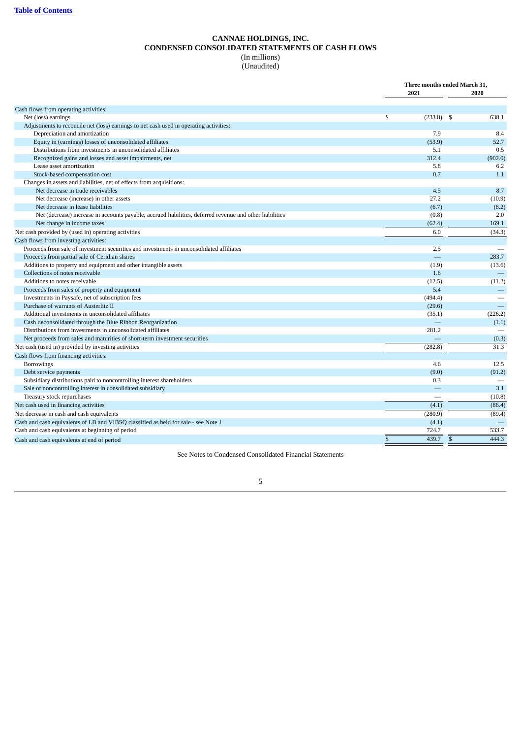[Table of Contents](#)

# CANNAE HOLDINGS, INC.
## CONDENSED CONSOLIDATED STATEMENTS OF CASH FLOWS
(In millions)
(Unaudited)

| | Three months ended March 31, | |
|---|---|---|
| | 2021 | 2020 |
| Cash flows from operating activities: | | |
| Net (loss) earnings | $ (233.8) | $ 638.1 |
| Adjustments to reconcile net (loss) earnings to net cash used in operating activities: | | |
| Depreciation and amortization | 7.9 | 8.4 |
| Equity in (earnings) losses of unconsolidated affiliates | (53.9) | 52.7 |
| Distributions from investments in unconsolidated affiliates | 5.1 | 0.5 |
| Recognized gains and losses and asset impairments, net | 312.4 | (902.0) |
| Lease asset amortization | 5.8 | 6.2 |
| Stock-based compensation cost | 0.7 | 1.1 |
| Changes in assets and liabilities, net of effects from acquisitions: | | |
| Net decrease in trade receivables | 4.5 | 8.7 |
| Net decrease (increase) in other assets | 27.2 | (10.9) |
| Net decrease in lease liabilities | (6.7) | (8.2) |
| Net (decrease) increase in accounts payable, accrued liabilities, deferred revenue and other liabilities | (0.8) | 2.0 |
| Net change in income taxes | (62.4) | 169.1 |
| Net cash provided by (used in) operating activities | 6.0 | (34.3) |
| Cash flows from investing activities: | | |
| Proceeds from sale of investment securities and investments in unconsolidated affiliates | 2.5 | — |
| Proceeds from partial sale of Ceridian shares | — | 283.7 |
| Additions to property and equipment and other intangible assets | (1.9) | (13.6) |
| Collections of notes receivable | 1.6 | — |
| Additions to notes receivable | (12.5) | (11.2) |
| Proceeds from sales of property and equipment | 5.4 | — |
| Investments in Paysafe, net of subscription fees | (494.4) | — |
| Purchase of warrants of Austerlitz II | (29.6) | — |
| Additional investments in unconsolidated affiliates | (35.1) | (226.2) |
| Cash deconsolidated through the Blue Ribbon Reorganization | — | (1.1) |
| Distributions from investments in unconsolidated affiliates | 281.2 | — |
| Net proceeds from sales and maturities of short-term investment securities | — | (0.3) |
| Net cash (used in) provided by investing activities | (282.8) | 31.3 |
| Cash flows from financing activities: | | |
| Borrowings | 4.6 | 12.5 |
| Debt service payments | (9.0) | (91.2) |
| Subsidiary distributions paid to noncontrolling interest shareholders | 0.3 | — |
| Sale of noncontrolling interest in consolidated subsidiary | — | 3.1 |
| Treasury stock repurchases | — | (10.8) |
| Net cash used in financing activities | (4.1) | (86.4) |
| Net decrease in cash and cash equivalents | (280.9) | (89.4) |
| Cash and cash equivalents of LB and VIBSQ classified as held for sale - see Note J | (4.1) | — |
| Cash and cash equivalents at beginning of period | 724.7 | 533.7 |
| Cash and cash equivalents at end of period | $ 439.7 | $ 444.3 |

See Notes to Condensed Consolidated Financial Statements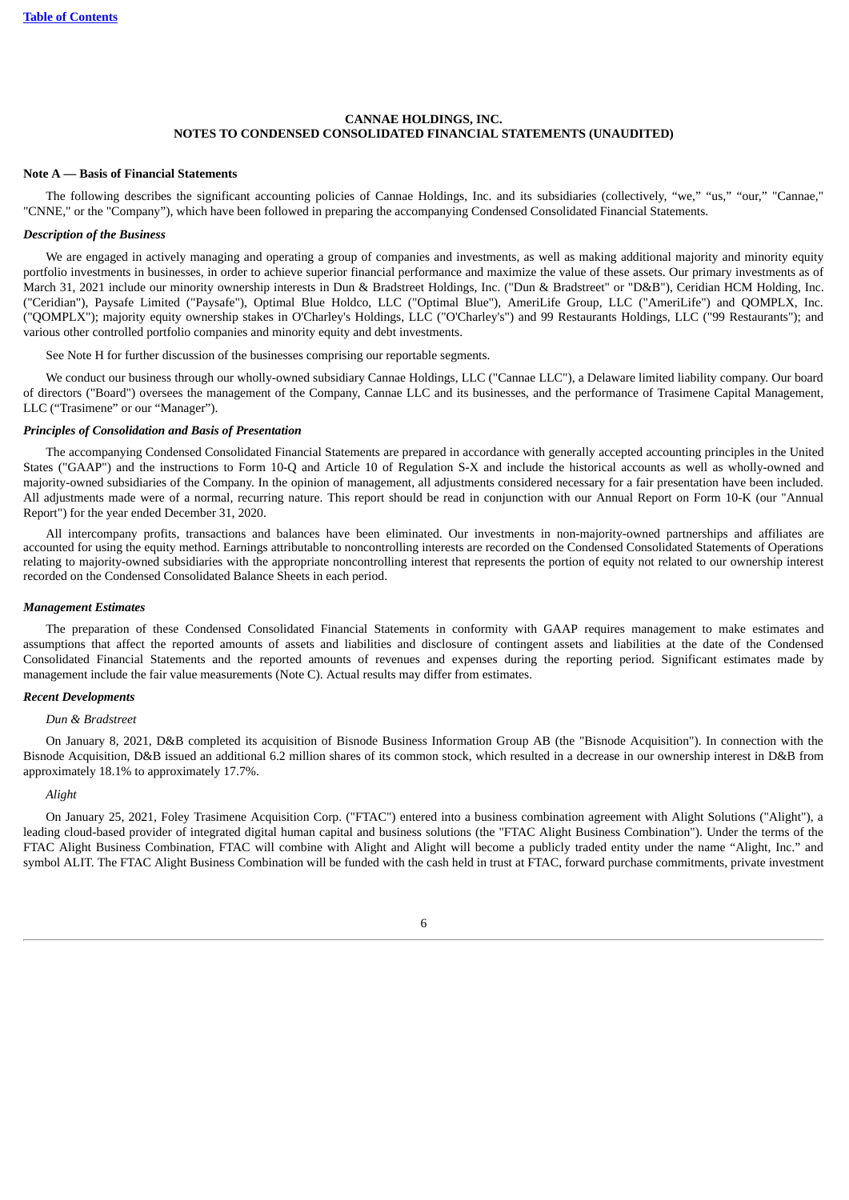**CANNAE HOLDINGS, INC.**
**NOTES TO CONDENSED CONSOLIDATED FINANCIAL STATEMENTS (UNAUDITED)**

**Note A — Basis of Financial Statements**

The following describes the significant accounting policies of Cannae Holdings, Inc. and its subsidiaries (collectively, "we," "us," "our," "Cannae," "CNNE," or the "Company"), which have been followed in preparing the accompanying Condensed Consolidated Financial Statements.

***Description of the Business***

We are engaged in actively managing and operating a group of companies and investments, as well as making additional majority and minority equity portfolio investments in businesses, in order to achieve superior financial performance and maximize the value of these assets. Our primary investments as of March 31, 2021 include our minority ownership interests in Dun & Bradstreet Holdings, Inc. ("Dun & Bradstreet" or "D&B"), Ceridian HCM Holding, Inc. ("Ceridian"), Paysafe Limited ("Paysafe"), Optimal Blue Holdco, LLC ("Optimal Blue"), AmeriLife Group, LLC ("AmeriLife") and QOMPLX, Inc. ("QOMPLX"); majority equity ownership stakes in O'Charley's Holdings, LLC ("O'Charley's") and 99 Restaurants Holdings, LLC ("99 Restaurants"); and various other controlled portfolio companies and minority equity and debt investments.

See Note H for further discussion of the businesses comprising our reportable segments.

We conduct our business through our wholly-owned subsidiary Cannae Holdings, LLC ("Cannae LLC"), a Delaware limited liability company. Our board of directors ("Board") oversees the management of the Company, Cannae LLC and its businesses, and the performance of Trasimene Capital Management, LLC ("Trasimene" or our "Manager").

***Principles of Consolidation and Basis of Presentation***

The accompanying Condensed Consolidated Financial Statements are prepared in accordance with generally accepted accounting principles in the United States ("GAAP") and the instructions to Form 10-Q and Article 10 of Regulation S-X and include the historical accounts as well as wholly-owned and majority-owned subsidiaries of the Company. In the opinion of management, all adjustments considered necessary for a fair presentation have been included. All adjustments made were of a normal, recurring nature. This report should be read in conjunction with our Annual Report on Form 10-K (our "Annual Report") for the year ended December 31, 2020.

All intercompany profits, transactions and balances have been eliminated. Our investments in non-majority-owned partnerships and affiliates are accounted for using the equity method. Earnings attributable to noncontrolling interests are recorded on the Condensed Consolidated Statements of Operations relating to majority-owned subsidiaries with the appropriate noncontrolling interest that represents the portion of equity not related to our ownership interest recorded on the Condensed Consolidated Balance Sheets in each period.

***Management Estimates***

The preparation of these Condensed Consolidated Financial Statements in conformity with GAAP requires management to make estimates and assumptions that affect the reported amounts of assets and liabilities and disclosure of contingent assets and liabilities at the date of the Condensed Consolidated Financial Statements and the reported amounts of revenues and expenses during the reporting period. Significant estimates made by management include the fair value measurements (Note C). Actual results may differ from estimates.

***Recent Developments***

*Dun & Bradstreet*

On January 8, 2021, D&B completed its acquisition of Bisnode Business Information Group AB (the "Bisnode Acquisition"). In connection with the Bisnode Acquisition, D&B issued an additional 6.2 million shares of its common stock, which resulted in a decrease in our ownership interest in D&B from approximately 18.1% to approximately 17.7%.

*Alight*

On January 25, 2021, Foley Trasimene Acquisition Corp. ("FTAC") entered into a business combination agreement with Alight Solutions ("Alight"), a leading cloud-based provider of integrated digital human capital and business solutions (the "FTAC Alight Business Combination"). Under the terms of the FTAC Alight Business Combination, FTAC will combine with Alight and Alight will become a publicly traded entity under the name "Alight, Inc." and symbol ALIT. The FTAC Alight Business Combination will be funded with the cash held in trust at FTAC, forward purchase commitments, private investment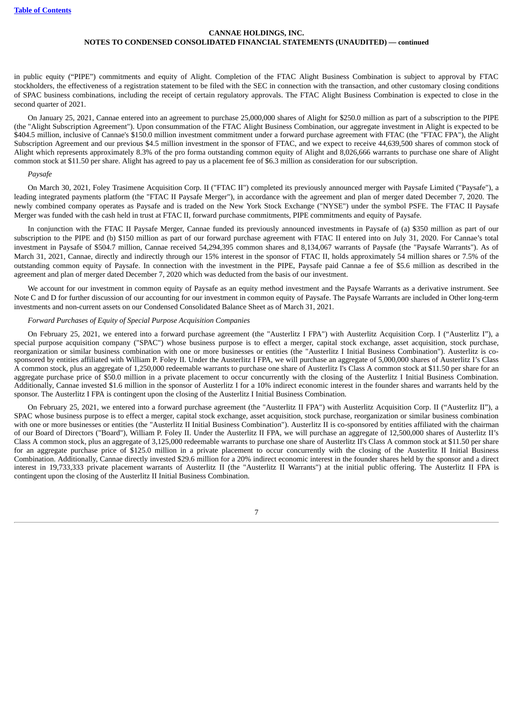in public equity ("PIPE") commitments and equity of Alight. Completion of the FTAC Alight Business Combination is subject to approval by FTAC stockholders, the effectiveness of a registration statement to be filed with the SEC in connection with the transaction, and other customary closing conditions of SPAC business combinations, including the receipt of certain regulatory approvals. The FTAC Alight Business Combination is expected to close in the second quarter of 2021.

On January 25, 2021, Cannae entered into an agreement to purchase 25,000,000 shares of Alight for $250.0 million as part of a subscription to the PIPE (the "Alight Subscription Agreement"). Upon consummation of the FTAC Alight Business Combination, our aggregate investment in Alight is expected to be $404.5 million, inclusive of Cannae's $150.0 million investment commitment under a forward purchase agreement with FTAC (the "FTAC FPA"), the Alight Subscription Agreement and our previous $4.5 million investment in the sponsor of FTAC, and we expect to receive 44,639,500 shares of common stock of Alight which represents approximately 8.3% of the pro forma outstanding common equity of Alight and 8,026,666 warrants to purchase one share of Alight common stock at $11.50 per share. Alight has agreed to pay us a placement fee of $6.3 million as consideration for our subscription.

*Paysafe*

On March 30, 2021, Foley Trasimene Acquisition Corp. II ("FTAC II") completed its previously announced merger with Paysafe Limited ("Paysafe"), a leading integrated payments platform (the "FTAC II Paysafe Merger"), in accordance with the agreement and plan of merger dated December 7, 2020. The newly combined company operates as Paysafe and is traded on the New York Stock Exchange ("NYSE") under the symbol PSFE. The FTAC II Paysafe Merger was funded with the cash held in trust at FTAC II, forward purchase commitments, PIPE commitments and equity of Paysafe.

In conjunction with the FTAC II Paysafe Merger, Cannae funded its previously announced investments in Paysafe of (a) $350 million as part of our subscription to the PIPE and (b) $150 million as part of our forward purchase agreement with FTAC II entered into on July 31, 2020. For Cannae's total investment in Paysafe of $504.7 million, Cannae received 54,294,395 common shares and 8,134,067 warrants of Paysafe (the "Paysafe Warrants"). As of March 31, 2021, Cannae, directly and indirectly through our 15% interest in the sponsor of FTAC II, holds approximately 54 million shares or 7.5% of the outstanding common equity of Paysafe. In connection with the investment in the PIPE, Paysafe paid Cannae a fee of $5.6 million as described in the agreement and plan of merger dated December 7, 2020 which was deducted from the basis of our investment.

We account for our investment in common equity of Paysafe as an equity method investment and the Paysafe Warrants as a derivative instrument. See Note C and D for further discussion of our accounting for our investment in common equity of Paysafe. The Paysafe Warrants are included in Other long-term investments and non-current assets on our Condensed Consolidated Balance Sheet as of March 31, 2021.

*Forward Purchases of Equity of Special Purpose Acquisition Companies*

On February 25, 2021, we entered into a forward purchase agreement (the "Austerlitz I FPA") with Austerlitz Acquisition Corp. I ("Austerlitz I"), a special purpose acquisition company ("SPAC") whose business purpose is to effect a merger, capital stock exchange, asset acquisition, stock purchase, reorganization or similar business combination with one or more businesses or entities (the "Austerlitz I Initial Business Combination"). Austerlitz is co-sponsored by entities affiliated with William P. Foley II. Under the Austerlitz I FPA, we will purchase an aggregate of 5,000,000 shares of Austerlitz I's Class A common stock, plus an aggregate of 1,250,000 redeemable warrants to purchase one share of Austerlitz I's Class A common stock at $11.50 per share for an aggregate purchase price of $50.0 million in a private placement to occur concurrently with the closing of the Austerlitz I Initial Business Combination. Additionally, Cannae invested $1.6 million in the sponsor of Austerlitz I for a 10% indirect economic interest in the founder shares and warrants held by the sponsor. The Austerlitz I FPA is contingent upon the closing of the Austerlitz I Initial Business Combination.

On February 25, 2021, we entered into a forward purchase agreement (the "Austerlitz II FPA") with Austerlitz Acquisition Corp. II ("Austerlitz II"), a SPAC whose business purpose is to effect a merger, capital stock exchange, asset acquisition, stock purchase, reorganization or similar business combination with one or more businesses or entities (the "Austerlitz II Initial Business Combination"). Austerlitz II is co-sponsored by entities affiliated with the chairman of our Board of Directors ("Board"), William P. Foley II. Under the Austerlitz II FPA, we will purchase an aggregate of 12,500,000 shares of Austerlitz II's Class A common stock, plus an aggregate of 3,125,000 redeemable warrants to purchase one share of Austerlitz II's Class A common stock at $11.50 per share for an aggregate purchase price of $125.0 million in a private placement to occur concurrently with the closing of the Austerlitz II Initial Business Combination. Additionally, Cannae directly invested $29.6 million for a 20% indirect economic interest in the founder shares held by the sponsor and a direct interest in 19,733,333 private placement warrants of Austerlitz II (the "Austerlitz II Warrants") at the initial public offering. The Austerlitz II FPA is contingent upon the closing of the Austerlitz II Initial Business Combination.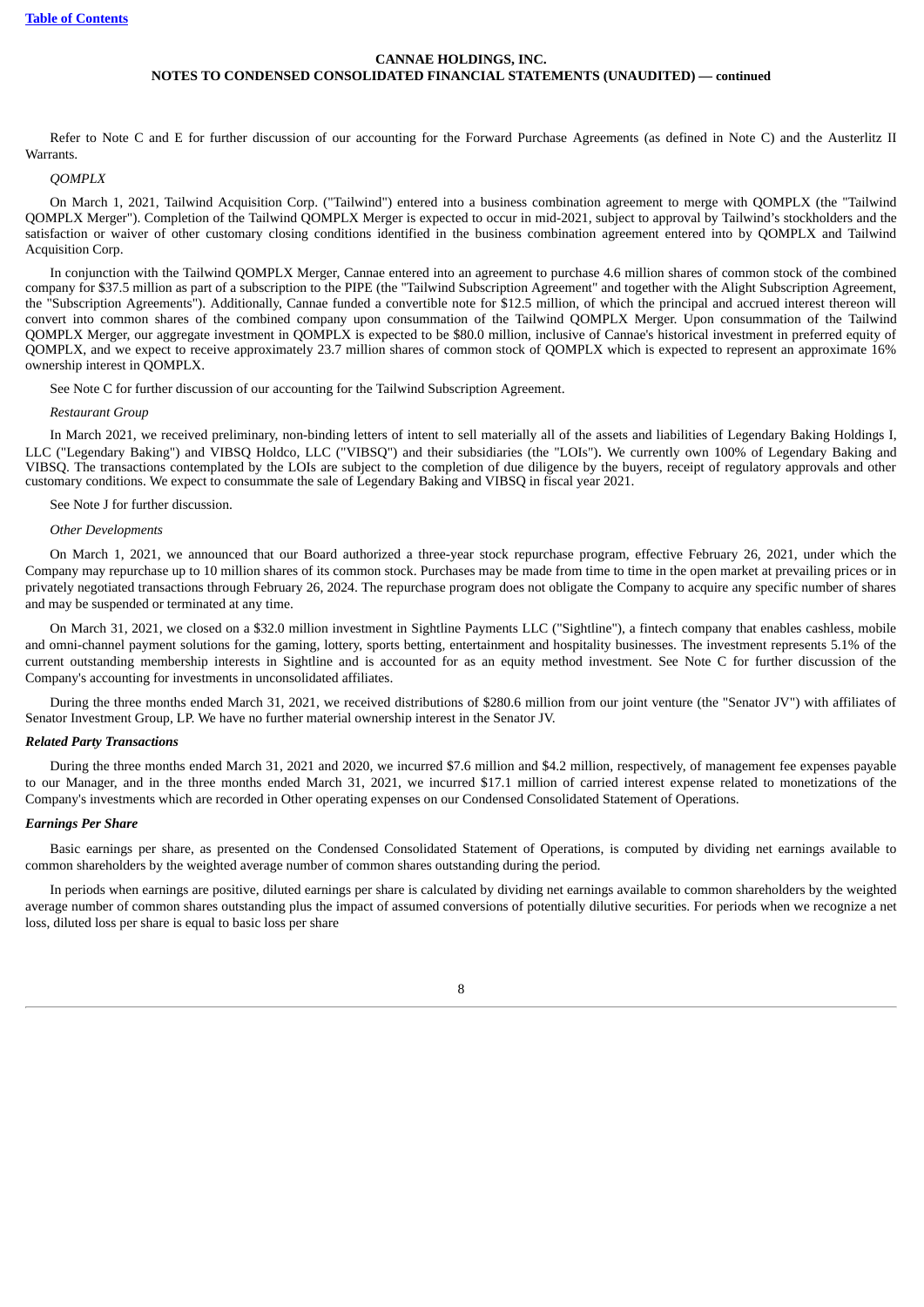Refer to Note C and E for further discussion of our accounting for the Forward Purchase Agreements (as defined in Note C) and the Austerlitz II Warrants.

*QOMPLX*

On March 1, 2021, Tailwind Acquisition Corp. ("Tailwind") entered into a business combination agreement to merge with QOMPLX (the "Tailwind QOMPLX Merger"). Completion of the Tailwind QOMPLX Merger is expected to occur in mid-2021, subject to approval by Tailwind's stockholders and the satisfaction or waiver of other customary closing conditions identified in the business combination agreement entered into by QOMPLX and Tailwind Acquisition Corp.

In conjunction with the Tailwind QOMPLX Merger, Cannae entered into an agreement to purchase 4.6 million shares of common stock of the combined company for $37.5 million as part of a subscription to the PIPE (the "Tailwind Subscription Agreement" and together with the Alight Subscription Agreement, the "Subscription Agreements"). Additionally, Cannae funded a convertible note for $12.5 million, of which the principal and accrued interest thereon will convert into common shares of the combined company upon consummation of the Tailwind QOMPLX Merger. Upon consummation of the Tailwind QOMPLX Merger, our aggregate investment in QOMPLX is expected to be $80.0 million, inclusive of Cannae's historical investment in preferred equity of QOMPLX, and we expect to receive approximately 23.7 million shares of common stock of QOMPLX which is expected to represent an approximate 16% ownership interest in QOMPLX.

See Note C for further discussion of our accounting for the Tailwind Subscription Agreement.

*Restaurant Group*

In March 2021, we received preliminary, non-binding letters of intent to sell materially all of the assets and liabilities of Legendary Baking Holdings I, LLC ("Legendary Baking") and VIBSQ Holdco, LLC ("VIBSQ") and their subsidiaries (the "LOIs"). We currently own 100% of Legendary Baking and VIBSQ. The transactions contemplated by the LOIs are subject to the completion of due diligence by the buyers, receipt of regulatory approvals and other customary conditions. We expect to consummate the sale of Legendary Baking and VIBSQ in fiscal year 2021.

See Note J for further discussion.

*Other Developments*

On March 1, 2021, we announced that our Board authorized a three-year stock repurchase program, effective February 26, 2021, under which the Company may repurchase up to 10 million shares of its common stock. Purchases may be made from time to time in the open market at prevailing prices or in privately negotiated transactions through February 26, 2024. The repurchase program does not obligate the Company to acquire any specific number of shares and may be suspended or terminated at any time.

On March 31, 2021, we closed on a $32.0 million investment in Sightline Payments LLC ("Sightline"), a fintech company that enables cashless, mobile and omni-channel payment solutions for the gaming, lottery, sports betting, entertainment and hospitality businesses. The investment represents 5.1% of the current outstanding membership interests in Sightline and is accounted for as an equity method investment. See Note C for further discussion of the Company's accounting for investments in unconsolidated affiliates.

During the three months ended March 31, 2021, we received distributions of $280.6 million from our joint venture (the "Senator JV") with affiliates of Senator Investment Group, LP. We have no further material ownership interest in the Senator JV.

***Related Party Transactions***

During the three months ended March 31, 2021 and 2020, we incurred $7.6 million and $4.2 million, respectively, of management fee expenses payable to our Manager, and in the three months ended March 31, 2021, we incurred $17.1 million of carried interest expense related to monetizations of the Company's investments which are recorded in Other operating expenses on our Condensed Consolidated Statement of Operations.

***Earnings Per Share***

Basic earnings per share, as presented on the Condensed Consolidated Statement of Operations, is computed by dividing net earnings available to common shareholders by the weighted average number of common shares outstanding during the period.

In periods when earnings are positive, diluted earnings per share is calculated by dividing net earnings available to common shareholders by the weighted average number of common shares outstanding plus the impact of assumed conversions of potentially dilutive securities. For periods when we recognize a net loss, diluted loss per share is equal to basic loss per share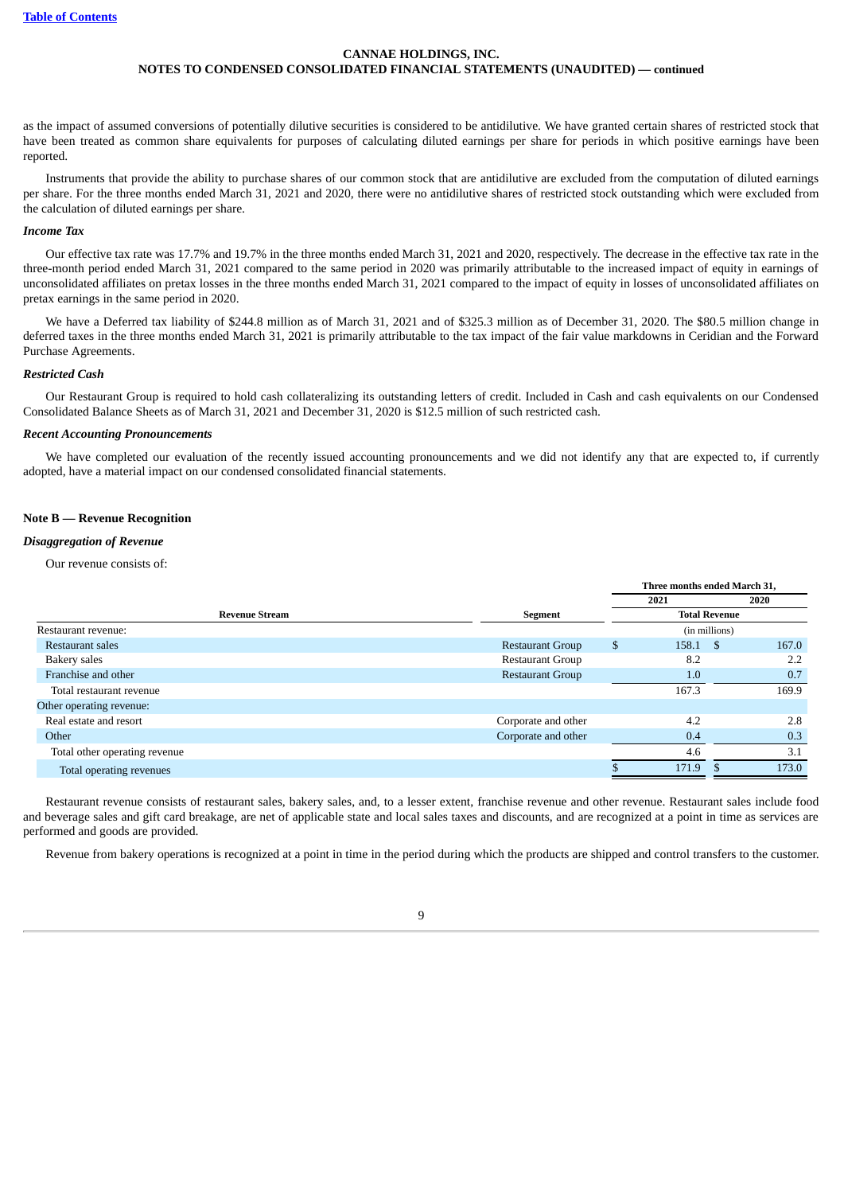as the impact of assumed conversions of potentially dilutive securities is considered to be antidilutive. We have granted certain shares of restricted stock that have been treated as common share equivalents for purposes of calculating diluted earnings per share for periods in which positive earnings have been reported.

Instruments that provide the ability to purchase shares of our common stock that are antidilutive are excluded from the computation of diluted earnings per share. For the three months ended March 31, 2021 and 2020, there were no antidilutive shares of restricted stock outstanding which were excluded from the calculation of diluted earnings per share.

***Income Tax***

Our effective tax rate was 17.7% and 19.7% in the three months ended March 31, 2021 and 2020, respectively. The decrease in the effective tax rate in the three-month period ended March 31, 2021 compared to the same period in 2020 was primarily attributable to the increased impact of equity in earnings of unconsolidated affiliates on pretax losses in the three months ended March 31, 2021 compared to the impact of equity in losses of unconsolidated affiliates on pretax earnings in the same period in 2020.

We have a Deferred tax liability of $244.8 million as of March 31, 2021 and of $325.3 million as of December 31, 2020. The $80.5 million change in deferred taxes in the three months ended March 31, 2021 is primarily attributable to the tax impact of the fair value markdowns in Ceridian and the Forward Purchase Agreements.

***Restricted Cash***

Our Restaurant Group is required to hold cash collateralizing its outstanding letters of credit. Included in Cash and cash equivalents on our Condensed Consolidated Balance Sheets as of March 31, 2021 and December 31, 2020 is $12.5 million of such restricted cash.

***Recent Accounting Pronouncements***

We have completed our evaluation of the recently issued accounting pronouncements and we did not identify any that are expected to, if currently adopted, have a material impact on our condensed consolidated financial statements.

**Note B — Revenue Recognition**

***Disaggregation of Revenue***

Our revenue consists of:

| | | Three months ended March 31, | |
|---|---|---|---|
| | | 2021 | 2020 |
| **Revenue Stream** | **Segment** | **Total Revenue** | |
| Restaurant revenue: | | (in millions) | |
| Restaurant sales | Restaurant Group | $ 158.1 | $ 167.0 |
| Bakery sales | Restaurant Group | 8.2 | 2.2 |
| Franchise and other | Restaurant Group | 1.0 | 0.7 |
| Total restaurant revenue | | 167.3 | 169.9 |
| Other operating revenue: | | | |
| Real estate and resort | Corporate and other | 4.2 | 2.8 |
| Other | Corporate and other | 0.4 | 0.3 |
| Total other operating revenue | | 4.6 | 3.1 |
| Total operating revenues | | $ 171.9 | $ 173.0 |

Restaurant revenue consists of restaurant sales, bakery sales, and, to a lesser extent, franchise revenue and other revenue. Restaurant sales include food and beverage sales and gift card breakage, are net of applicable state and local sales taxes and discounts, and are recognized at a point in time as services are performed and goods are provided.

Revenue from bakery operations is recognized at a point in time in the period during which the products are shipped and control transfers to the customer.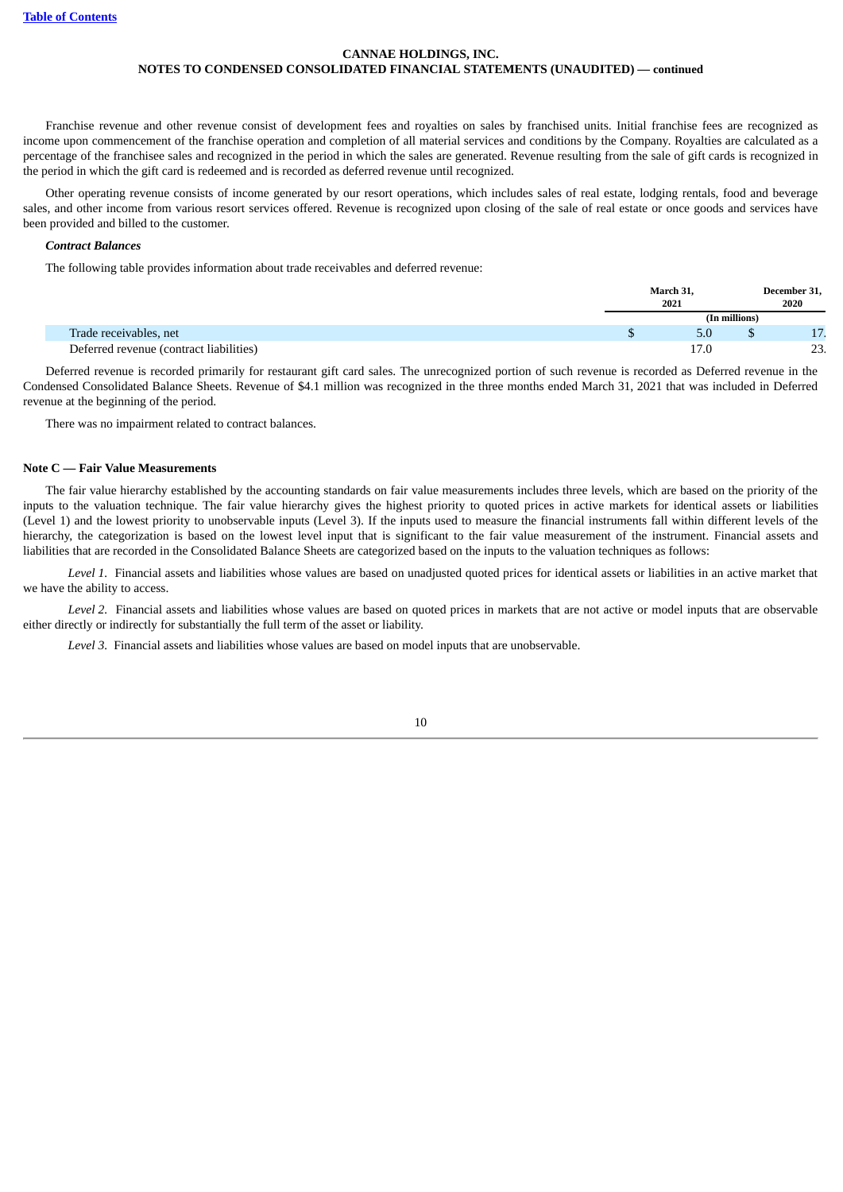Franchise revenue and other revenue consist of development fees and royalties on sales by franchised units. Initial franchise fees are recognized as income upon commencement of the franchise operation and completion of all material services and conditions by the Company. Royalties are calculated as a percentage of the franchisee sales and recognized in the period in which the sales are generated. Revenue resulting from the sale of gift cards is recognized in the period in which the gift card is redeemed and is recorded as deferred revenue until recognized.

Other operating revenue consists of income generated by our resort operations, which includes sales of real estate, lodging rentals, food and beverage sales, and other income from various resort services offered. Revenue is recognized upon closing of the sale of real estate or once goods and services have been provided and billed to the customer.

***Contract Balances***

The following table provides information about trade receivables and deferred revenue:

| | March 31, 2021 | December 31, 2020 |
|---|---|---|
| | (In millions) | |
| Trade receivables, net | $ 5.0 | $ 17. |
| Deferred revenue (contract liabilities) | 17.0 | 23. |

Deferred revenue is recorded primarily for restaurant gift card sales. The unrecognized portion of such revenue is recorded as Deferred revenue in the Condensed Consolidated Balance Sheets. Revenue of $4.1 million was recognized in the three months ended March 31, 2021 that was included in Deferred revenue at the beginning of the period.

There was no impairment related to contract balances.

**Note C — Fair Value Measurements**

The fair value hierarchy established by the accounting standards on fair value measurements includes three levels, which are based on the priority of the inputs to the valuation technique. The fair value hierarchy gives the highest priority to quoted prices in active markets for identical assets or liabilities (Level 1) and the lowest priority to unobservable inputs (Level 3). If the inputs used to measure the financial instruments fall within different levels of the hierarchy, the categorization is based on the lowest level input that is significant to the fair value measurement of the instrument. Financial assets and liabilities that are recorded in the Consolidated Balance Sheets are categorized based on the inputs to the valuation techniques as follows:

*Level 1.* Financial assets and liabilities whose values are based on unadjusted quoted prices for identical assets or liabilities in an active market that we have the ability to access.

*Level 2.* Financial assets and liabilities whose values are based on quoted prices in markets that are not active or model inputs that are observable either directly or indirectly for substantially the full term of the asset or liability.

*Level 3.* Financial assets and liabilities whose values are based on model inputs that are unobservable.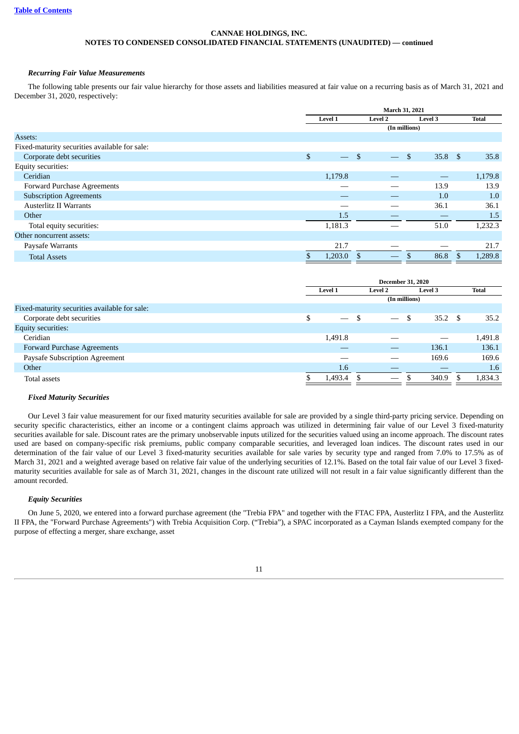**CANNAE HOLDINGS, INC.**
**NOTES TO CONDENSED CONSOLIDATED FINANCIAL STATEMENTS (UNAUDITED) — continued**

***Recurring Fair Value Measurements***

The following table presents our fair value hierarchy for those assets and liabilities measured at fair value on a recurring basis as of March 31, 2021 and December 31, 2020, respectively:

| | March 31, 2021 | | | |
|---|---|---|---|---|
| | Level 1 | Level 2 | Level 3 | Total |
| | (In millions) | | | |
| Assets: | | | | |
| Fixed-maturity securities available for sale: | | | | |
| Corporate debt securities | $ — | $ — | $ 35.8 | $ 35.8 |
| Equity securities: | | | | |
| Ceridian | 1,179.8 | — | — | 1,179.8 |
| Forward Purchase Agreements | — | — | 13.9 | 13.9 |
| Subscription Agreements | — | — | 1.0 | 1.0 |
| Austerlitz II Warrants | — | — | 36.1 | 36.1 |
| Other | 1.5 | — | — | 1.5 |
| Total equity securities: | 1,181.3 | — | 51.0 | 1,232.3 |
| Other noncurrent assets: | | | | |
| Paysafe Warrants | 21.7 | — | — | 21.7 |
| Total Assets | $ 1,203.0 | $ — | $ 86.8 | $ 1,289.8 |

| | December 31, 2020 | | | |
|---|---|---|---|---|
| | Level 1 | Level 2 | Level 3 | Total |
| | (In millions) | | | |
| Fixed-maturity securities available for sale: | | | | |
| Corporate debt securities | $ — | $ — | $ 35.2 | $ 35.2 |
| Equity securities: | | | | |
| Ceridian | 1,491.8 | — | — | 1,491.8 |
| Forward Purchase Agreements | — | — | 136.1 | 136.1 |
| Paysafe Subscription Agreement | — | — | 169.6 | 169.6 |
| Other | 1.6 | — | — | 1.6 |
| Total assets | $ 1,493.4 | $ — | $ 340.9 | $ 1,834.3 |

***Fixed Maturity Securities***

Our Level 3 fair value measurement for our fixed maturity securities available for sale are provided by a single third-party pricing service. Depending on security specific characteristics, either an income or a contingent claims approach was utilized in determining fair value of our Level 3 fixed-maturity securities available for sale. Discount rates are the primary unobservable inputs utilized for the securities valued using an income approach. The discount rates used are based on company-specific risk premiums, public company comparable securities, and leveraged loan indices. The discount rates used in our determination of the fair value of our Level 3 fixed-maturity securities available for sale varies by security type and ranged from 7.0% to 17.5% as of March 31, 2021 and a weighted average based on relative fair value of the underlying securities of 12.1%. Based on the total fair value of our Level 3 fixed-maturity securities available for sale as of March 31, 2021, changes in the discount rate utilized will not result in a fair value significantly different than the amount recorded.

***Equity Securities***

On June 5, 2020, we entered into a forward purchase agreement (the "Trebia FPA" and together with the FTAC FPA, Austerlitz I FPA, and the Austerlitz II FPA, the "Forward Purchase Agreements") with Trebia Acquisition Corp. ("Trebia"), a SPAC incorporated as a Cayman Islands exempted company for the purpose of effecting a merger, share exchange, asset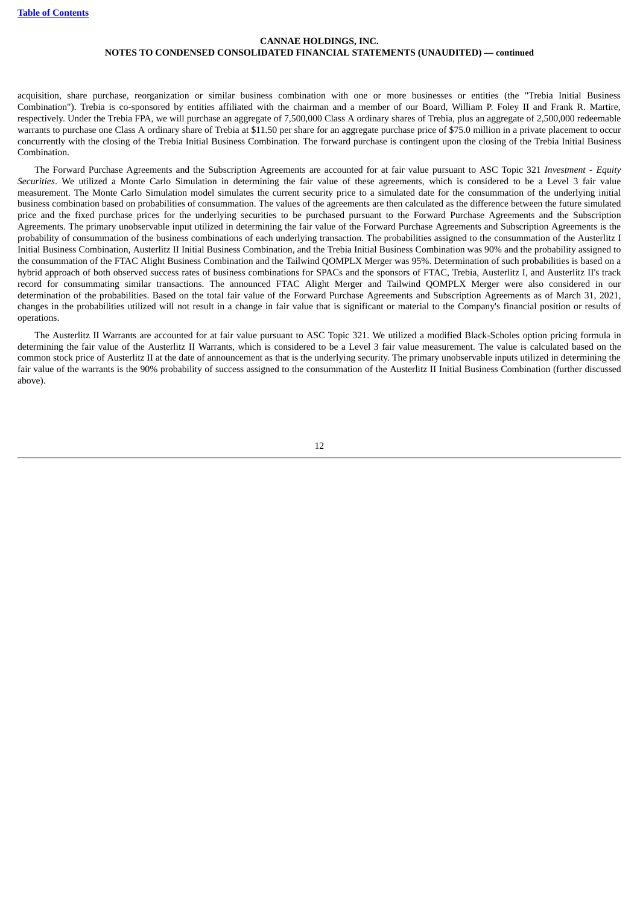acquisition, share purchase, reorganization or similar business combination with one or more businesses or entities (the "Trebia Initial Business Combination"). Trebia is co-sponsored by entities affiliated with the chairman and a member of our Board, William P. Foley II and Frank R. Martire, respectively. Under the Trebia FPA, we will purchase an aggregate of 7,500,000 Class A ordinary shares of Trebia, plus an aggregate of 2,500,000 redeemable warrants to purchase one Class A ordinary share of Trebia at $11.50 per share for an aggregate purchase price of $75.0 million in a private placement to occur concurrently with the closing of the Trebia Initial Business Combination. The forward purchase is contingent upon the closing of the Trebia Initial Business Combination.

The Forward Purchase Agreements and the Subscription Agreements are accounted for at fair value pursuant to ASC Topic 321 *Investment - Equity Securities*. We utilized a Monte Carlo Simulation in determining the fair value of these agreements, which is considered to be a Level 3 fair value measurement. The Monte Carlo Simulation model simulates the current security price to a simulated date for the consummation of the underlying initial business combination based on probabilities of consummation. The values of the agreements are then calculated as the difference between the future simulated price and the fixed purchase prices for the underlying securities to be purchased pursuant to the Forward Purchase Agreements and the Subscription Agreements. The primary unobservable input utilized in determining the fair value of the Forward Purchase Agreements and Subscription Agreements is the probability of consummation of the business combinations of each underlying transaction. The probabilities assigned to the consummation of the Austerlitz I Initial Business Combination, Austerlitz II Initial Business Combination, and the Trebia Initial Business Combination was 90% and the probability assigned to the consummation of the FTAC Alight Business Combination and the Tailwind QOMPLX Merger was 95%. Determination of such probabilities is based on a hybrid approach of both observed success rates of business combinations for SPACs and the sponsors of FTAC, Trebia, Austerlitz I, and Austerlitz II's track record for consummating similar transactions. The announced FTAC Alight Merger and Tailwind QOMPLX Merger were also considered in our determination of the probabilities. Based on the total fair value of the Forward Purchase Agreements and Subscription Agreements as of March 31, 2021, changes in the probabilities utilized will not result in a change in fair value that is significant or material to the Company's financial position or results of operations.

The Austerlitz II Warrants are accounted for at fair value pursuant to ASC Topic 321. We utilized a modified Black-Scholes option pricing formula in determining the fair value of the Austerlitz II Warrants, which is considered to be a Level 3 fair value measurement. The value is calculated based on the common stock price of Austerlitz II at the date of announcement as that is the underlying security. The primary unobservable inputs utilized in determining the fair value of the warrants is the 90% probability of success assigned to the consummation of the Austerlitz II Initial Business Combination (further discussed above).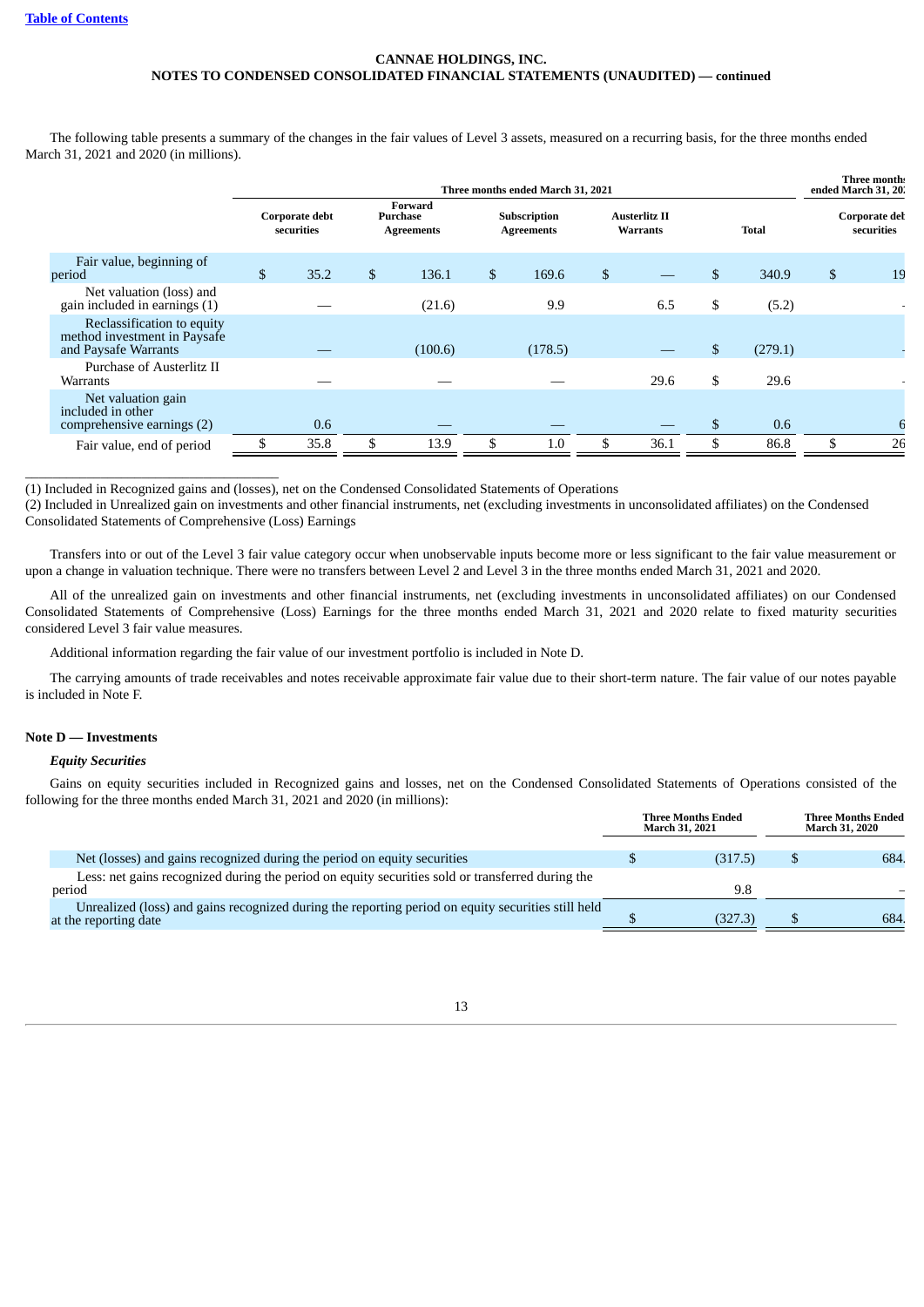CANNAE HOLDINGS, INC.
NOTES TO CONDENSED CONSOLIDATED FINANCIAL STATEMENTS (UNAUDITED) — continued

The following table presents a summary of the changes in the fair values of Level 3 assets, measured on a recurring basis, for the three months ended March 31, 2021 and 2020 (in millions).

| | Three months ended March 31, 2021 | | | | | Three months ended March 31, 20 |
|---|---|---|---|---|---|---|
| | Corporate debt securities | Forward Purchase Agreements | Subscription Agreements | Austerlitz II Warrants | Total | Corporate de securities |
| Fair value, beginning of period | $ 35.2 | $ 136.1 | $ 169.6 | $ — | $ 340.9 | $ 19 |
| Net valuation (loss) and gain included in earnings (1) | — | (21.6) | 9.9 | 6.5 | $ (5.2) | - |
| Reclassification to equity method investment in Paysafe and Paysafe Warrants | — | (100.6) | (178.5) | — | $ (279.1) | - |
| Purchase of Austerlitz II Warrants | — | — | — | 29.6 | $ 29.6 | - |
| Net valuation gain included in other comprehensive earnings (2) | 0.6 | — | — | — | $ 0.6 | 6 |
| Fair value, end of period | $ 35.8 | $ 13.9 | $ 1.0 | $ 36.1 | $ 86.8 | $ 26 |

(1) Included in Recognized gains and (losses), net on the Condensed Consolidated Statements of Operations
(2) Included in Unrealized gain on investments and other financial instruments, net (excluding investments in unconsolidated affiliates) on the Condensed Consolidated Statements of Comprehensive (Loss) Earnings

Transfers into or out of the Level 3 fair value category occur when unobservable inputs become more or less significant to the fair value measurement or upon a change in valuation technique. There were no transfers between Level 2 and Level 3 in the three months ended March 31, 2021 and 2020.

All of the unrealized gain on investments and other financial instruments, net (excluding investments in unconsolidated affiliates) on our Condensed Consolidated Statements of Comprehensive (Loss) Earnings for the three months ended March 31, 2021 and 2020 relate to fixed maturity securities considered Level 3 fair value measures.

Additional information regarding the fair value of our investment portfolio is included in Note D.

The carrying amounts of trade receivables and notes receivable approximate fair value due to their short-term nature. The fair value of our notes payable is included in Note F.

## Note D — Investments

***Equity Securities***

Gains on equity securities included in Recognized gains and losses, net on the Condensed Consolidated Statements of Operations consisted of the following for the three months ended March 31, 2021 and 2020 (in millions):

| | Three Months Ended March 31, 2021 | Three Months Ended March 31, 2020 |
|---|---|---|
| Net (losses) and gains recognized during the period on equity securities | $ (317.5) | $ 684. |
| Less: net gains recognized during the period on equity securities sold or transferred during the period | 9.8 | – |
| Unrealized (loss) and gains recognized during the reporting period on equity securities still held at the reporting date | $ (327.3) | $ 684. |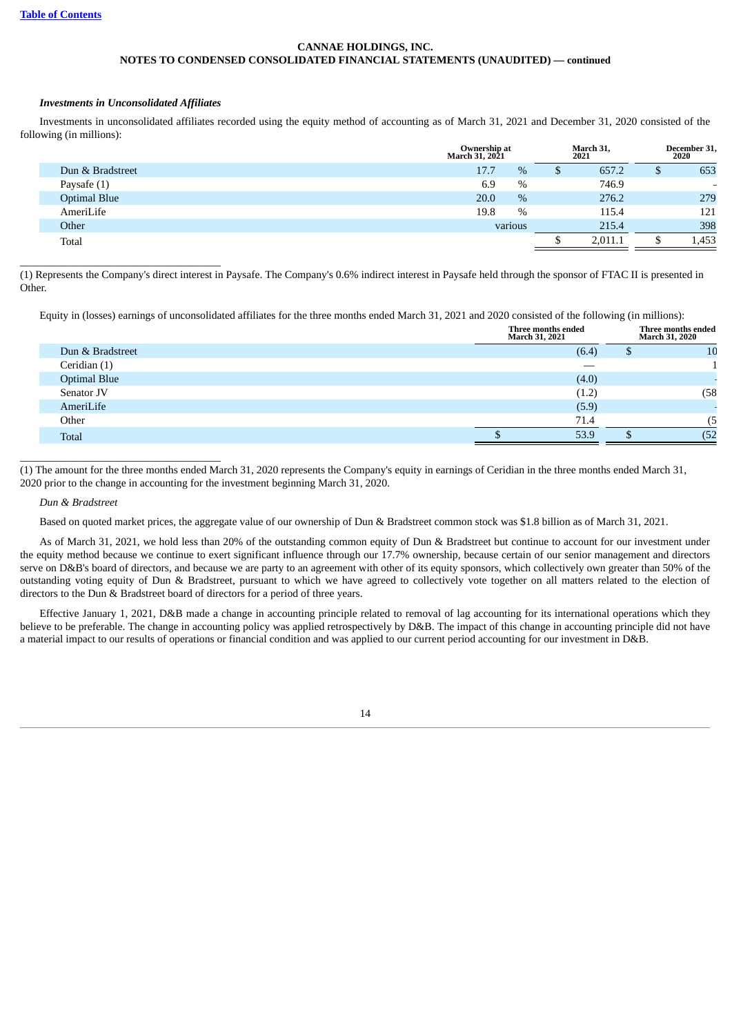CANNAE HOLDINGS, INC.
NOTES TO CONDENSED CONSOLIDATED FINANCIAL STATEMENTS (UNAUDITED) — continued

***Investments in Unconsolidated Affiliates***

Investments in unconsolidated affiliates recorded using the equity method of accounting as of March 31, 2021 and December 31, 2020 consisted of the following (in millions):

| | Ownership at March 31, 2021 | | March 31, 2021 | | December 31, 2020 |
|---|---|---|---|---|---|
| Dun & Bradstreet | 17.7 | % | $ | 657.2 | $ 653 |
| Paysafe (1) | 6.9 | % | | 746.9 | – |
| Optimal Blue | 20.0 | % | | 276.2 | 279 |
| AmeriLife | 19.8 | % | | 115.4 | 121 |
| Other | various | | | 215.4 | 398 |
| Total | | | $ | 2,011.1 | $ 1,453 |

(1) Represents the Company's direct interest in Paysafe. The Company's 0.6% indirect interest in Paysafe held through the sponsor of FTAC II is presented in Other.

Equity in (losses) earnings of unconsolidated affiliates for the three months ended March 31, 2021 and 2020 consisted of the following (in millions):

| | Three months ended March 31, 2021 | Three months ended March 31, 2020 |
|---|---|---|
| Dun & Bradstreet | (6.4) | $ 10 |
| Ceridian (1) | — | 1 |
| Optimal Blue | (4.0) | - |
| Senator JV | (1.2) | (58 |
| AmeriLife | (5.9) | - |
| Other | 71.4 | (5 |
| Total | $ 53.9 | $ (52 |

(1) The amount for the three months ended March 31, 2020 represents the Company's equity in earnings of Ceridian in the three months ended March 31, 2020 prior to the change in accounting for the investment beginning March 31, 2020.

*Dun & Bradstreet*

Based on quoted market prices, the aggregate value of our ownership of Dun & Bradstreet common stock was $1.8 billion as of March 31, 2021.

As of March 31, 2021, we hold less than 20% of the outstanding common equity of Dun & Bradstreet but continue to account for our investment under the equity method because we continue to exert significant influence through our 17.7% ownership, because certain of our senior management and directors serve on D&B's board of directors, and because we are party to an agreement with other of its equity sponsors, which collectively own greater than 50% of the outstanding voting equity of Dun & Bradstreet, pursuant to which we have agreed to collectively vote together on all matters related to the election of directors to the Dun & Bradstreet board of directors for a period of three years.

Effective January 1, 2021, D&B made a change in accounting principle related to removal of lag accounting for its international operations which they believe to be preferable. The change in accounting policy was applied retrospectively by D&B. The impact of this change in accounting principle did not have a material impact to our results of operations or financial condition and was applied to our current period accounting for our investment in D&B.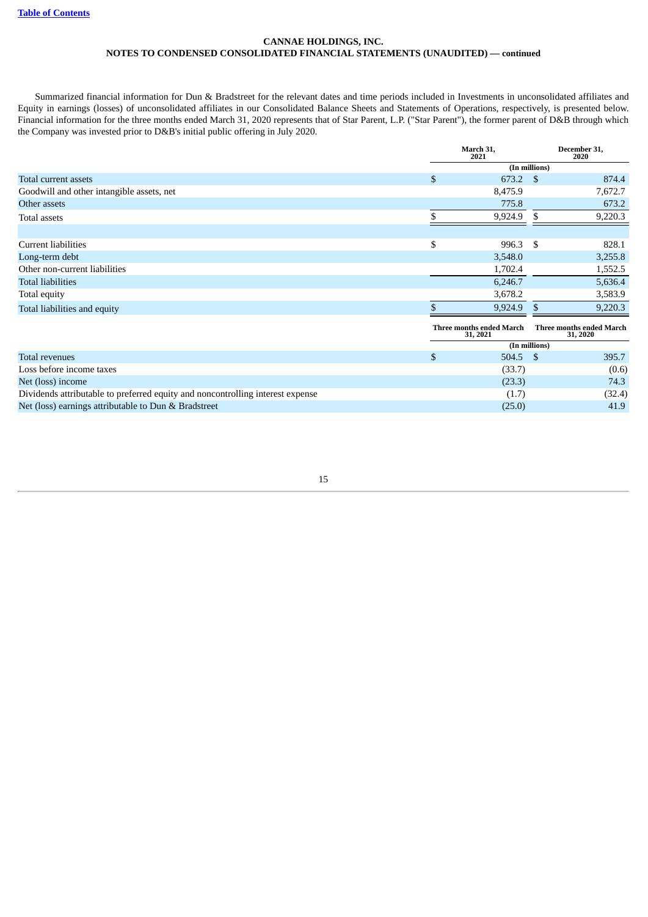**CANNAE HOLDINGS, INC.**
**NOTES TO CONDENSED CONSOLIDATED FINANCIAL STATEMENTS (UNAUDITED) — continued**

Summarized financial information for Dun & Bradstreet for the relevant dates and time periods included in Investments in unconsolidated affiliates and Equity in earnings (losses) of unconsolidated affiliates in our Consolidated Balance Sheets and Statements of Operations, respectively, is presented below. Financial information for the three months ended March 31, 2020 represents that of Star Parent, L.P. ("Star Parent"), the former parent of D&B through which the Company was invested prior to D&B's initial public offering in July 2020.

| | March 31, 2021 | December 31, 2020 |
|---|---|---|
| | (In millions) | |
| Total current assets | $ 673.2 | $ 874.4 |
| Goodwill and other intangible assets, net | 8,475.9 | 7,672.7 |
| Other assets | 775.8 | 673.2 |
| Total assets | $ 9,924.9 | $ 9,220.3 |
| | | |
| Current liabilities | $ 996.3 | $ 828.1 |
| Long-term debt | 3,548.0 | 3,255.8 |
| Other non-current liabilities | 1,702.4 | 1,552.5 |
| Total liabilities | 6,246.7 | 5,636.4 |
| Total equity | 3,678.2 | 3,583.9 |
| Total liabilities and equity | $ 9,924.9 | $ 9,220.3 |

| | Three months ended March 31, 2021 | Three months ended March 31, 2020 |
|---|---|---|
| | (In millions) | |
| Total revenues | $ 504.5 | $ 395.7 |
| Loss before income taxes | (33.7) | (0.6) |
| Net (loss) income | (23.3) | 74.3 |
| Dividends attributable to preferred equity and noncontrolling interest expense | (1.7) | (32.4) |
| Net (loss) earnings attributable to Dun & Bradstreet | (25.0) | 41.9 |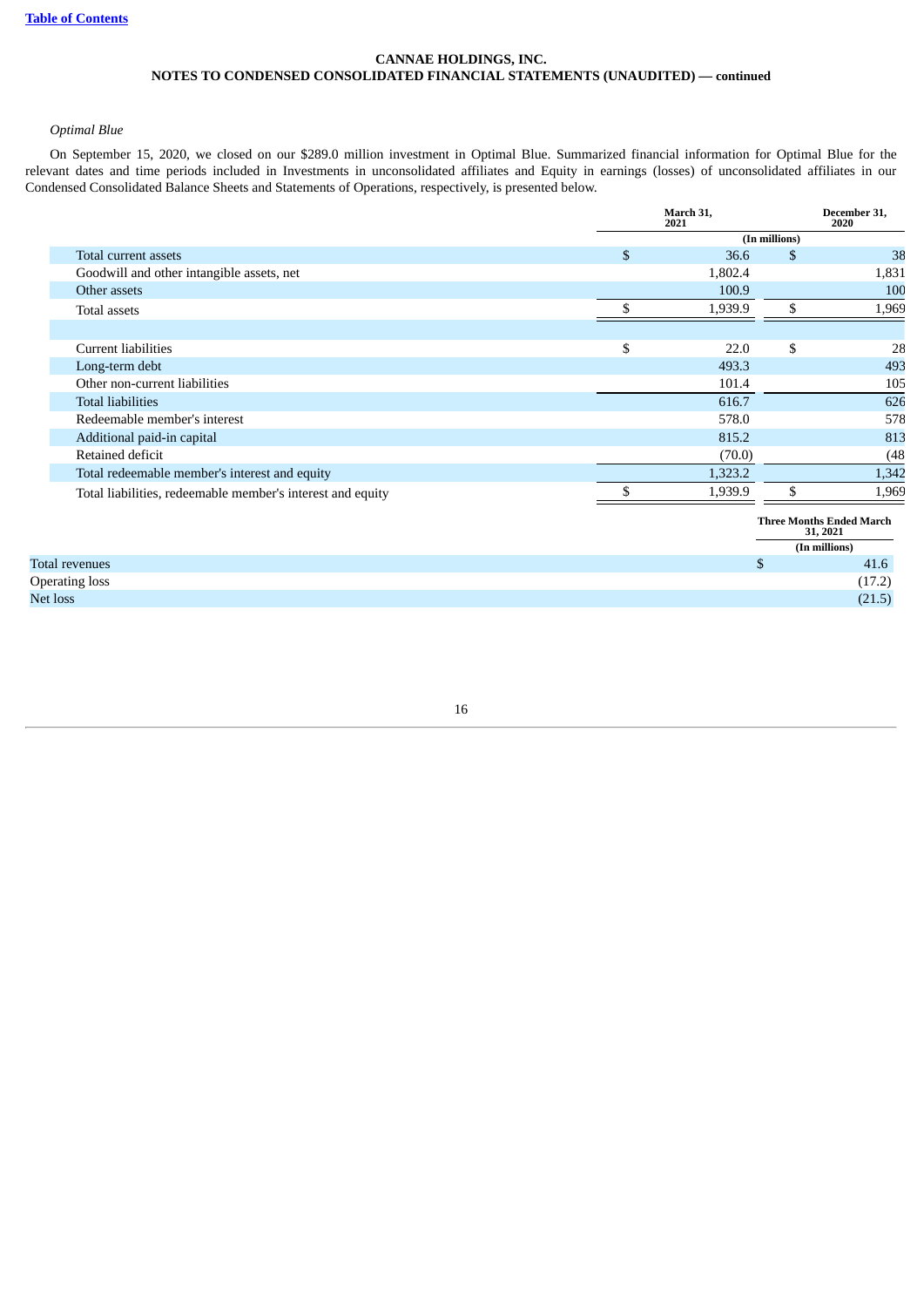*Optimal Blue*

On September 15, 2020, we closed on our $289.0 million investment in Optimal Blue. Summarized financial information for Optimal Blue for the relevant dates and time periods included in Investments in unconsolidated affiliates and Equity in earnings (losses) of unconsolidated affiliates in our Condensed Consolidated Balance Sheets and Statements of Operations, respectively, is presented below.

| | March 31, 2021 | December 31, 2020 |
|---|---|---|
| | (In millions) | |
| Total current assets | $ 36.6 | $ 38 |
| Goodwill and other intangible assets, net | 1,802.4 | 1,831 |
| Other assets | 100.9 | 100 |
| Total assets | $ 1,939.9 | $ 1,969 |
| | | |
| Current liabilities | $ 22.0 | $ 28 |
| Long-term debt | 493.3 | 493 |
| Other non-current liabilities | 101.4 | 105 |
| Total liabilities | 616.7 | 626 |
| Redeemable member's interest | 578.0 | 578 |
| Additional paid-in capital | 815.2 | 813 |
| Retained deficit | (70.0) | (48 |
| Total redeemable member's interest and equity | 1,323.2 | 1,342 |
| Total liabilities, redeemable member's interest and equity | $ 1,939.9 | $ 1,969 |

| | Three Months Ended March 31, 2021 |
|---|---|
| | (In millions) |
| Total revenues | $ 41.6 |
| Operating loss | (17.2) |
| Net loss | (21.5) |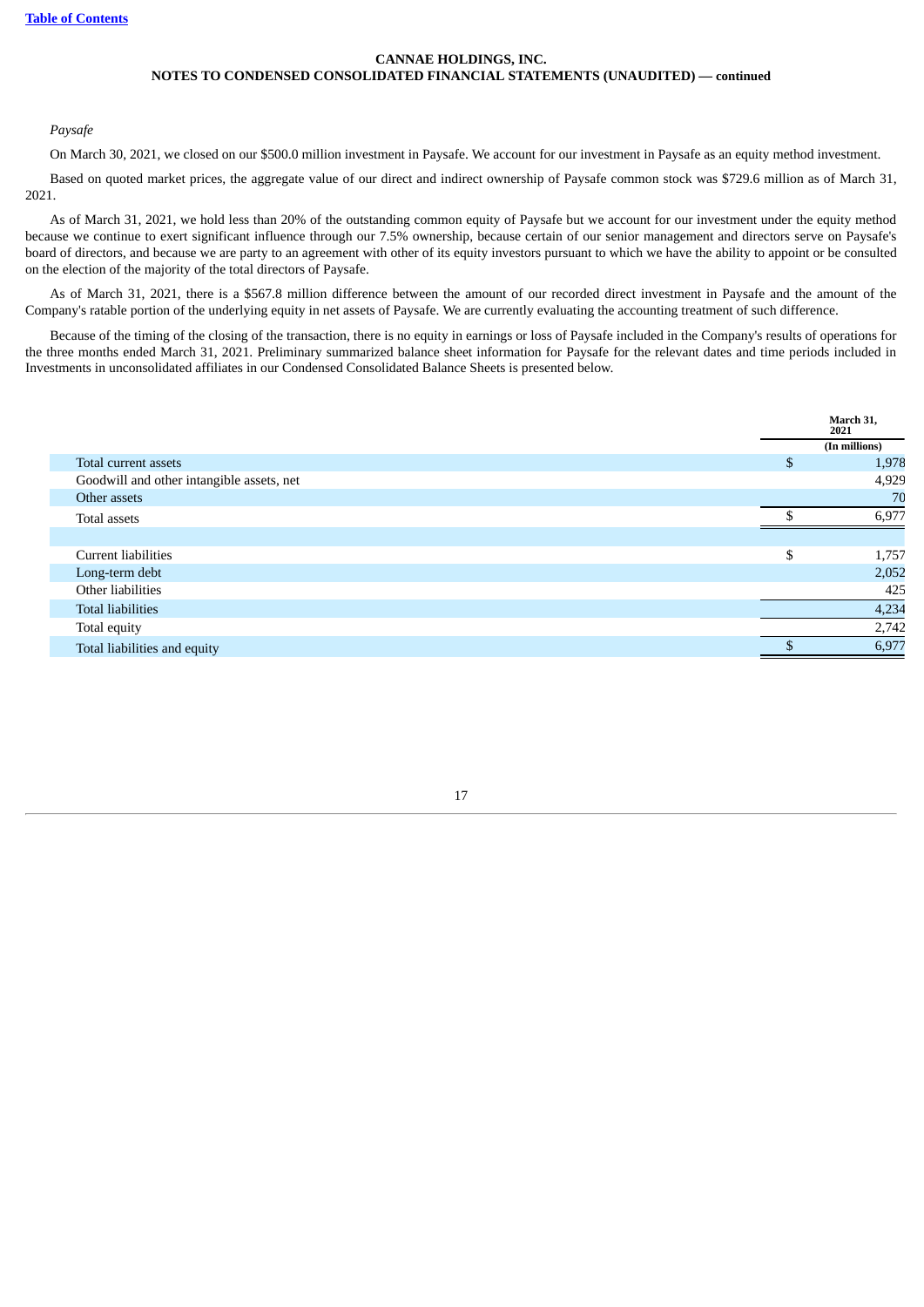*Paysafe*

On March 30, 2021, we closed on our $500.0 million investment in Paysafe. We account for our investment in Paysafe as an equity method investment.

Based on quoted market prices, the aggregate value of our direct and indirect ownership of Paysafe common stock was $729.6 million as of March 31, 2021.

As of March 31, 2021, we hold less than 20% of the outstanding common equity of Paysafe but we account for our investment under the equity method because we continue to exert significant influence through our 7.5% ownership, because certain of our senior management and directors serve on Paysafe's board of directors, and because we are party to an agreement with other of its equity investors pursuant to which we have the ability to appoint or be consulted on the election of the majority of the total directors of Paysafe.

As of March 31, 2021, there is a $567.8 million difference between the amount of our recorded direct investment in Paysafe and the amount of the Company's ratable portion of the underlying equity in net assets of Paysafe. We are currently evaluating the accounting treatment of such difference.

Because of the timing of the closing of the transaction, there is no equity in earnings or loss of Paysafe included in the Company's results of operations for the three months ended March 31, 2021. Preliminary summarized balance sheet information for Paysafe for the relevant dates and time periods included in Investments in unconsolidated affiliates in our Condensed Consolidated Balance Sheets is presented below.

| | March 31, 2021 |
|---|---|
| | (In millions) |
| Total current assets | $ 1,978 |
| Goodwill and other intangible assets, net | 4,929 |
| Other assets | 70 |
| Total assets | $ 6,977 |
| | |
| Current liabilities | $ 1,757 |
| Long-term debt | 2,052 |
| Other liabilities | 425 |
| Total liabilities | 4,234 |
| Total equity | 2,742 |
| Total liabilities and equity | $ 6,977 |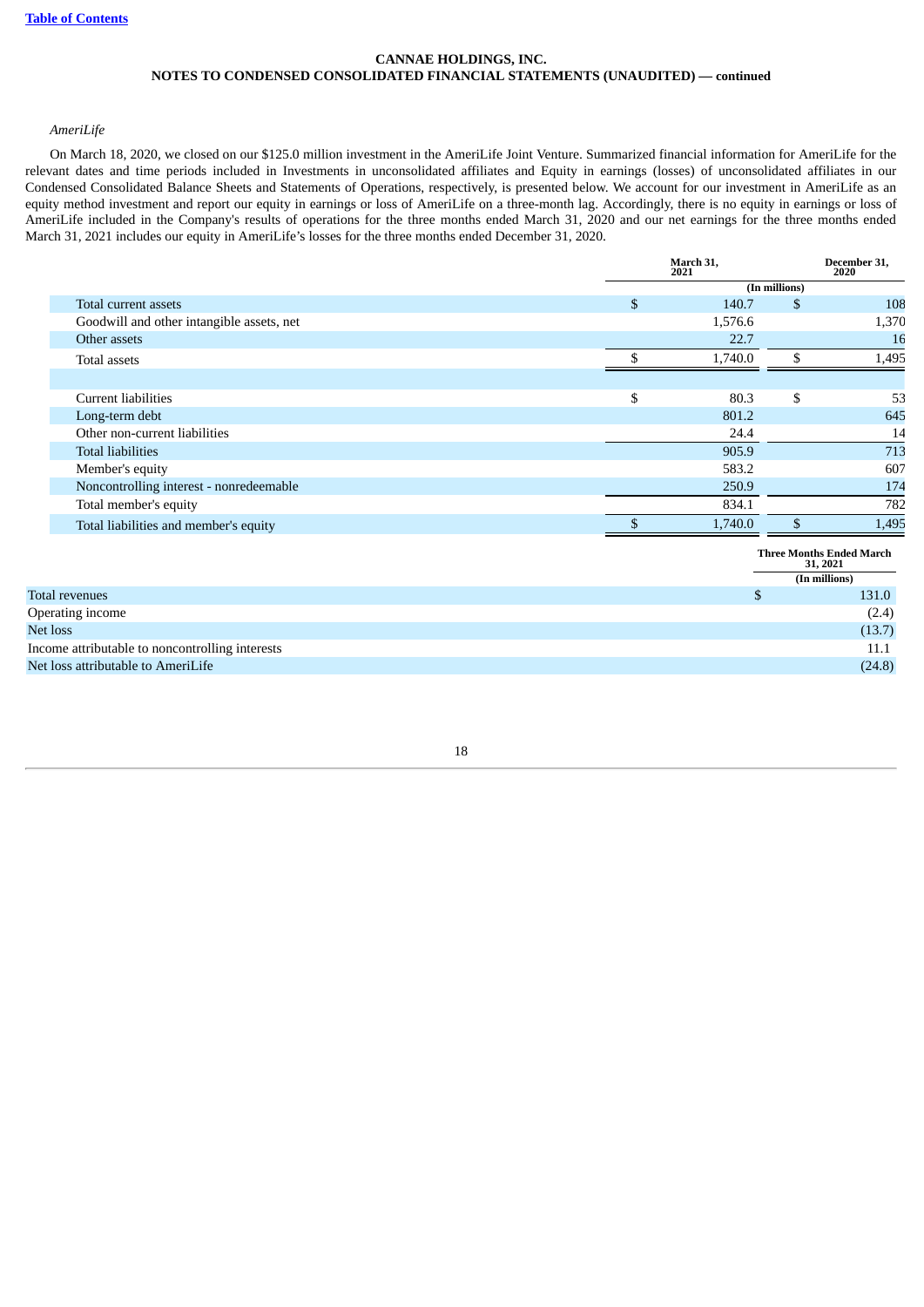**CANNAE HOLDINGS, INC.**
**NOTES TO CONDENSED CONSOLIDATED FINANCIAL STATEMENTS (UNAUDITED) — continued**

*AmeriLife*

On March 18, 2020, we closed on our $125.0 million investment in the AmeriLife Joint Venture. Summarized financial information for AmeriLife for the relevant dates and time periods included in Investments in unconsolidated affiliates and Equity in earnings (losses) of unconsolidated affiliates in our Condensed Consolidated Balance Sheets and Statements of Operations, respectively, is presented below. We account for our investment in AmeriLife as an equity method investment and report our equity in earnings or loss of AmeriLife on a three-month lag. Accordingly, there is no equity in earnings or loss of AmeriLife included in the Company's results of operations for the three months ended March 31, 2020 and our net earnings for the three months ended March 31, 2021 includes our equity in AmeriLife's losses for the three months ended December 31, 2020.

| | March 31, 2021 | December 31, 2020 |
|---|---|---|
| | (In millions) | |
| Total current assets | $ 140.7 | $ 108 |
| Goodwill and other intangible assets, net | 1,576.6 | 1,370 |
| Other assets | 22.7 | 16 |
| Total assets | $ 1,740.0 | $ 1,495 |
| | | |
| Current liabilities | $ 80.3 | $ 53 |
| Long-term debt | 801.2 | 645 |
| Other non-current liabilities | 24.4 | 14 |
| Total liabilities | 905.9 | 713 |
| Member's equity | 583.2 | 607 |
| Noncontrolling interest - nonredeemable | 250.9 | 174 |
| Total member's equity | 834.1 | 782 |
| Total liabilities and member's equity | $ 1,740.0 | $ 1,495 |

| | Three Months Ended March 31, 2021 |
|---|---|
| | (In millions) |
| Total revenues | $ 131.0 |
| Operating income | (2.4) |
| Net loss | (13.7) |
| Income attributable to noncontrolling interests | 11.1 |
| Net loss attributable to AmeriLife | (24.8) |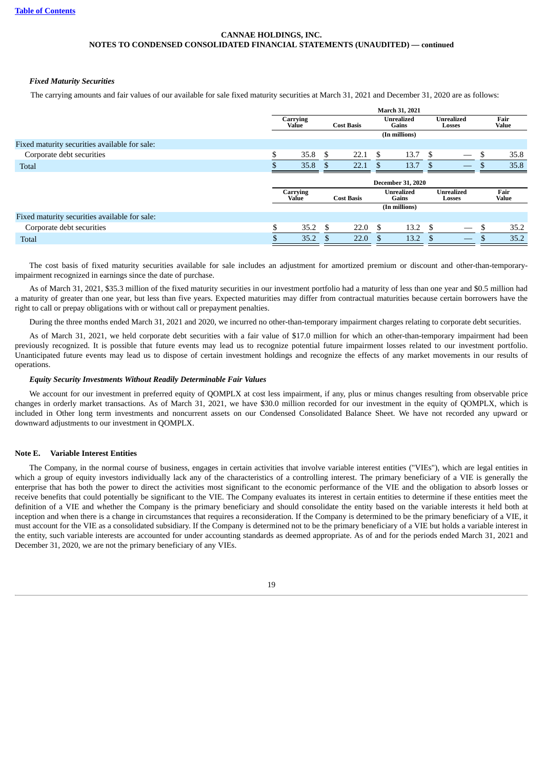CANNAE HOLDINGS, INC.
NOTES TO CONDENSED CONSOLIDATED FINANCIAL STATEMENTS (UNAUDITED) — continued

***Fixed Maturity Securities***

The carrying amounts and fair values of our available for sale fixed maturity securities at March 31, 2021 and December 31, 2020 are as follows:

| | March 31, 2021 | | | | |
|---|---|---|---|---|---|
| | Carrying Value | Cost Basis | Unrealized Gains | Unrealized Losses | Fair Value |
| | (In millions) | | | | |
| Fixed maturity securities available for sale: | | | | | |
| Corporate debt securities | $ 35.8 | $ 22.1 | $ 13.7 | $ — | $ 35.8 |
| Total | $ 35.8 | $ 22.1 | $ 13.7 | $ — | $ 35.8 |

| | December 31, 2020 | | | | |
|---|---|---|---|---|---|
| | Carrying Value | Cost Basis | Unrealized Gains | Unrealized Losses | Fair Value |
| | (In millions) | | | | |
| Fixed maturity securities available for sale: | | | | | |
| Corporate debt securities | $ 35.2 | $ 22.0 | $ 13.2 | $ — | $ 35.2 |
| Total | $ 35.2 | $ 22.0 | $ 13.2 | $ — | $ 35.2 |

The cost basis of fixed maturity securities available for sale includes an adjustment for amortized premium or discount and other-than-temporary-impairment recognized in earnings since the date of purchase.

As of March 31, 2021, $35.3 million of the fixed maturity securities in our investment portfolio had a maturity of less than one year and $0.5 million had a maturity of greater than one year, but less than five years. Expected maturities may differ from contractual maturities because certain borrowers have the right to call or prepay obligations with or without call or prepayment penalties.

During the three months ended March 31, 2021 and 2020, we incurred no other-than-temporary impairment charges relating to corporate debt securities.

As of March 31, 2021, we held corporate debt securities with a fair value of $17.0 million for which an other-than-temporary impairment had been previously recognized. It is possible that future events may lead us to recognize potential future impairment losses related to our investment portfolio. Unanticipated future events may lead us to dispose of certain investment holdings and recognize the effects of any market movements in our results of operations.

***Equity Security Investments Without Readily Determinable Fair Values***

We account for our investment in preferred equity of QOMPLX at cost less impairment, if any, plus or minus changes resulting from observable price changes in orderly market transactions. As of March 31, 2021, we have $30.0 million recorded for our investment in the equity of QOMPLX, which is included in Other long term investments and noncurrent assets on our Condensed Consolidated Balance Sheet. We have not recorded any upward or downward adjustments to our investment in QOMPLX.

**Note E. Variable Interest Entities**

The Company, in the normal course of business, engages in certain activities that involve variable interest entities ("VIEs"), which are legal entities in which a group of equity investors individually lack any of the characteristics of a controlling interest. The primary beneficiary of a VIE is generally the enterprise that has both the power to direct the activities most significant to the economic performance of the VIE and the obligation to absorb losses or receive benefits that could potentially be significant to the VIE. The Company evaluates its interest in certain entities to determine if these entities meet the definition of a VIE and whether the Company is the primary beneficiary and should consolidate the entity based on the variable interests it held both at inception and when there is a change in circumstances that requires a reconsideration. If the Company is determined to be the primary beneficiary of a VIE, it must account for the VIE as a consolidated subsidiary. If the Company is determined not to be the primary beneficiary of a VIE but holds a variable interest in the entity, such variable interests are accounted for under accounting standards as deemed appropriate. As of and for the periods ended March 31, 2021 and December 31, 2020, we are not the primary beneficiary of any VIEs.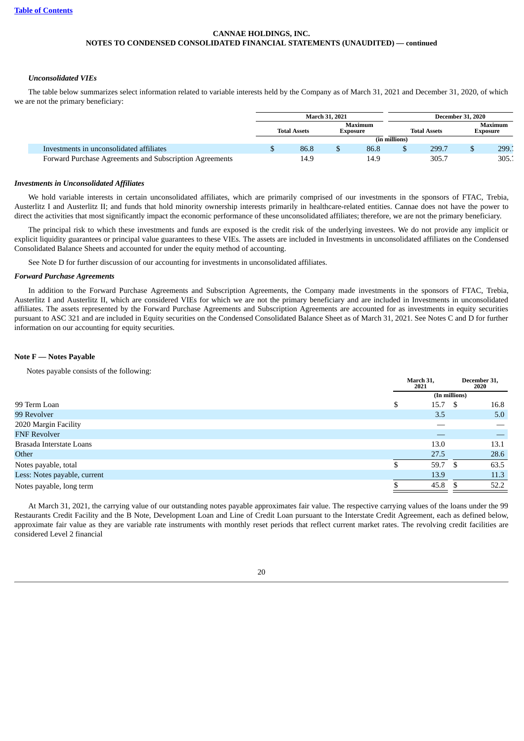CANNAE HOLDINGS, INC.
NOTES TO CONDENSED CONSOLIDATED FINANCIAL STATEMENTS (UNAUDITED) — continued

### *Unconsolidated VIEs*

The table below summarizes select information related to variable interests held by the Company as of March 31, 2021 and December 31, 2020, of which we are not the primary beneficiary:

| | March 31, 2021 | | December 31, 2020 | |
|---|---|---|---|---|
| | Total Assets | Maximum Exposure | Total Assets | Maximum Exposure |
| | (in millions) | | | |
| Investments in unconsolidated affiliates | $ 86.8 | $ 86.8 | $ 299.7 | $ 299.7 |
| Forward Purchase Agreements and Subscription Agreements | 14.9 | 14.9 | 305.7 | 305.7 |

### *Investments in Unconsolidated Affiliates*

We hold variable interests in certain unconsolidated affiliates, which are primarily comprised of our investments in the sponsors of FTAC, Trebia, Austerlitz I and Austerlitz II; and funds that hold minority ownership interests primarily in healthcare-related entities. Cannae does not have the power to direct the activities that most significantly impact the economic performance of these unconsolidated affiliates; therefore, we are not the primary beneficiary.

The principal risk to which these investments and funds are exposed is the credit risk of the underlying investees. We do not provide any implicit or explicit liquidity guarantees or principal value guarantees to these VIEs. The assets are included in Investments in unconsolidated affiliates on the Condensed Consolidated Balance Sheets and accounted for under the equity method of accounting.

See Note D for further discussion of our accounting for investments in unconsolidated affiliates.

### *Forward Purchase Agreements*

In addition to the Forward Purchase Agreements and Subscription Agreements, the Company made investments in the sponsors of FTAC, Trebia, Austerlitz I and Austerlitz II, which are considered VIEs for which we are not the primary beneficiary and are included in Investments in unconsolidated affiliates. The assets represented by the Forward Purchase Agreements and Subscription Agreements are accounted for as investments in equity securities pursuant to ASC 321 and are included in Equity securities on the Condensed Consolidated Balance Sheet as of March 31, 2021. See Notes C and D for further information on our accounting for equity securities.

## Note F — Notes Payable

Notes payable consists of the following:

| | March 31, 2021 | December 31, 2020 |
|---|---|---|
| | (In millions) | |
| 99 Term Loan | $ 15.7 | $ 16.8 |
| 99 Revolver | 3.5 | 5.0 |
| 2020 Margin Facility | — | — |
| FNF Revolver | — | — |
| Brasada Interstate Loans | 13.0 | 13.1 |
| Other | 27.5 | 28.6 |
| Notes payable, total | $ 59.7 | $ 63.5 |
| Less: Notes payable, current | 13.9 | 11.3 |
| Notes payable, long term | $ 45.8 | $ 52.2 |

At March 31, 2021, the carrying value of our outstanding notes payable approximates fair value. The respective carrying values of the loans under the 99 Restaurants Credit Facility and the B Note, Development Loan and Line of Credit Loan pursuant to the Interstate Credit Agreement, each as defined below, approximate fair value as they are variable rate instruments with monthly reset periods that reflect current market rates. The revolving credit facilities are considered Level 2 financial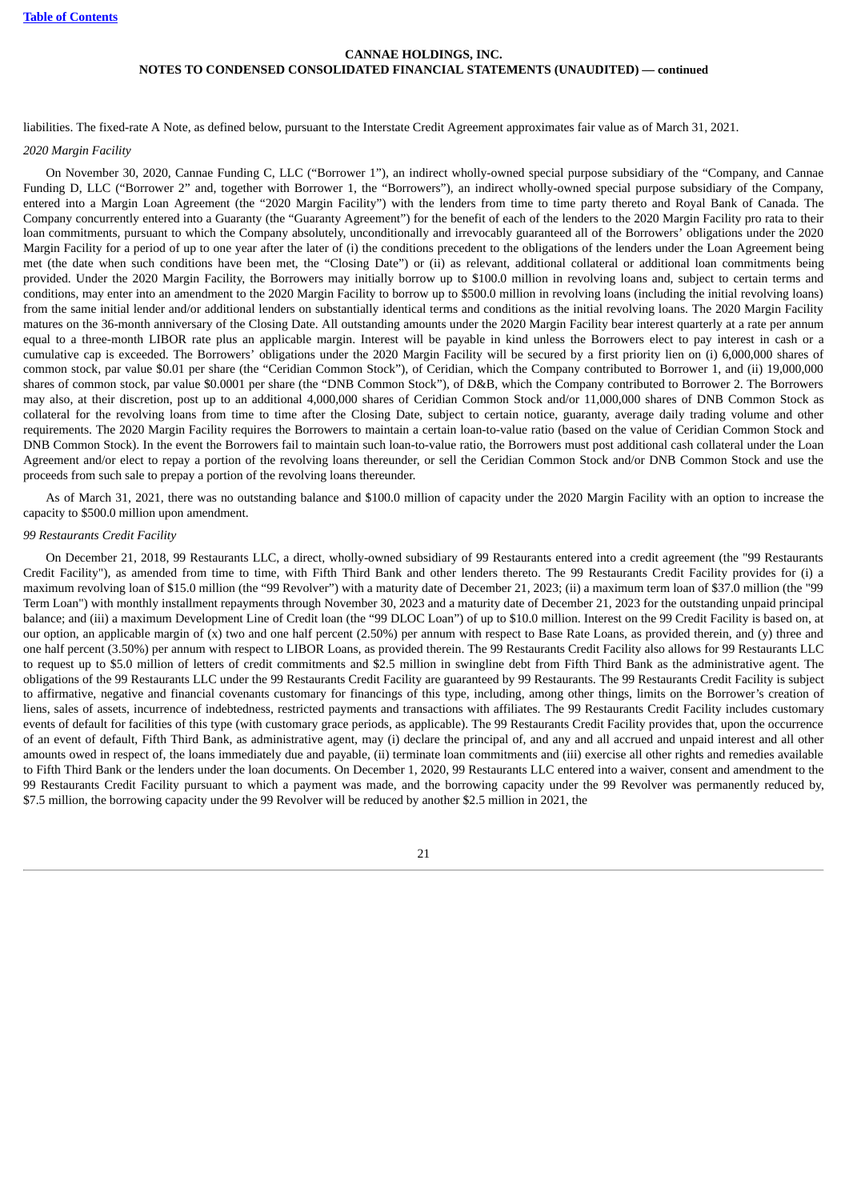liabilities. The fixed-rate A Note, as defined below, pursuant to the Interstate Credit Agreement approximates fair value as of March 31, 2021.

*2020 Margin Facility*

On November 30, 2020, Cannae Funding C, LLC ("Borrower 1"), an indirect wholly-owned special purpose subsidiary of the "Company, and Cannae Funding D, LLC ("Borrower 2" and, together with Borrower 1, the "Borrowers"), an indirect wholly-owned special purpose subsidiary of the Company, entered into a Margin Loan Agreement (the "2020 Margin Facility") with the lenders from time to time party thereto and Royal Bank of Canada. The Company concurrently entered into a Guaranty (the "Guaranty Agreement") for the benefit of each of the lenders to the 2020 Margin Facility pro rata to their loan commitments, pursuant to which the Company absolutely, unconditionally and irrevocably guaranteed all of the Borrowers' obligations under the 2020 Margin Facility for a period of up to one year after the later of (i) the conditions precedent to the obligations of the lenders under the Loan Agreement being met (the date when such conditions have been met, the "Closing Date") or (ii) as relevant, additional collateral or additional loan commitments being provided. Under the 2020 Margin Facility, the Borrowers may initially borrow up to $100.0 million in revolving loans and, subject to certain terms and conditions, may enter into an amendment to the 2020 Margin Facility to borrow up to $500.0 million in revolving loans (including the initial revolving loans) from the same initial lender and/or additional lenders on substantially identical terms and conditions as the initial revolving loans. The 2020 Margin Facility matures on the 36-month anniversary of the Closing Date. All outstanding amounts under the 2020 Margin Facility bear interest quarterly at a rate per annum equal to a three-month LIBOR rate plus an applicable margin. Interest will be payable in kind unless the Borrowers elect to pay interest in cash or a cumulative cap is exceeded. The Borrowers' obligations under the 2020 Margin Facility will be secured by a first priority lien on (i) 6,000,000 shares of common stock, par value $0.01 per share (the "Ceridian Common Stock"), of Ceridian, which the Company contributed to Borrower 1, and (ii) 19,000,000 shares of common stock, par value $0.0001 per share (the "DNB Common Stock"), of D&B, which the Company contributed to Borrower 2. The Borrowers may also, at their discretion, post up to an additional 4,000,000 shares of Ceridian Common Stock and/or 11,000,000 shares of DNB Common Stock as collateral for the revolving loans from time to time after the Closing Date, subject to certain notice, guaranty, average daily trading volume and other requirements. The 2020 Margin Facility requires the Borrowers to maintain a certain loan-to-value ratio (based on the value of Ceridian Common Stock and DNB Common Stock). In the event the Borrowers fail to maintain such loan-to-value ratio, the Borrowers must post additional cash collateral under the Loan Agreement and/or elect to repay a portion of the revolving loans thereunder, or sell the Ceridian Common Stock and/or DNB Common Stock and use the proceeds from such sale to prepay a portion of the revolving loans thereunder.

As of March 31, 2021, there was no outstanding balance and $100.0 million of capacity under the 2020 Margin Facility with an option to increase the capacity to $500.0 million upon amendment.

*99 Restaurants Credit Facility*

On December 21, 2018, 99 Restaurants LLC, a direct, wholly-owned subsidiary of 99 Restaurants entered into a credit agreement (the "99 Restaurants Credit Facility"), as amended from time to time, with Fifth Third Bank and other lenders thereto. The 99 Restaurants Credit Facility provides for (i) a maximum revolving loan of $15.0 million (the "99 Revolver") with a maturity date of December 21, 2023; (ii) a maximum term loan of $37.0 million (the "99 Term Loan") with monthly installment repayments through November 30, 2023 and a maturity date of December 21, 2023 for the outstanding unpaid principal balance; and (iii) a maximum Development Line of Credit loan (the "99 DLOC Loan") of up to $10.0 million. Interest on the 99 Credit Facility is based on, at our option, an applicable margin of (x) two and one half percent (2.50%) per annum with respect to Base Rate Loans, as provided therein, and (y) three and one half percent (3.50%) per annum with respect to LIBOR Loans, as provided therein. The 99 Restaurants Credit Facility also allows for 99 Restaurants LLC to request up to $5.0 million of letters of credit commitments and $2.5 million in swingline debt from Fifth Third Bank as the administrative agent. The obligations of the 99 Restaurants LLC under the 99 Restaurants Credit Facility are guaranteed by 99 Restaurants. The 99 Restaurants Credit Facility is subject to affirmative, negative and financial covenants customary for financings of this type, including, among other things, limits on the Borrower's creation of liens, sales of assets, incurrence of indebtedness, restricted payments and transactions with affiliates. The 99 Restaurants Credit Facility includes customary events of default for facilities of this type (with customary grace periods, as applicable). The 99 Restaurants Credit Facility provides that, upon the occurrence of an event of default, Fifth Third Bank, as administrative agent, may (i) declare the principal of, and any and all accrued and unpaid interest and all other amounts owed in respect of, the loans immediately due and payable, (ii) terminate loan commitments and (iii) exercise all other rights and remedies available to Fifth Third Bank or the lenders under the loan documents. On December 1, 2020, 99 Restaurants LLC entered into a waiver, consent and amendment to the 99 Restaurants Credit Facility pursuant to which a payment was made, and the borrowing capacity under the 99 Revolver was permanently reduced by, $7.5 million, the borrowing capacity under the 99 Revolver will be reduced by another $2.5 million in 2021, the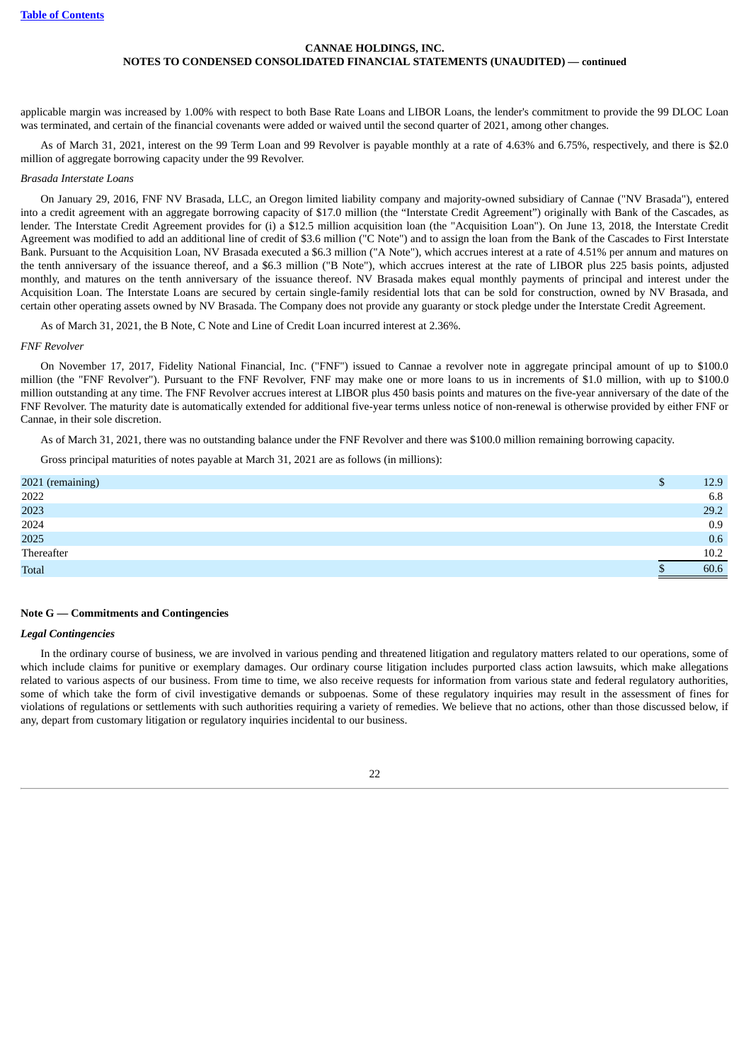applicable margin was increased by 1.00% with respect to both Base Rate Loans and LIBOR Loans, the lender's commitment to provide the 99 DLOC Loan was terminated, and certain of the financial covenants were added or waived until the second quarter of 2021, among other changes.

As of March 31, 2021, interest on the 99 Term Loan and 99 Revolver is payable monthly at a rate of 4.63% and 6.75%, respectively, and there is $2.0 million of aggregate borrowing capacity under the 99 Revolver.

*Brasada Interstate Loans*

On January 29, 2016, FNF NV Brasada, LLC, an Oregon limited liability company and majority-owned subsidiary of Cannae ("NV Brasada"), entered into a credit agreement with an aggregate borrowing capacity of $17.0 million (the "Interstate Credit Agreement") originally with Bank of the Cascades, as lender. The Interstate Credit Agreement provides for (i) a $12.5 million acquisition loan (the "Acquisition Loan"). On June 13, 2018, the Interstate Credit Agreement was modified to add an additional line of credit of $3.6 million ("C Note") and to assign the loan from the Bank of the Cascades to First Interstate Bank. Pursuant to the Acquisition Loan, NV Brasada executed a $6.3 million ("A Note"), which accrues interest at a rate of 4.51% per annum and matures on the tenth anniversary of the issuance thereof, and a $6.3 million ("B Note"), which accrues interest at the rate of LIBOR plus 225 basis points, adjusted monthly, and matures on the tenth anniversary of the issuance thereof. NV Brasada makes equal monthly payments of principal and interest under the Acquisition Loan. The Interstate Loans are secured by certain single-family residential lots that can be sold for construction, owned by NV Brasada, and certain other operating assets owned by NV Brasada. The Company does not provide any guaranty or stock pledge under the Interstate Credit Agreement.

As of March 31, 2021, the B Note, C Note and Line of Credit Loan incurred interest at 2.36%.

*FNF Revolver*

On November 17, 2017, Fidelity National Financial, Inc. ("FNF") issued to Cannae a revolver note in aggregate principal amount of up to $100.0 million (the "FNF Revolver"). Pursuant to the FNF Revolver, FNF may make one or more loans to us in increments of $1.0 million, with up to $100.0 million outstanding at any time. The FNF Revolver accrues interest at LIBOR plus 450 basis points and matures on the five-year anniversary of the date of the FNF Revolver. The maturity date is automatically extended for additional five-year terms unless notice of non-renewal is otherwise provided by either FNF or Cannae, in their sole discretion.

As of March 31, 2021, there was no outstanding balance under the FNF Revolver and there was $100.0 million remaining borrowing capacity.

Gross principal maturities of notes payable at March 31, 2021 are as follows (in millions):

| | |
|---|---|
| 2021 (remaining) | $ 12.9 |
| 2022 | 6.8 |
| 2023 | 29.2 |
| 2024 | 0.9 |
| 2025 | 0.6 |
| Thereafter | 10.2 |
| Total | $ 60.6 |

**Note G — Commitments and Contingencies**

***Legal Contingencies***

In the ordinary course of business, we are involved in various pending and threatened litigation and regulatory matters related to our operations, some of which include claims for punitive or exemplary damages. Our ordinary course litigation includes purported class action lawsuits, which make allegations related to various aspects of our business. From time to time, we also receive requests for information from various state and federal regulatory authorities, some of which take the form of civil investigative demands or subpoenas. Some of these regulatory inquiries may result in the assessment of fines for violations of regulations or settlements with such authorities requiring a variety of remedies. We believe that no actions, other than those discussed below, if any, depart from customary litigation or regulatory inquiries incidental to our business.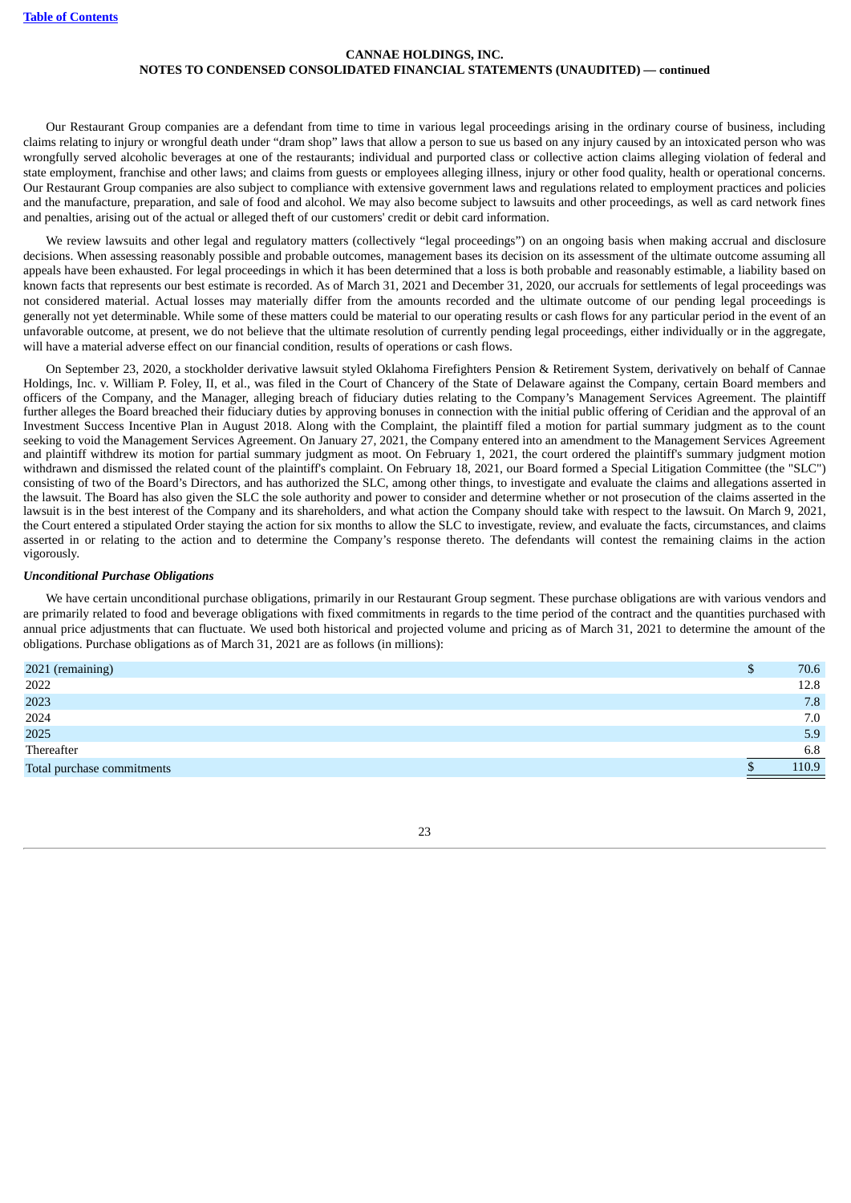Our Restaurant Group companies are a defendant from time to time in various legal proceedings arising in the ordinary course of business, including claims relating to injury or wrongful death under "dram shop" laws that allow a person to sue us based on any injury caused by an intoxicated person who was wrongfully served alcoholic beverages at one of the restaurants; individual and purported class or collective action claims alleging violation of federal and state employment, franchise and other laws; and claims from guests or employees alleging illness, injury or other food quality, health or operational concerns. Our Restaurant Group companies are also subject to compliance with extensive government laws and regulations related to employment practices and policies and the manufacture, preparation, and sale of food and alcohol. We may also become subject to lawsuits and other proceedings, as well as card network fines and penalties, arising out of the actual or alleged theft of our customers' credit or debit card information.

We review lawsuits and other legal and regulatory matters (collectively "legal proceedings") on an ongoing basis when making accrual and disclosure decisions. When assessing reasonably possible and probable outcomes, management bases its decision on its assessment of the ultimate outcome assuming all appeals have been exhausted. For legal proceedings in which it has been determined that a loss is both probable and reasonably estimable, a liability based on known facts that represents our best estimate is recorded. As of March 31, 2021 and December 31, 2020, our accruals for settlements of legal proceedings was not considered material. Actual losses may materially differ from the amounts recorded and the ultimate outcome of our pending legal proceedings is generally not yet determinable. While some of these matters could be material to our operating results or cash flows for any particular period in the event of an unfavorable outcome, at present, we do not believe that the ultimate resolution of currently pending legal proceedings, either individually or in the aggregate, will have a material adverse effect on our financial condition, results of operations or cash flows.

On September 23, 2020, a stockholder derivative lawsuit styled Oklahoma Firefighters Pension & Retirement System, derivatively on behalf of Cannae Holdings, Inc. v. William P. Foley, II, et al., was filed in the Court of Chancery of the State of Delaware against the Company, certain Board members and officers of the Company, and the Manager, alleging breach of fiduciary duties relating to the Company's Management Services Agreement. The plaintiff further alleges the Board breached their fiduciary duties by approving bonuses in connection with the initial public offering of Ceridian and the approval of an Investment Success Incentive Plan in August 2018. Along with the Complaint, the plaintiff filed a motion for partial summary judgment as to the count seeking to void the Management Services Agreement. On January 27, 2021, the Company entered into an amendment to the Management Services Agreement and plaintiff withdrew its motion for partial summary judgment as moot. On February 1, 2021, the court ordered the plaintiff's summary judgment motion withdrawn and dismissed the related count of the plaintiff's complaint. On February 18, 2021, our Board formed a Special Litigation Committee (the "SLC") consisting of two of the Board's Directors, and has authorized the SLC, among other things, to investigate and evaluate the claims and allegations asserted in the lawsuit. The Board has also given the SLC the sole authority and power to consider and determine whether or not prosecution of the claims asserted in the lawsuit is in the best interest of the Company and its shareholders, and what action the Company should take with respect to the lawsuit. On March 9, 2021, the Court entered a stipulated Order staying the action for six months to allow the SLC to investigate, review, and evaluate the facts, circumstances, and claims asserted in or relating to the action and to determine the Company's response thereto. The defendants will contest the remaining claims in the action vigorously.

***Unconditional Purchase Obligations***

We have certain unconditional purchase obligations, primarily in our Restaurant Group segment. These purchase obligations are with various vendors and are primarily related to food and beverage obligations with fixed commitments in regards to the time period of the contract and the quantities purchased with annual price adjustments that can fluctuate. We used both historical and projected volume and pricing as of March 31, 2021 to determine the amount of the obligations. Purchase obligations as of March 31, 2021 are as follows (in millions):

| | |
|---|---|
| 2021 (remaining) | $ 70.6 |
| 2022 | 12.8 |
| 2023 | 7.8 |
| 2024 | 7.0 |
| 2025 | 5.9 |
| Thereafter | 6.8 |
| Total purchase commitments | $ 110.9 |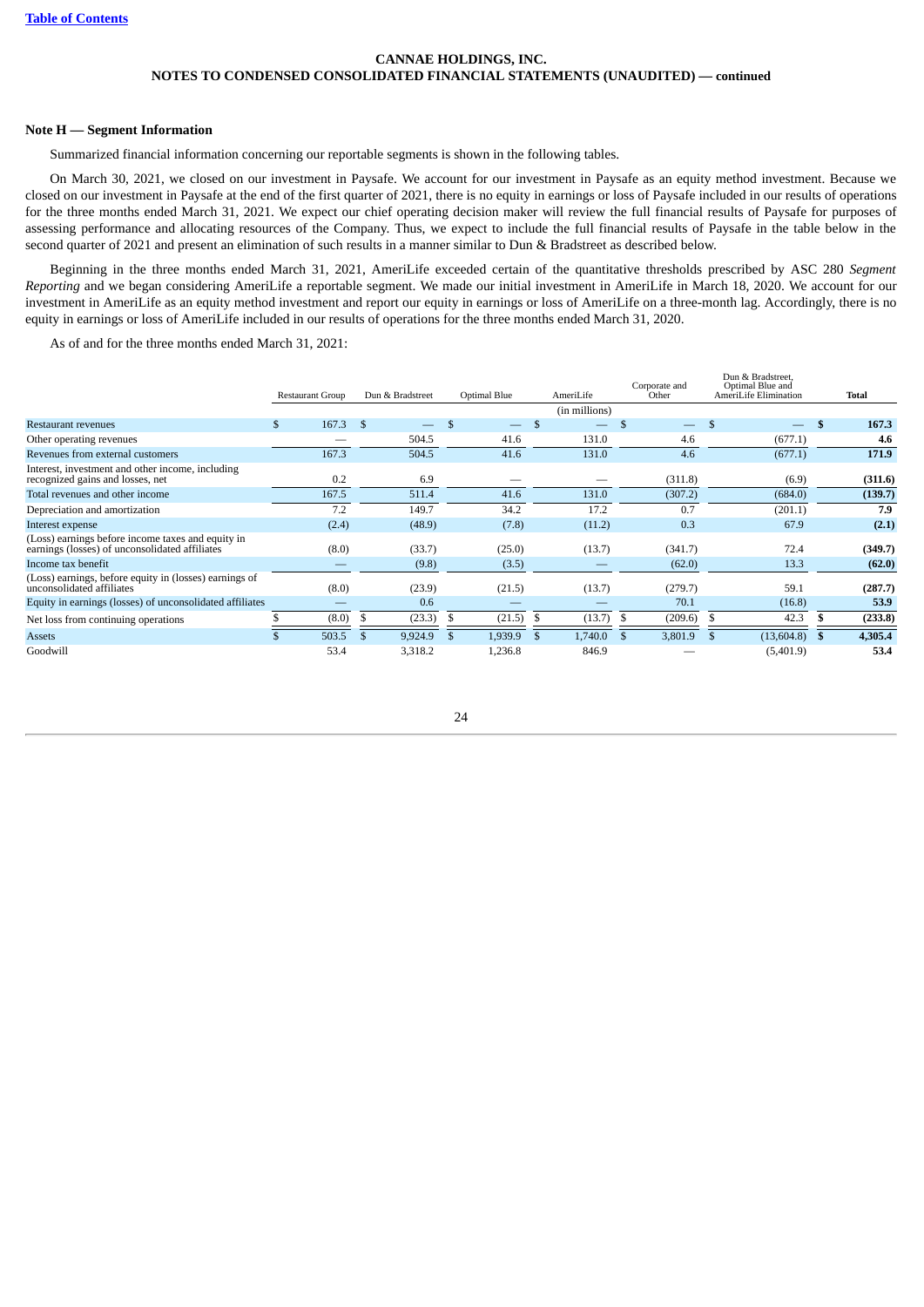**Table of Contents**

**CANNAE HOLDINGS, INC.**
**NOTES TO CONDENSED CONSOLIDATED FINANCIAL STATEMENTS (UNAUDITED) — continued**

**Note H — Segment Information**

Summarized financial information concerning our reportable segments is shown in the following tables.

On March 30, 2021, we closed on our investment in Paysafe. We account for our investment in Paysafe as an equity method investment. Because we closed on our investment in Paysafe at the end of the first quarter of 2021, there is no equity in earnings or loss of Paysafe included in our results of operations for the three months ended March 31, 2021. We expect our chief operating decision maker will review the full financial results of Paysafe for purposes of assessing performance and allocating resources of the Company. Thus, we expect to include the full financial results of Paysafe in the table below in the second quarter of 2021 and present an elimination of such results in a manner similar to Dun & Bradstreet as described below.

Beginning in the three months ended March 31, 2021, AmeriLife exceeded certain of the quantitative thresholds prescribed by ASC 280 *Segment Reporting* and we began considering AmeriLife a reportable segment. We made our initial investment in AmeriLife in March 18, 2020. We account for our investment in AmeriLife as an equity method investment and report our equity in earnings or loss of AmeriLife on a three-month lag. Accordingly, there is no equity in earnings or loss of AmeriLife included in our results of operations for the three months ended March 31, 2020.

As of and for the three months ended March 31, 2021:

| | Restaurant Group | Dun & Bradstreet | Optimal Blue | AmeriLife | Corporate and Other | Dun & Bradstreet, Optimal Blue and AmeriLife Elimination | **Total** |
|---|---|---|---|---|---|---|---|
| | | | | (in millions) | | | |
| Restaurant revenues | $ 167.3 | $ — | $ — | $ — | $ — | $ — | **$ 167.3** |
| Other operating revenues | — | 504.5 | 41.6 | 131.0 | 4.6 | (677.1) | **4.6** |
| Revenues from external customers | 167.3 | 504.5 | 41.6 | 131.0 | 4.6 | (677.1) | **171.9** |
| Interest, investment and other income, including recognized gains and losses, net | 0.2 | 6.9 | — | — | (311.8) | (6.9) | **(311.6)** |
| Total revenues and other income | 167.5 | 511.4 | 41.6 | 131.0 | (307.2) | (684.0) | **(139.7)** |
| Depreciation and amortization | 7.2 | 149.7 | 34.2 | 17.2 | 0.7 | (201.1) | **7.9** |
| Interest expense | (2.4) | (48.9) | (7.8) | (11.2) | 0.3 | 67.9 | **(2.1)** |
| (Loss) earnings before income taxes and equity in earnings (losses) of unconsolidated affiliates | (8.0) | (33.7) | (25.0) | (13.7) | (341.7) | 72.4 | **(349.7)** |
| Income tax benefit | — | (9.8) | (3.5) | — | (62.0) | 13.3 | **(62.0)** |
| (Loss) earnings, before equity in (losses) earnings of unconsolidated affiliates | (8.0) | (23.9) | (21.5) | (13.7) | (279.7) | 59.1 | **(287.7)** |
| Equity in earnings (losses) of unconsolidated affiliates | — | 0.6 | — | — | 70.1 | (16.8) | **53.9** |
| Net loss from continuing operations | $ (8.0) | $ (23.3) | $ (21.5) | $ (13.7) | $ (209.6) | $ 42.3 | **$ (233.8)** |
| Assets | $ 503.5 | $ 9,924.9 | $ 1,939.9 | $ 1,740.0 | $ 3,801.9 | $ (13,604.8) | **$ 4,305.4** |
| Goodwill | 53.4 | 3,318.2 | 1,236.8 | 846.9 | — | (5,401.9) | **53.4** |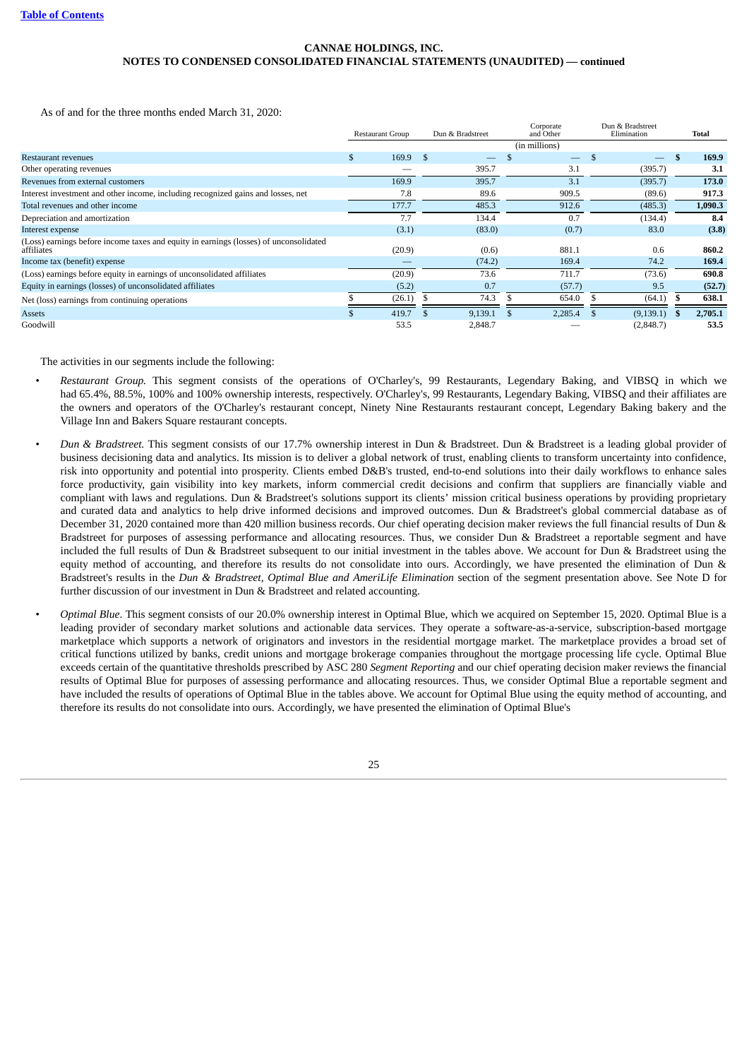As of and for the three months ended March 31, 2020:

| | Restaurant Group | Dun & Bradstreet | Corporate and Other | Dun & Bradstreet Elimination | Total |
|---|---|---|---|---|---|
| | | | (in millions) | | |
| Restaurant revenues | $ 169.9 | $ — | $ — | $ — | $ 169.9 |
| Other operating revenues | — | 395.7 | 3.1 | (395.7) | 3.1 |
| Revenues from external customers | 169.9 | 395.7 | 3.1 | (395.7) | 173.0 |
| Interest investment and other income, including recognized gains and losses, net | 7.8 | 89.6 | 909.5 | (89.6) | 917.3 |
| Total revenues and other income | 177.7 | 485.3 | 912.6 | (485.3) | 1,090.3 |
| Depreciation and amortization | 7.7 | 134.4 | 0.7 | (134.4) | 8.4 |
| Interest expense | (3.1) | (83.0) | (0.7) | 83.0 | (3.8) |
| (Loss) earnings before income taxes and equity in earnings (losses) of unconsolidated affiliates | (20.9) | (0.6) | 881.1 | 0.6 | 860.2 |
| Income tax (benefit) expense | — | (74.2) | 169.4 | 74.2 | 169.4 |
| (Loss) earnings before equity in earnings of unconsolidated affiliates | (20.9) | 73.6 | 711.7 | (73.6) | 690.8 |
| Equity in earnings (losses) of unconsolidated affiliates | (5.2) | 0.7 | (57.7) | 9.5 | (52.7) |
| Net (loss) earnings from continuing operations | $ (26.1) | $ 74.3 | $ 654.0 | $ (64.1) | $ 638.1 |
| Assets | $ 419.7 | $ 9,139.1 | $ 2,285.4 | $ (9,139.1) | $ 2,705.1 |
| Goodwill | 53.5 | 2,848.7 | — | (2,848.7) | 53.5 |

The activities in our segments include the following:

- *Restaurant Group.* This segment consists of the operations of O'Charley's, 99 Restaurants, Legendary Baking, and VIBSQ in which we had 65.4%, 88.5%, 100% and 100% ownership interests, respectively. O'Charley's, 99 Restaurants, Legendary Baking, VIBSQ and their affiliates are the owners and operators of the O'Charley's restaurant concept, Ninety Nine Restaurants restaurant concept, Legendary Baking bakery and the Village Inn and Bakers Square restaurant concepts.

- *Dun & Bradstreet.* This segment consists of our 17.7% ownership interest in Dun & Bradstreet. Dun & Bradstreet is a leading global provider of business decisioning data and analytics. Its mission is to deliver a global network of trust, enabling clients to transform uncertainty into confidence, risk into opportunity and potential into prosperity. Clients embed D&B's trusted, end-to-end solutions into their daily workflows to enhance sales force productivity, gain visibility into key markets, inform commercial credit decisions and confirm that suppliers are financially viable and compliant with laws and regulations. Dun & Bradstreet's solutions support its clients' mission critical business operations by providing proprietary and curated data and analytics to help drive informed decisions and improved outcomes. Dun & Bradstreet's global commercial database as of December 31, 2020 contained more than 420 million business records. Our chief operating decision maker reviews the full financial results of Dun & Bradstreet for purposes of assessing performance and allocating resources. Thus, we consider Dun & Bradstreet a reportable segment and have included the full results of Dun & Bradstreet subsequent to our initial investment in the tables above. We account for Dun & Bradstreet using the equity method of accounting, and therefore its results do not consolidate into ours. Accordingly, we have presented the elimination of Dun & Bradstreet's results in the *Dun & Bradstreet, Optimal Blue and AmeriLife Elimination* section of the segment presentation above. See Note D for further discussion of our investment in Dun & Bradstreet and related accounting.

- *Optimal Blue*. This segment consists of our 20.0% ownership interest in Optimal Blue, which we acquired on September 15, 2020. Optimal Blue is a leading provider of secondary market solutions and actionable data services. They operate a software-as-a-service, subscription-based mortgage marketplace which supports a network of originators and investors in the residential mortgage market. The marketplace provides a broad set of critical functions utilized by banks, credit unions and mortgage brokerage companies throughout the mortgage processing life cycle. Optimal Blue exceeds certain of the quantitative thresholds prescribed by ASC 280 *Segment Reporting* and our chief operating decision maker reviews the financial results of Optimal Blue for purposes of assessing performance and allocating resources. Thus, we consider Optimal Blue a reportable segment and have included the results of operations of Optimal Blue in the tables above. We account for Optimal Blue using the equity method of accounting, and therefore its results do not consolidate into ours. Accordingly, we have presented the elimination of Optimal Blue's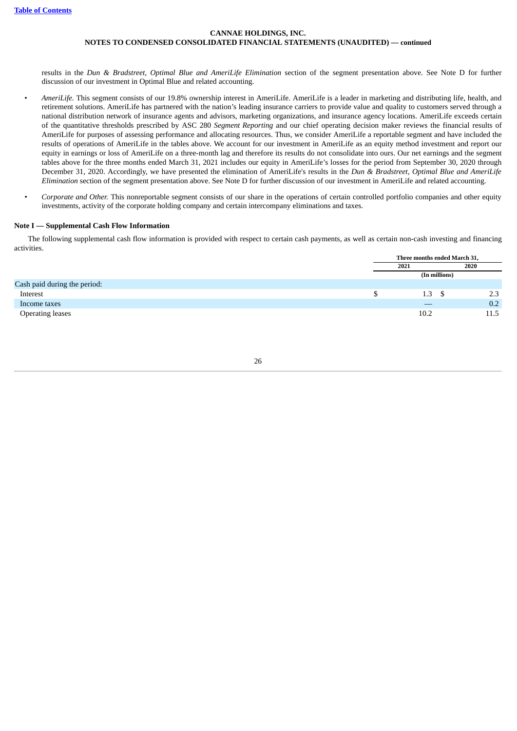results in the *Dun & Bradstreet, Optimal Blue and AmeriLife Elimination* section of the segment presentation above. See Note D for further discussion of our investment in Optimal Blue and related accounting.

- *AmeriLife.* This segment consists of our 19.8% ownership interest in AmeriLife. AmeriLife is a leader in marketing and distributing life, health, and retirement solutions. AmeriLife has partnered with the nation's leading insurance carriers to provide value and quality to customers served through a national distribution network of insurance agents and advisors, marketing organizations, and insurance agency locations. AmeriLife exceeds certain of the quantitative thresholds prescribed by ASC 280 *Segment Reporting* and our chief operating decision maker reviews the financial results of AmeriLife for purposes of assessing performance and allocating resources. Thus, we consider AmeriLife a reportable segment and have included the results of operations of AmeriLife in the tables above. We account for our investment in AmeriLife as an equity method investment and report our equity in earnings or loss of AmeriLife on a three-month lag and therefore its results do not consolidate into ours. Our net earnings and the segment tables above for the three months ended March 31, 2021 includes our equity in AmeriLife's losses for the period from September 30, 2020 through December 31, 2020. Accordingly, we have presented the elimination of AmeriLife's results in the *Dun & Bradstreet, Optimal Blue and AmeriLife Elimination* section of the segment presentation above. See Note D for further discussion of our investment in AmeriLife and related accounting.

- *Corporate and Other.* This nonreportable segment consists of our share in the operations of certain controlled portfolio companies and other equity investments, activity of the corporate holding company and certain intercompany eliminations and taxes.

**Note I — Supplemental Cash Flow Information**

The following supplemental cash flow information is provided with respect to certain cash payments, as well as certain non-cash investing and financing activities.

| | Three months ended March 31, | |
|---|---|---|
| | 2021 | 2020 |
| | (In millions) | |
| Cash paid during the period: | | |
| Interest | $ 1.3 | $ 2.3 |
| Income taxes | — | 0.2 |
| Operating leases | 10.2 | 11.5 |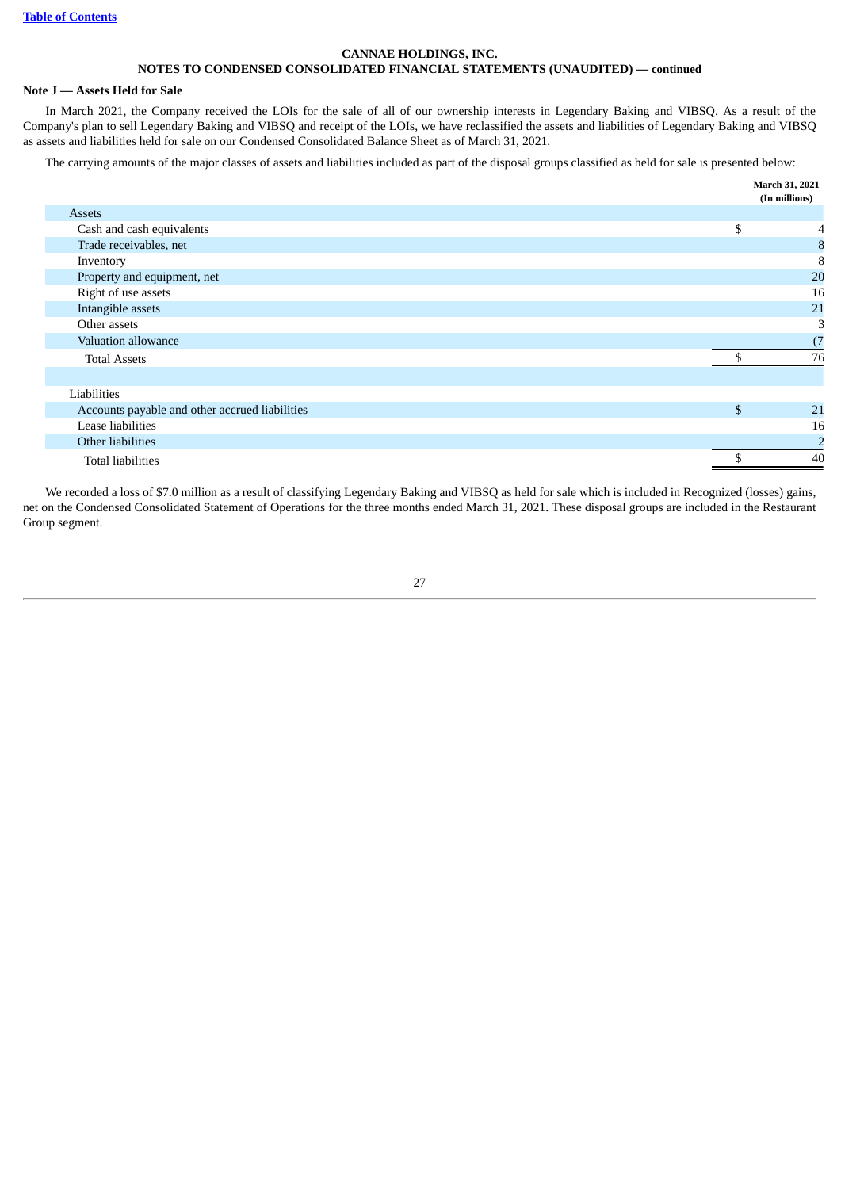**CANNAE HOLDINGS, INC.**
**NOTES TO CONDENSED CONSOLIDATED FINANCIAL STATEMENTS (UNAUDITED) — continued**

**Note J — Assets Held for Sale**

In March 2021, the Company received the LOIs for the sale of all of our ownership interests in Legendary Baking and VIBSQ. As a result of the Company's plan to sell Legendary Baking and VIBSQ and receipt of the LOIs, we have reclassified the assets and liabilities of Legendary Baking and VIBSQ as assets and liabilities held for sale on our Condensed Consolidated Balance Sheet as of March 31, 2021.

The carrying amounts of the major classes of assets and liabilities included as part of the disposal groups classified as held for sale is presented below:

| | March 31, 2021 (In millions) |
|---|---|
| Assets | |
| Cash and cash equivalents | $ 4 |
| Trade receivables, net | 8 |
| Inventory | 8 |
| Property and equipment, net | 20 |
| Right of use assets | 16 |
| Intangible assets | 21 |
| Other assets | 3 |
| Valuation allowance | (7 |
| Total Assets | $ 76 |
| | |
| Liabilities | |
| Accounts payable and other accrued liabilities | $ 21 |
| Lease liabilities | 16 |
| Other liabilities | 2 |
| Total liabilities | $ 40 |

We recorded a loss of $7.0 million as a result of classifying Legendary Baking and VIBSQ as held for sale which is included in Recognized (losses) gains, net on the Condensed Consolidated Statement of Operations for the three months ended March 31, 2021. These disposal groups are included in the Restaurant Group segment.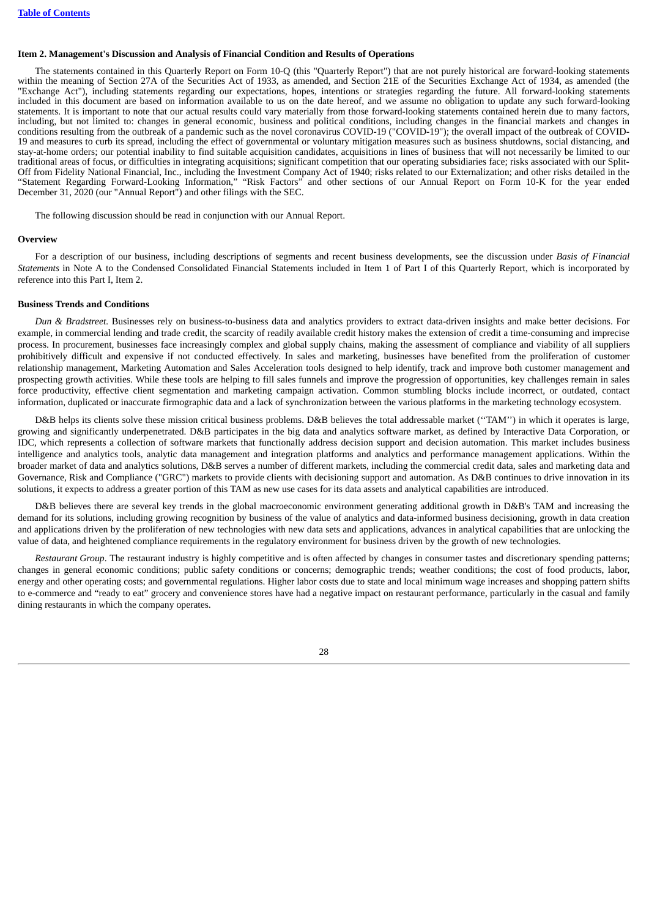### Item 2. Management's Discussion and Analysis of Financial Condition and Results of Operations

The statements contained in this Quarterly Report on Form 10-Q (this "Quarterly Report") that are not purely historical are forward-looking statements within the meaning of Section 27A of the Securities Act of 1933, as amended, and Section 21E of the Securities Exchange Act of 1934, as amended (the "Exchange Act"), including statements regarding our expectations, hopes, intentions or strategies regarding the future. All forward-looking statements included in this document are based on information available to us on the date hereof, and we assume no obligation to update any such forward-looking statements. It is important to note that our actual results could vary materially from those forward-looking statements contained herein due to many factors, including, but not limited to: changes in general economic, business and political conditions, including changes in the financial markets and changes in conditions resulting from the outbreak of a pandemic such as the novel coronavirus COVID-19 ("COVID-19"); the overall impact of the outbreak of COVID-19 and measures to curb its spread, including the effect of governmental or voluntary mitigation measures such as business shutdowns, social distancing, and stay-at-home orders; our potential inability to find suitable acquisition candidates, acquisitions in lines of business that will not necessarily be limited to our traditional areas of focus, or difficulties in integrating acquisitions; significant competition that our operating subsidiaries face; risks associated with our Split-Off from Fidelity National Financial, Inc., including the Investment Company Act of 1940; risks related to our Externalization; and other risks detailed in the "Statement Regarding Forward-Looking Information," "Risk Factors" and other sections of our Annual Report on Form 10-K for the year ended December 31, 2020 (our "Annual Report") and other filings with the SEC.

The following discussion should be read in conjunction with our Annual Report.

#### Overview

For a description of our business, including descriptions of segments and recent business developments, see the discussion under *Basis of Financial Statements* in Note A to the Condensed Consolidated Financial Statements included in Item 1 of Part I of this Quarterly Report, which is incorporated by reference into this Part I, Item 2.

#### Business Trends and Conditions

*Dun & Bradstreet.* Businesses rely on business-to-business data and analytics providers to extract data-driven insights and make better decisions. For example, in commercial lending and trade credit, the scarcity of readily available credit history makes the extension of credit a time-consuming and imprecise process. In procurement, businesses face increasingly complex and global supply chains, making the assessment of compliance and viability of all suppliers prohibitively difficult and expensive if not conducted effectively. In sales and marketing, businesses have benefited from the proliferation of customer relationship management, Marketing Automation and Sales Acceleration tools designed to help identify, track and improve both customer management and prospecting growth activities. While these tools are helping to fill sales funnels and improve the progression of opportunities, key challenges remain in sales force productivity, effective client segmentation and marketing campaign activation. Common stumbling blocks include incorrect, or outdated, contact information, duplicated or inaccurate firmographic data and a lack of synchronization between the various platforms in the marketing technology ecosystem.

D&B helps its clients solve these mission critical business problems. D&B believes the total addressable market (''TAM'') in which it operates is large, growing and significantly underpenetrated. D&B participates in the big data and analytics software market, as defined by Interactive Data Corporation, or IDC, which represents a collection of software markets that functionally address decision support and decision automation. This market includes business intelligence and analytics tools, analytic data management and integration platforms and analytics and performance management applications. Within the broader market of data and analytics solutions, D&B serves a number of different markets, including the commercial credit data, sales and marketing data and Governance, Risk and Compliance ("GRC") markets to provide clients with decisioning support and automation. As D&B continues to drive innovation in its solutions, it expects to address a greater portion of this TAM as new use cases for its data assets and analytical capabilities are introduced.

D&B believes there are several key trends in the global macroeconomic environment generating additional growth in D&B's TAM and increasing the demand for its solutions, including growing recognition by business of the value of analytics and data-informed business decisioning, growth in data creation and applications driven by the proliferation of new technologies with new data sets and applications, advances in analytical capabilities that are unlocking the value of data, and heightened compliance requirements in the regulatory environment for business driven by the growth of new technologies.

*Restaurant Group*. The restaurant industry is highly competitive and is often affected by changes in consumer tastes and discretionary spending patterns; changes in general economic conditions; public safety conditions or concerns; demographic trends; weather conditions; the cost of food products, labor, energy and other operating costs; and governmental regulations. Higher labor costs due to state and local minimum wage increases and shopping pattern shifts to e-commerce and "ready to eat" grocery and convenience stores have had a negative impact on restaurant performance, particularly in the casual and family dining restaurants in which the company operates.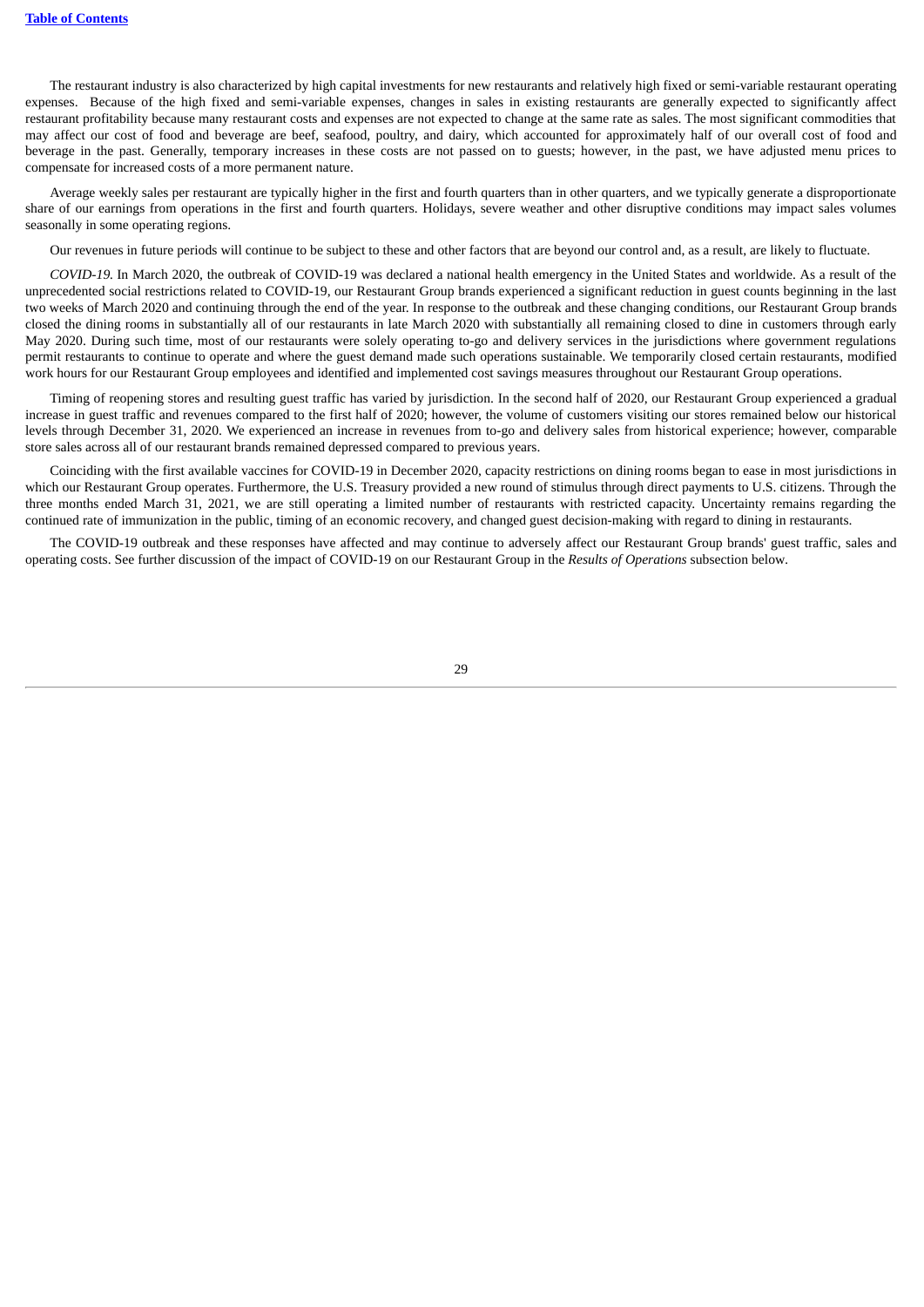The restaurant industry is also characterized by high capital investments for new restaurants and relatively high fixed or semi-variable restaurant operating expenses. Because of the high fixed and semi-variable expenses, changes in sales in existing restaurants are generally expected to significantly affect restaurant profitability because many restaurant costs and expenses are not expected to change at the same rate as sales. The most significant commodities that may affect our cost of food and beverage are beef, seafood, poultry, and dairy, which accounted for approximately half of our overall cost of food and beverage in the past. Generally, temporary increases in these costs are not passed on to guests; however, in the past, we have adjusted menu prices to compensate for increased costs of a more permanent nature.

Average weekly sales per restaurant are typically higher in the first and fourth quarters than in other quarters, and we typically generate a disproportionate share of our earnings from operations in the first and fourth quarters. Holidays, severe weather and other disruptive conditions may impact sales volumes seasonally in some operating regions.

Our revenues in future periods will continue to be subject to these and other factors that are beyond our control and, as a result, are likely to fluctuate.

*COVID-19.* In March 2020, the outbreak of COVID-19 was declared a national health emergency in the United States and worldwide. As a result of the unprecedented social restrictions related to COVID-19, our Restaurant Group brands experienced a significant reduction in guest counts beginning in the last two weeks of March 2020 and continuing through the end of the year. In response to the outbreak and these changing conditions, our Restaurant Group brands closed the dining rooms in substantially all of our restaurants in late March 2020 with substantially all remaining closed to dine in customers through early May 2020. During such time, most of our restaurants were solely operating to-go and delivery services in the jurisdictions where government regulations permit restaurants to continue to operate and where the guest demand made such operations sustainable. We temporarily closed certain restaurants, modified work hours for our Restaurant Group employees and identified and implemented cost savings measures throughout our Restaurant Group operations.

Timing of reopening stores and resulting guest traffic has varied by jurisdiction. In the second half of 2020, our Restaurant Group experienced a gradual increase in guest traffic and revenues compared to the first half of 2020; however, the volume of customers visiting our stores remained below our historical levels through December 31, 2020. We experienced an increase in revenues from to-go and delivery sales from historical experience; however, comparable store sales across all of our restaurant brands remained depressed compared to previous years.

Coinciding with the first available vaccines for COVID-19 in December 2020, capacity restrictions on dining rooms began to ease in most jurisdictions in which our Restaurant Group operates. Furthermore, the U.S. Treasury provided a new round of stimulus through direct payments to U.S. citizens. Through the three months ended March 31, 2021, we are still operating a limited number of restaurants with restricted capacity. Uncertainty remains regarding the continued rate of immunization in the public, timing of an economic recovery, and changed guest decision-making with regard to dining in restaurants.

The COVID-19 outbreak and these responses have affected and may continue to adversely affect our Restaurant Group brands' guest traffic, sales and operating costs. See further discussion of the impact of COVID-19 on our Restaurant Group in the *Results of Operations* subsection below.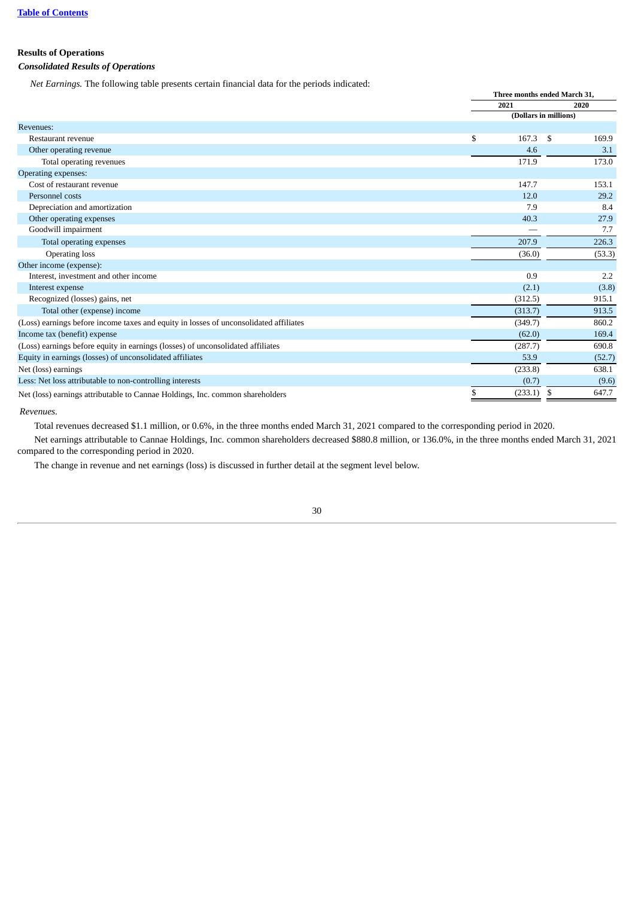## Results of Operations

### *Consolidated Results of Operations*

*Net Earnings.* The following table presents certain financial data for the periods indicated:

| | Three months ended March 31, | |
|---|---|---|
| | 2021 | 2020 |
| | (Dollars in millions) | |
| Revenues: | | |
| Restaurant revenue | $ 167.3 | $ 169.9 |
| Other operating revenue | 4.6 | 3.1 |
| Total operating revenues | 171.9 | 173.0 |
| Operating expenses: | | |
| Cost of restaurant revenue | 147.7 | 153.1 |
| Personnel costs | 12.0 | 29.2 |
| Depreciation and amortization | 7.9 | 8.4 |
| Other operating expenses | 40.3 | 27.9 |
| Goodwill impairment | — | 7.7 |
| Total operating expenses | 207.9 | 226.3 |
| Operating loss | (36.0) | (53.3) |
| Other income (expense): | | |
| Interest, investment and other income | 0.9 | 2.2 |
| Interest expense | (2.1) | (3.8) |
| Recognized (losses) gains, net | (312.5) | 915.1 |
| Total other (expense) income | (313.7) | 913.5 |
| (Loss) earnings before income taxes and equity in losses of unconsolidated affiliates | (349.7) | 860.2 |
| Income tax (benefit) expense | (62.0) | 169.4 |
| (Loss) earnings before equity in earnings (losses) of unconsolidated affiliates | (287.7) | 690.8 |
| Equity in earnings (losses) of unconsolidated affiliates | 53.9 | (52.7) |
| Net (loss) earnings | (233.8) | 638.1 |
| Less: Net loss attributable to non-controlling interests | (0.7) | (9.6) |
| Net (loss) earnings attributable to Cannae Holdings, Inc. common shareholders | $ (233.1) | $ 647.7 |

*Revenues.*

Total revenues decreased $1.1 million, or 0.6%, in the three months ended March 31, 2021 compared to the corresponding period in 2020.

Net earnings attributable to Cannae Holdings, Inc. common shareholders decreased $880.8 million, or 136.0%, in the three months ended March 31, 2021 compared to the corresponding period in 2020.

The change in revenue and net earnings (loss) is discussed in further detail at the segment level below.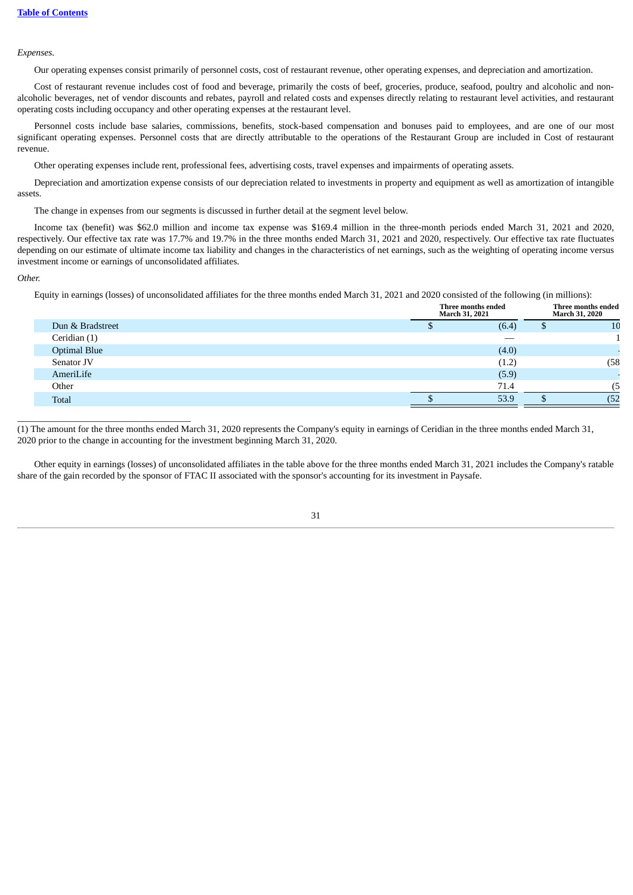*Expenses.*

Our operating expenses consist primarily of personnel costs, cost of restaurant revenue, other operating expenses, and depreciation and amortization.

Cost of restaurant revenue includes cost of food and beverage, primarily the costs of beef, groceries, produce, seafood, poultry and alcoholic and non-alcoholic beverages, net of vendor discounts and rebates, payroll and related costs and expenses directly relating to restaurant level activities, and restaurant operating costs including occupancy and other operating expenses at the restaurant level.

Personnel costs include base salaries, commissions, benefits, stock-based compensation and bonuses paid to employees, and are one of our most significant operating expenses. Personnel costs that are directly attributable to the operations of the Restaurant Group are included in Cost of restaurant revenue.

Other operating expenses include rent, professional fees, advertising costs, travel expenses and impairments of operating assets.

Depreciation and amortization expense consists of our depreciation related to investments in property and equipment as well as amortization of intangible assets.

The change in expenses from our segments is discussed in further detail at the segment level below.

Income tax (benefit) was $62.0 million and income tax expense was $169.4 million in the three-month periods ended March 31, 2021 and 2020, respectively. Our effective tax rate was 17.7% and 19.7% in the three months ended March 31, 2021 and 2020, respectively. Our effective tax rate fluctuates depending on our estimate of ultimate income tax liability and changes in the characteristics of net earnings, such as the weighting of operating income versus investment income or earnings of unconsolidated affiliates.

*Other.*

Equity in earnings (losses) of unconsolidated affiliates for the three months ended March 31, 2021 and 2020 consisted of the following (in millions):

| | Three months ended March 31, 2021 | Three months ended March 31, 2020 |
|---|---|---|
| Dun & Bradstreet | $ (6.4) | $ 10 |
| Ceridian (1) | — | 1 |
| Optimal Blue | (4.0) | - |
| Senator JV | (1.2) | (58 |
| AmeriLife | (5.9) | - |
| Other | 71.4 | (5 |
| Total | $ 53.9 | $ (52 |

(1) The amount for the three months ended March 31, 2020 represents the Company's equity in earnings of Ceridian in the three months ended March 31, 2020 prior to the change in accounting for the investment beginning March 31, 2020.

Other equity in earnings (losses) of unconsolidated affiliates in the table above for the three months ended March 31, 2021 includes the Company's ratable share of the gain recorded by the sponsor of FTAC II associated with the sponsor's accounting for its investment in Paysafe.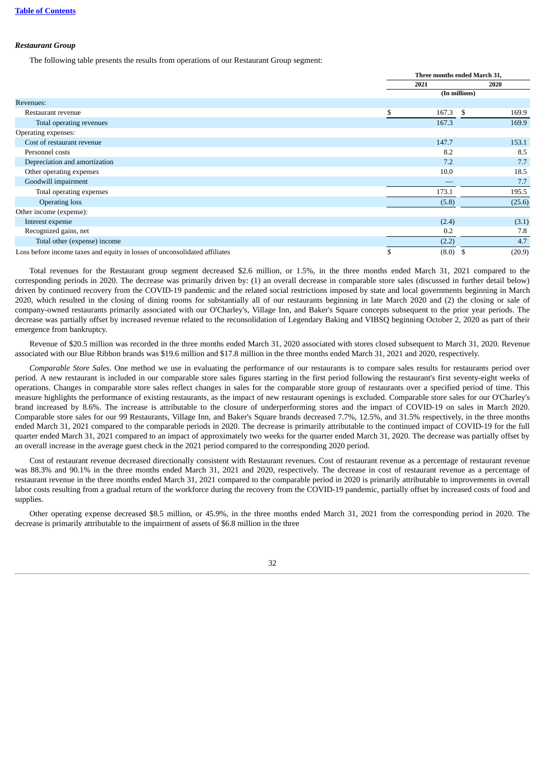### *Restaurant Group*

The following table presents the results from operations of our Restaurant Group segment:

| | Three months ended March 31, | |
|---|---|---|
| | 2021 | 2020 |
| | (In millions) | |
| Revenues: | | |
| Restaurant revenue | $ 167.3 | $ 169.9 |
| Total operating revenues | 167.3 | 169.9 |
| Operating expenses: | | |
| Cost of restaurant revenue | 147.7 | 153.1 |
| Personnel costs | 8.2 | 8.5 |
| Depreciation and amortization | 7.2 | 7.7 |
| Other operating expenses | 10.0 | 18.5 |
| Goodwill impairment | — | 7.7 |
| Total operating expenses | 173.1 | 195.5 |
| Operating loss | (5.8) | (25.6) |
| Other income (expense): | | |
| Interest expense | (2.4) | (3.1) |
| Recognized gains, net | 0.2 | 7.8 |
| Total other (expense) income | (2.2) | 4.7 |
| Loss before income taxes and equity in losses of unconsolidated affiliates | $ (8.0) | $ (20.9) |

Total revenues for the Restaurant group segment decreased $2.6 million, or 1.5%, in the three months ended March 31, 2021 compared to the corresponding periods in 2020. The decrease was primarily driven by: (1) an overall decrease in comparable store sales (discussed in further detail below) driven by continued recovery from the COVID-19 pandemic and the related social restrictions imposed by state and local governments beginning in March 2020, which resulted in the closing of dining rooms for substantially all of our restaurants beginning in late March 2020 and (2) the closing or sale of company-owned restaurants primarily associated with our O'Charley's, Village Inn, and Baker's Square concepts subsequent to the prior year periods. The decrease was partially offset by increased revenue related to the reconsolidation of Legendary Baking and VIBSQ beginning October 2, 2020 as part of their emergence from bankruptcy.

Revenue of $20.5 million was recorded in the three months ended March 31, 2020 associated with stores closed subsequent to March 31, 2020. Revenue associated with our Blue Ribbon brands was $19.6 million and $17.8 million in the three months ended March 31, 2021 and 2020, respectively.

*Comparable Store Sales.* One method we use in evaluating the performance of our restaurants is to compare sales results for restaurants period over period. A new restaurant is included in our comparable store sales figures starting in the first period following the restaurant's first seventy-eight weeks of operations. Changes in comparable store sales reflect changes in sales for the comparable store group of restaurants over a specified period of time. This measure highlights the performance of existing restaurants, as the impact of new restaurant openings is excluded. Comparable store sales for our O'Charley's brand increased by 8.6%. The increase is attributable to the closure of underperforming stores and the impact of COVID-19 on sales in March 2020. Comparable store sales for our 99 Restaurants, Village Inn, and Baker's Square brands decreased 7.7%, 12.5%, and 31.5% respectively, in the three months ended March 31, 2021 compared to the comparable periods in 2020. The decrease is primarily attributable to the continued impact of COVID-19 for the full quarter ended March 31, 2021 compared to an impact of approximately two weeks for the quarter ended March 31, 2020. The decrease was partially offset by an overall increase in the average guest check in the 2021 period compared to the corresponding 2020 period.

Cost of restaurant revenue decreased directionally consistent with Restaurant revenues. Cost of restaurant revenue as a percentage of restaurant revenue was 88.3% and 90.1% in the three months ended March 31, 2021 and 2020, respectively. The decrease in cost of restaurant revenue as a percentage of restaurant revenue in the three months ended March 31, 2021 compared to the comparable period in 2020 is primarily attributable to improvements in overall labor costs resulting from a gradual return of the workforce during the recovery from the COVID-19 pandemic, partially offset by increased costs of food and supplies.

Other operating expense decreased $8.5 million, or 45.9%, in the three months ended March 31, 2021 from the corresponding period in 2020. The decrease is primarily attributable to the impairment of assets of $6.8 million in the three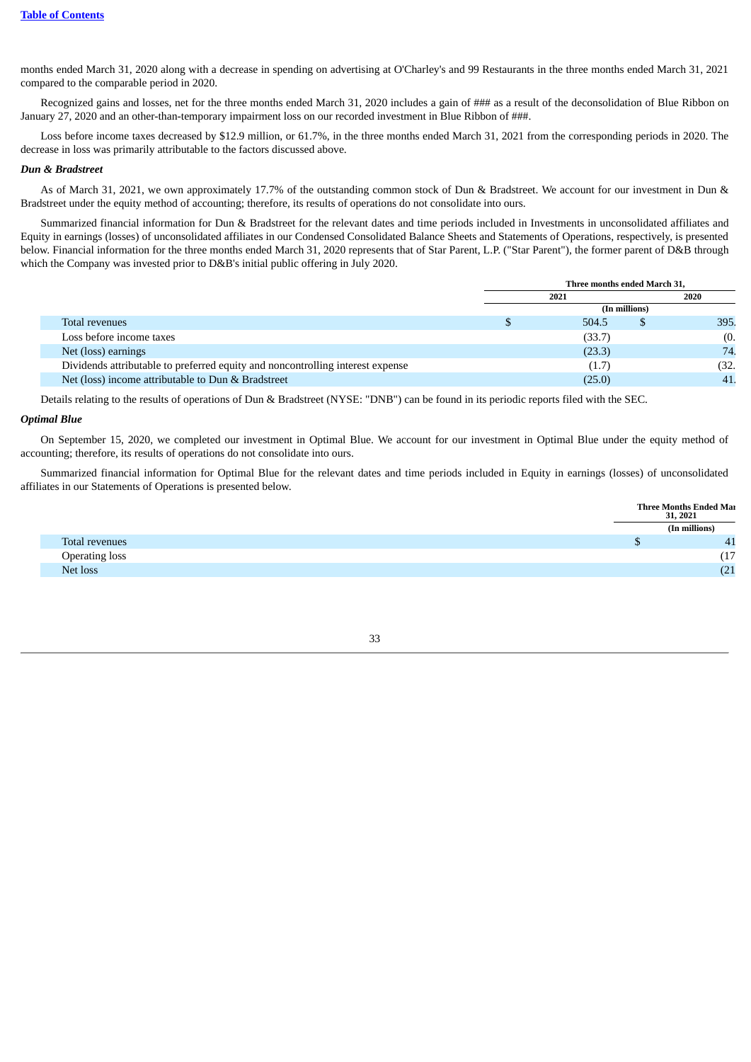months ended March 31, 2020 along with a decrease in spending on advertising at O'Charley's and 99 Restaurants in the three months ended March 31, 2021 compared to the comparable period in 2020.

Recognized gains and losses, net for the three months ended March 31, 2020 includes a gain of ### as a result of the deconsolidation of Blue Ribbon on January 27, 2020 and an other-than-temporary impairment loss on our recorded investment in Blue Ribbon of ###.

Loss before income taxes decreased by $12.9 million, or 61.7%, in the three months ended March 31, 2021 from the corresponding periods in 2020. The decrease in loss was primarily attributable to the factors discussed above.

***Dun & Bradstreet***

As of March 31, 2021, we own approximately 17.7% of the outstanding common stock of Dun & Bradstreet. We account for our investment in Dun & Bradstreet under the equity method of accounting; therefore, its results of operations do not consolidate into ours.

Summarized financial information for Dun & Bradstreet for the relevant dates and time periods included in Investments in unconsolidated affiliates and Equity in earnings (losses) of unconsolidated affiliates in our Condensed Consolidated Balance Sheets and Statements of Operations, respectively, is presented below. Financial information for the three months ended March 31, 2020 represents that of Star Parent, L.P. ("Star Parent"), the former parent of D&B through which the Company was invested prior to D&B's initial public offering in July 2020.

| | Three months ended March 31, | |
|---|---|---|
| | 2021 | 2020 |
| | (In millions) | |
| Total revenues | $ 504.5 | $ 395. |
| Loss before income taxes | (33.7) | (0. |
| Net (loss) earnings | (23.3) | 74. |
| Dividends attributable to preferred equity and noncontrolling interest expense | (1.7) | (32. |
| Net (loss) income attributable to Dun & Bradstreet | (25.0) | 41. |

Details relating to the results of operations of Dun & Bradstreet (NYSE: "DNB") can be found in its periodic reports filed with the SEC.

***Optimal Blue***

On September 15, 2020, we completed our investment in Optimal Blue. We account for our investment in Optimal Blue under the equity method of accounting; therefore, its results of operations do not consolidate into ours.

Summarized financial information for Optimal Blue for the relevant dates and time periods included in Equity in earnings (losses) of unconsolidated affiliates in our Statements of Operations is presented below.

| | Three Months Ended Mar 31, 2021 |
|---|---|
| | (In millions) |
| Total revenues | $ 41 |
| Operating loss | (17 |
| Net loss | (21 |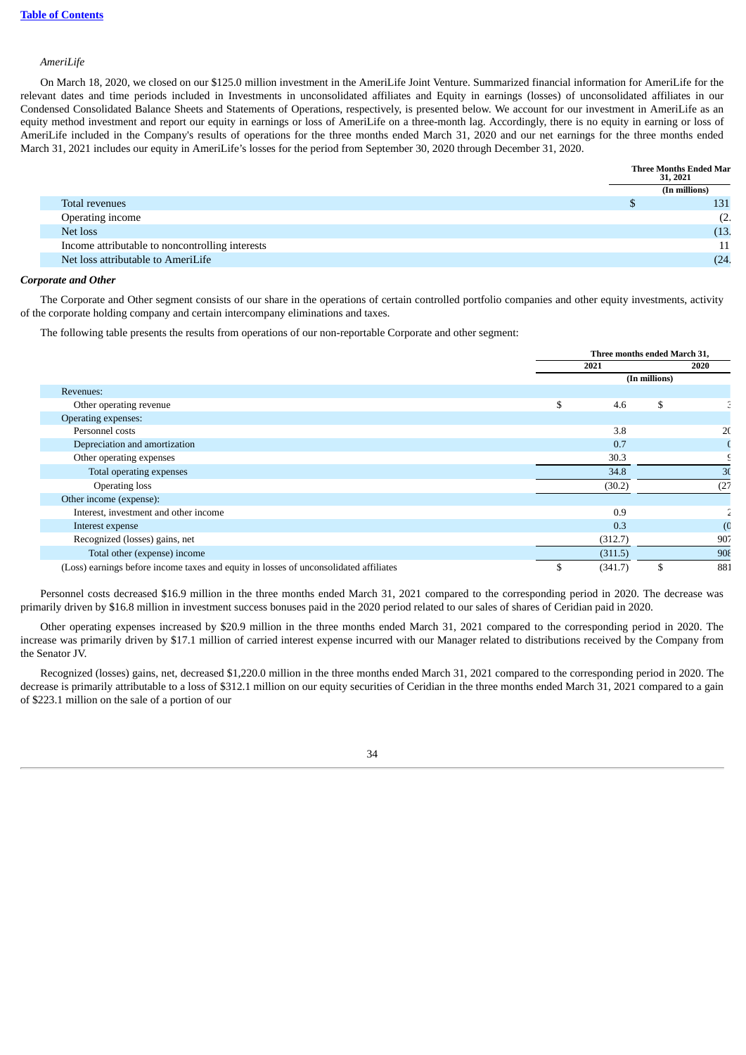[Table of Contents](#)

*AmeriLife*

On March 18, 2020, we closed on our $125.0 million investment in the AmeriLife Joint Venture. Summarized financial information for AmeriLife for the relevant dates and time periods included in Investments in unconsolidated affiliates and Equity in earnings (losses) of unconsolidated affiliates in our Condensed Consolidated Balance Sheets and Statements of Operations, respectively, is presented below. We account for our investment in AmeriLife as an equity method investment and report our equity in earnings or loss of AmeriLife on a three-month lag. Accordingly, there is no equity in earning or loss of AmeriLife included in the Company's results of operations for the three months ended March 31, 2020 and our net earnings for the three months ended March 31, 2021 includes our equity in AmeriLife's losses for the period from September 30, 2020 through December 31, 2020.

| | Three Months Ended March 31, 2021 |
|---|---|
| | (In millions) |
| Total revenues | $ 131 |
| Operating income | (2. |
| Net loss | (13. |
| Income attributable to noncontrolling interests | 11 |
| Net loss attributable to AmeriLife | (24. |

***Corporate and Other***

The Corporate and Other segment consists of our share in the operations of certain controlled portfolio companies and other equity investments, activity of the corporate holding company and certain intercompany eliminations and taxes.

The following table presents the results from operations of our non-reportable Corporate and other segment:

| | Three months ended March 31, | |
|---|---|---|
| | 2021 | 2020 |
| | (In millions) | |
| Revenues: | | |
| Other operating revenue | $ 4.6 | $ 3 |
| Operating expenses: | | |
| Personnel costs | 3.8 | 20 |
| Depreciation and amortization | 0.7 | ( |
| Other operating expenses | 30.3 | 9 |
| Total operating expenses | 34.8 | 30 |
| Operating loss | (30.2) | (27 |
| Other income (expense): | | |
| Interest, investment and other income | 0.9 | 2 |
| Interest expense | 0.3 | (0 |
| Recognized (losses) gains, net | (312.7) | 907 |
| Total other (expense) income | (311.5) | 908 |
| (Loss) earnings before income taxes and equity in losses of unconsolidated affiliates | $ (341.7) | $ 881 |

Personnel costs decreased $16.9 million in the three months ended March 31, 2021 compared to the corresponding period in 2020. The decrease was primarily driven by $16.8 million in investment success bonuses paid in the 2020 period related to our sales of shares of Ceridian paid in 2020.

Other operating expenses increased by $20.9 million in the three months ended March 31, 2021 compared to the corresponding period in 2020. The increase was primarily driven by $17.1 million of carried interest expense incurred with our Manager related to distributions received by the Company from the Senator JV.

Recognized (losses) gains, net, decreased $1,220.0 million in the three months ended March 31, 2021 compared to the corresponding period in 2020. The decrease is primarily attributable to a loss of $312.1 million on our equity securities of Ceridian in the three months ended March 31, 2021 compared to a gain of $223.1 million on the sale of a portion of our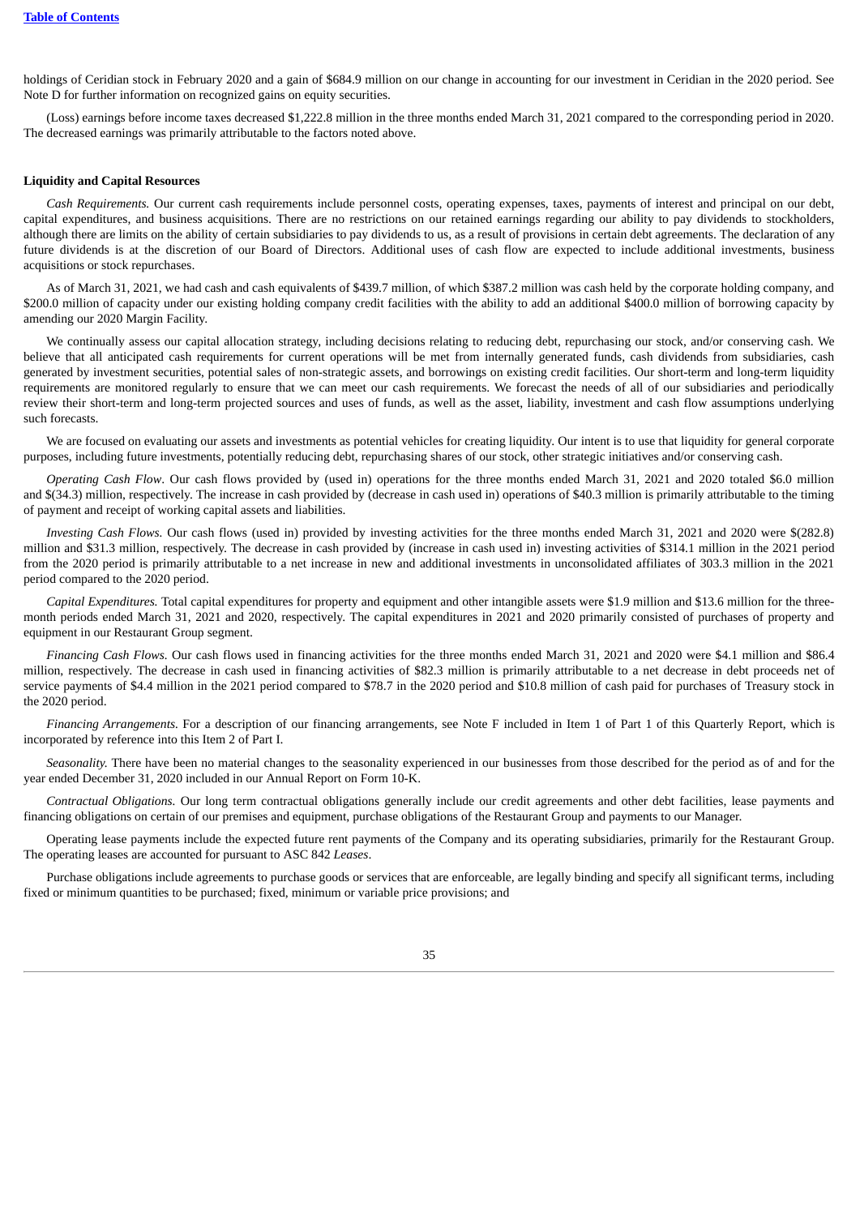holdings of Ceridian stock in February 2020 and a gain of $684.9 million on our change in accounting for our investment in Ceridian in the 2020 period. See Note D for further information on recognized gains on equity securities.

(Loss) earnings before income taxes decreased $1,222.8 million in the three months ended March 31, 2021 compared to the corresponding period in 2020. The decreased earnings was primarily attributable to the factors noted above.

**Liquidity and Capital Resources**

*Cash Requirements.* Our current cash requirements include personnel costs, operating expenses, taxes, payments of interest and principal on our debt, capital expenditures, and business acquisitions. There are no restrictions on our retained earnings regarding our ability to pay dividends to stockholders, although there are limits on the ability of certain subsidiaries to pay dividends to us, as a result of provisions in certain debt agreements. The declaration of any future dividends is at the discretion of our Board of Directors. Additional uses of cash flow are expected to include additional investments, business acquisitions or stock repurchases.

As of March 31, 2021, we had cash and cash equivalents of $439.7 million, of which $387.2 million was cash held by the corporate holding company, and $200.0 million of capacity under our existing holding company credit facilities with the ability to add an additional $400.0 million of borrowing capacity by amending our 2020 Margin Facility.

We continually assess our capital allocation strategy, including decisions relating to reducing debt, repurchasing our stock, and/or conserving cash. We believe that all anticipated cash requirements for current operations will be met from internally generated funds, cash dividends from subsidiaries, cash generated by investment securities, potential sales of non-strategic assets, and borrowings on existing credit facilities. Our short-term and long-term liquidity requirements are monitored regularly to ensure that we can meet our cash requirements. We forecast the needs of all of our subsidiaries and periodically review their short-term and long-term projected sources and uses of funds, as well as the asset, liability, investment and cash flow assumptions underlying such forecasts.

We are focused on evaluating our assets and investments as potential vehicles for creating liquidity. Our intent is to use that liquidity for general corporate purposes, including future investments, potentially reducing debt, repurchasing shares of our stock, other strategic initiatives and/or conserving cash.

*Operating Cash Flow*. Our cash flows provided by (used in) operations for the three months ended March 31, 2021 and 2020 totaled $6.0 million and $(34.3) million, respectively. The increase in cash provided by (decrease in cash used in) operations of $40.3 million is primarily attributable to the timing of payment and receipt of working capital assets and liabilities.

*Investing Cash Flows.* Our cash flows (used in) provided by investing activities for the three months ended March 31, 2021 and 2020 were $(282.8) million and $31.3 million, respectively. The decrease in cash provided by (increase in cash used in) investing activities of $314.1 million in the 2021 period from the 2020 period is primarily attributable to a net increase in new and additional investments in unconsolidated affiliates of 303.3 million in the 2021 period compared to the 2020 period.

*Capital Expenditures.* Total capital expenditures for property and equipment and other intangible assets were $1.9 million and $13.6 million for the three-month periods ended March 31, 2021 and 2020, respectively. The capital expenditures in 2021 and 2020 primarily consisted of purchases of property and equipment in our Restaurant Group segment.

*Financing Cash Flows.* Our cash flows used in financing activities for the three months ended March 31, 2021 and 2020 were $4.1 million and $86.4 million, respectively. The decrease in cash used in financing activities of $82.3 million is primarily attributable to a net decrease in debt proceeds net of service payments of $4.4 million in the 2021 period compared to $78.7 in the 2020 period and $10.8 million of cash paid for purchases of Treasury stock in the 2020 period.

*Financing Arrangements.* For a description of our financing arrangements, see Note F included in Item 1 of Part 1 of this Quarterly Report, which is incorporated by reference into this Item 2 of Part I.

*Seasonality.* There have been no material changes to the seasonality experienced in our businesses from those described for the period as of and for the year ended December 31, 2020 included in our Annual Report on Form 10-K.

*Contractual Obligations.* Our long term contractual obligations generally include our credit agreements and other debt facilities, lease payments and financing obligations on certain of our premises and equipment, purchase obligations of the Restaurant Group and payments to our Manager.

Operating lease payments include the expected future rent payments of the Company and its operating subsidiaries, primarily for the Restaurant Group. The operating leases are accounted for pursuant to ASC 842 *Leases*.

Purchase obligations include agreements to purchase goods or services that are enforceable, are legally binding and specify all significant terms, including fixed or minimum quantities to be purchased; fixed, minimum or variable price provisions; and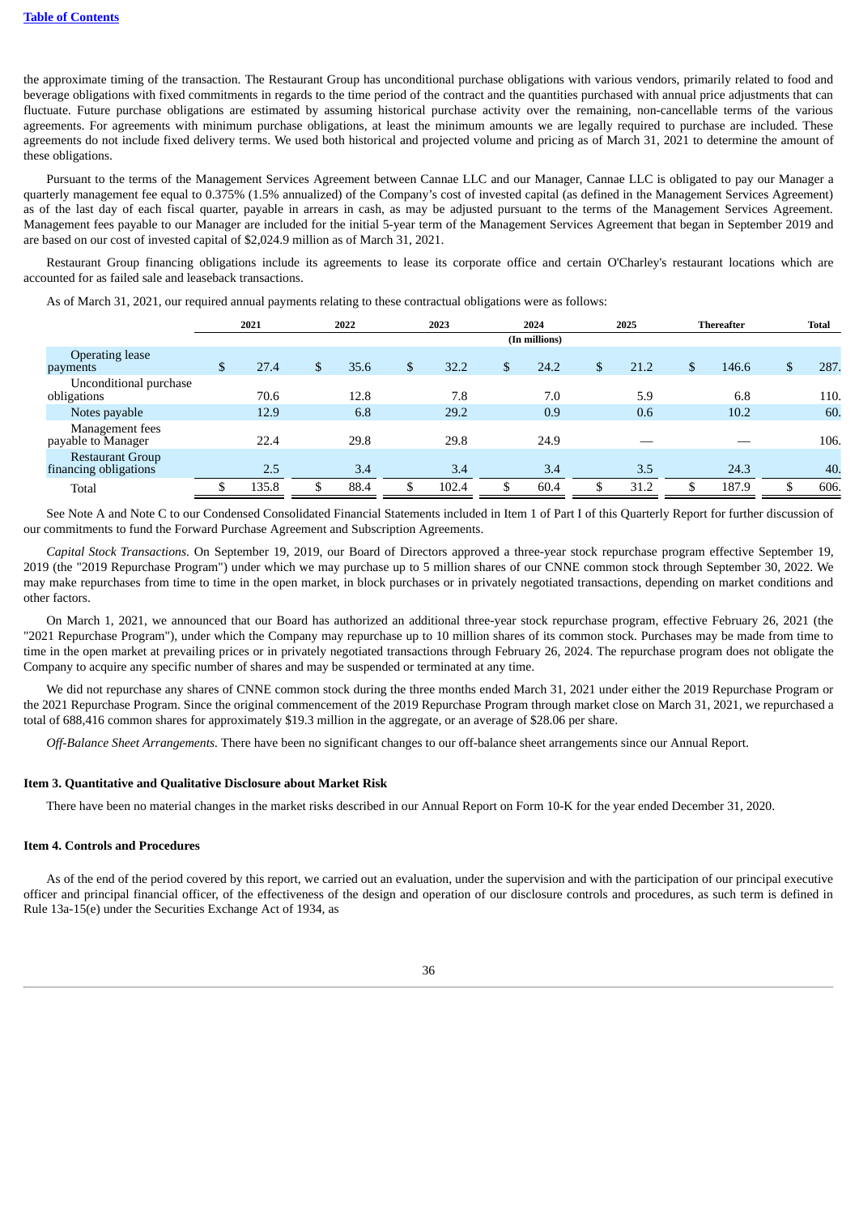the approximate timing of the transaction. The Restaurant Group has unconditional purchase obligations with various vendors, primarily related to food and beverage obligations with fixed commitments in regards to the time period of the contract and the quantities purchased with annual price adjustments that can fluctuate. Future purchase obligations are estimated by assuming historical purchase activity over the remaining, non-cancellable terms of the various agreements. For agreements with minimum purchase obligations, at least the minimum amounts we are legally required to purchase are included. These agreements do not include fixed delivery terms. We used both historical and projected volume and pricing as of March 31, 2021 to determine the amount of these obligations.

Pursuant to the terms of the Management Services Agreement between Cannae LLC and our Manager, Cannae LLC is obligated to pay our Manager a quarterly management fee equal to 0.375% (1.5% annualized) of the Company's cost of invested capital (as defined in the Management Services Agreement) as of the last day of each fiscal quarter, payable in arrears in cash, as may be adjusted pursuant to the terms of the Management Services Agreement. Management fees payable to our Manager are included for the initial 5-year term of the Management Services Agreement that began in September 2019 and are based on our cost of invested capital of $2,024.9 million as of March 31, 2021.

Restaurant Group financing obligations include its agreements to lease its corporate office and certain O'Charley's restaurant locations which are accounted for as failed sale and leaseback transactions.

As of March 31, 2021, our required annual payments relating to these contractual obligations were as follows:

| | 2021 | 2022 | 2023 | 2024 | 2025 | Thereafter | Total |
|---|---|---|---|---|---|---|---|
| | | | | (In millions) | | | |
| Operating lease payments | $ 27.4 | $ 35.6 | $ 32.2 | $ 24.2 | $ 21.2 | $ 146.6 | $ 287. |
| Unconditional purchase obligations | 70.6 | 12.8 | 7.8 | 7.0 | 5.9 | 6.8 | 110. |
| Notes payable | 12.9 | 6.8 | 29.2 | 0.9 | 0.6 | 10.2 | 60. |
| Management fees payable to Manager | 22.4 | 29.8 | 29.8 | 24.9 | — | — | 106. |
| Restaurant Group financing obligations | 2.5 | 3.4 | 3.4 | 3.4 | 3.5 | 24.3 | 40. |
| Total | $ 135.8 | $ 88.4 | $ 102.4 | $ 60.4 | $ 31.2 | $ 187.9 | $ 606. |

See Note A and Note C to our Condensed Consolidated Financial Statements included in Item 1 of Part I of this Quarterly Report for further discussion of our commitments to fund the Forward Purchase Agreement and Subscription Agreements.

*Capital Stock Transactions.* On September 19, 2019, our Board of Directors approved a three-year stock repurchase program effective September 19, 2019 (the "2019 Repurchase Program") under which we may purchase up to 5 million shares of our CNNE common stock through September 30, 2022. We may make repurchases from time to time in the open market, in block purchases or in privately negotiated transactions, depending on market conditions and other factors.

On March 1, 2021, we announced that our Board has authorized an additional three-year stock repurchase program, effective February 26, 2021 (the "2021 Repurchase Program"), under which the Company may repurchase up to 10 million shares of its common stock. Purchases may be made from time to time in the open market at prevailing prices or in privately negotiated transactions through February 26, 2024. The repurchase program does not obligate the Company to acquire any specific number of shares and may be suspended or terminated at any time.

We did not repurchase any shares of CNNE common stock during the three months ended March 31, 2021 under either the 2019 Repurchase Program or the 2021 Repurchase Program. Since the original commencement of the 2019 Repurchase Program through market close on March 31, 2021, we repurchased a total of 688,416 common shares for approximately $19.3 million in the aggregate, or an average of $28.06 per share.

*Off-Balance Sheet Arrangements.* There have been no significant changes to our off-balance sheet arrangements since our Annual Report.

### Item 3. Quantitative and Qualitative Disclosure about Market Risk

There have been no material changes in the market risks described in our Annual Report on Form 10-K for the year ended December 31, 2020.

### Item 4. Controls and Procedures

As of the end of the period covered by this report, we carried out an evaluation, under the supervision and with the participation of our principal executive officer and principal financial officer, of the effectiveness of the design and operation of our disclosure controls and procedures, as such term is defined in Rule 13a-15(e) under the Securities Exchange Act of 1934, as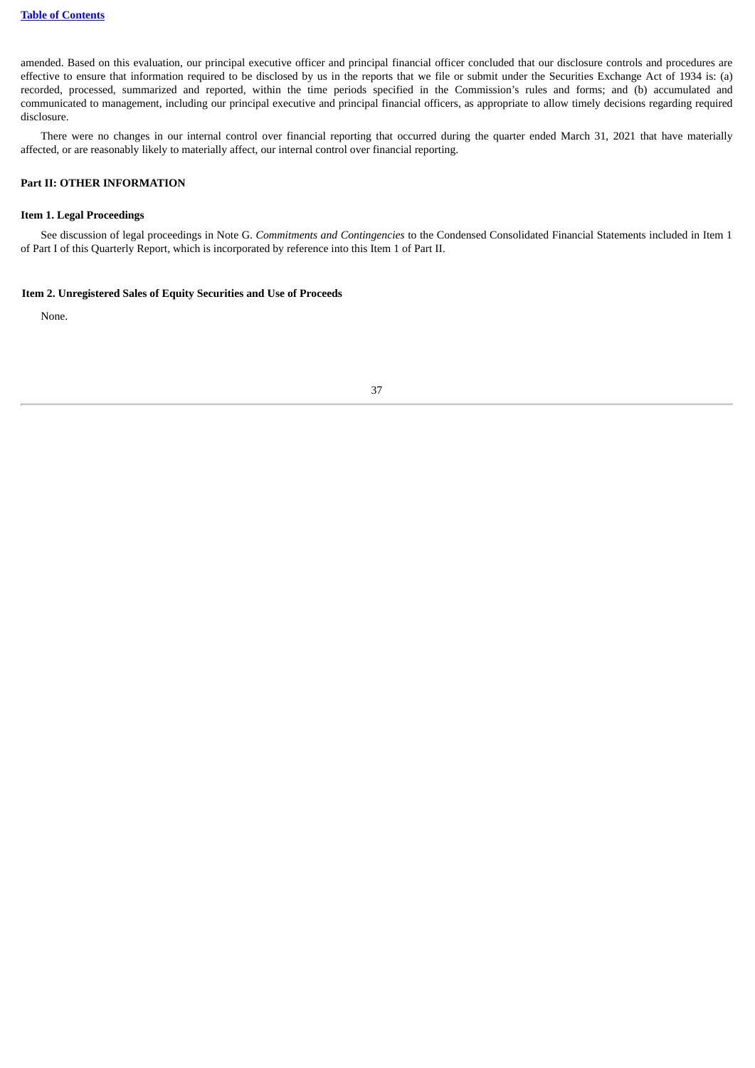amended. Based on this evaluation, our principal executive officer and principal financial officer concluded that our disclosure controls and procedures are effective to ensure that information required to be disclosed by us in the reports that we file or submit under the Securities Exchange Act of 1934 is: (a) recorded, processed, summarized and reported, within the time periods specified in the Commission's rules and forms; and (b) accumulated and communicated to management, including our principal executive and principal financial officers, as appropriate to allow timely decisions regarding required disclosure.

There were no changes in our internal control over financial reporting that occurred during the quarter ended March 31, 2021 that have materially affected, or are reasonably likely to materially affect, our internal control over financial reporting.

## Part II: OTHER INFORMATION

### Item 1. Legal Proceedings

See discussion of legal proceedings in Note G. *Commitments and Contingencies* to the Condensed Consolidated Financial Statements included in Item 1 of Part I of this Quarterly Report, which is incorporated by reference into this Item 1 of Part II.

### Item 2. Unregistered Sales of Equity Securities and Use of Proceeds

None.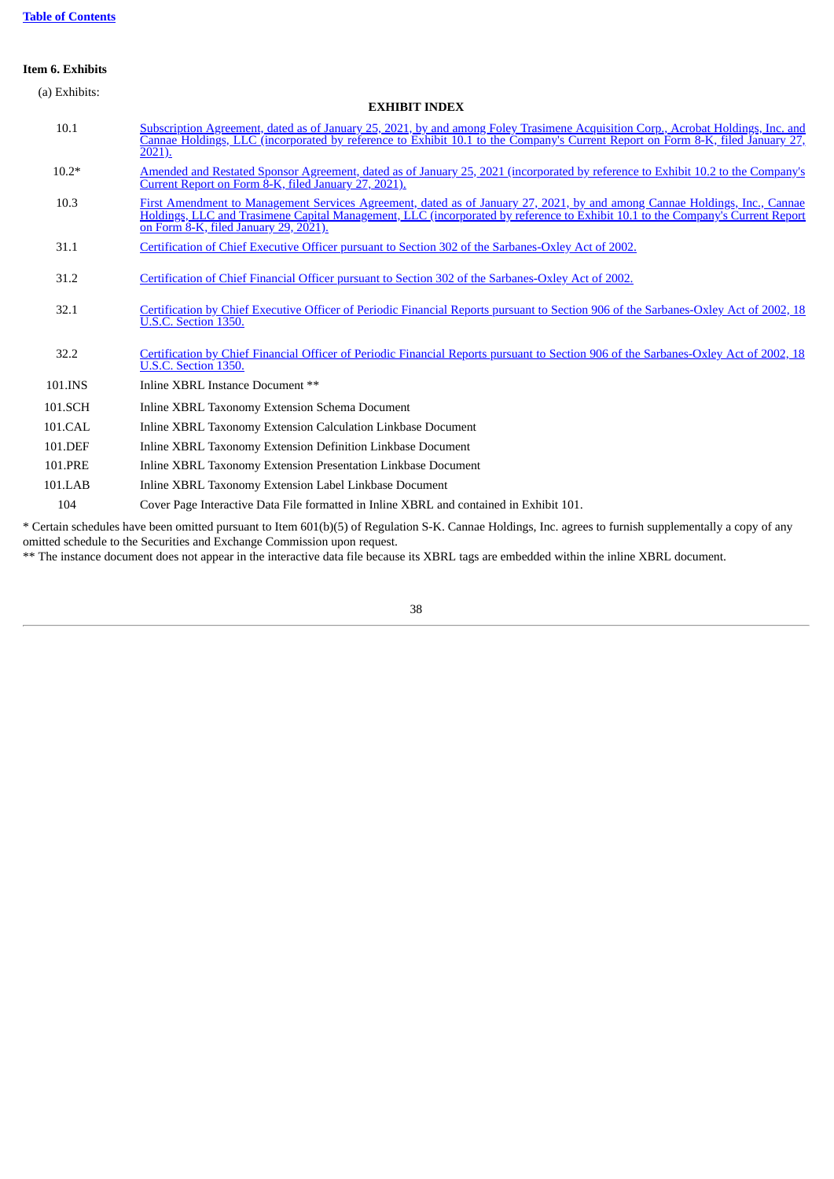[Table of Contents](#)

**Item 6. Exhibits**

(a) Exhibits:

**EXHIBIT INDEX**

| | |
|---|---|
| 10.1 | Subscription Agreement, dated as of January 25, 2021, by and among Foley Trasimene Acquisition Corp., Acrobat Holdings, Inc. and Cannae Holdings, LLC (incorporated by reference to Exhibit 10.1 to the Company's Current Report on Form 8-K, filed January 27, 2021). |
| 10.2* | Amended and Restated Sponsor Agreement, dated as of January 25, 2021 (incorporated by reference to Exhibit 10.2 to the Company's Current Report on Form 8-K, filed January 27, 2021). |
| 10.3 | First Amendment to Management Services Agreement, dated as of January 27, 2021, by and among Cannae Holdings, Inc., Cannae Holdings, LLC and Trasimene Capital Management, LLC (incorporated by reference to Exhibit 10.1 to the Company's Current Report on Form 8-K, filed January 29, 2021). |
| 31.1 | Certification of Chief Executive Officer pursuant to Section 302 of the Sarbanes-Oxley Act of 2002. |
| 31.2 | Certification of Chief Financial Officer pursuant to Section 302 of the Sarbanes-Oxley Act of 2002. |
| 32.1 | Certification by Chief Executive Officer of Periodic Financial Reports pursuant to Section 906 of the Sarbanes-Oxley Act of 2002, 18 U.S.C. Section 1350. |
| 32.2 | Certification by Chief Financial Officer of Periodic Financial Reports pursuant to Section 906 of the Sarbanes-Oxley Act of 2002, 18 U.S.C. Section 1350. |
| 101.INS | Inline XBRL Instance Document ** |
| 101.SCH | Inline XBRL Taxonomy Extension Schema Document |
| 101.CAL | Inline XBRL Taxonomy Extension Calculation Linkbase Document |
| 101.DEF | Inline XBRL Taxonomy Extension Definition Linkbase Document |
| 101.PRE | Inline XBRL Taxonomy Extension Presentation Linkbase Document |
| 101.LAB | Inline XBRL Taxonomy Extension Label Linkbase Document |
| 104 | Cover Page Interactive Data File formatted in Inline XBRL and contained in Exhibit 101. |

* Certain schedules have been omitted pursuant to Item 601(b)(5) of Regulation S-K. Cannae Holdings, Inc. agrees to furnish supplementally a copy of any omitted schedule to the Securities and Exchange Commission upon request.

** The instance document does not appear in the interactive data file because its XBRL tags are embedded within the inline XBRL document.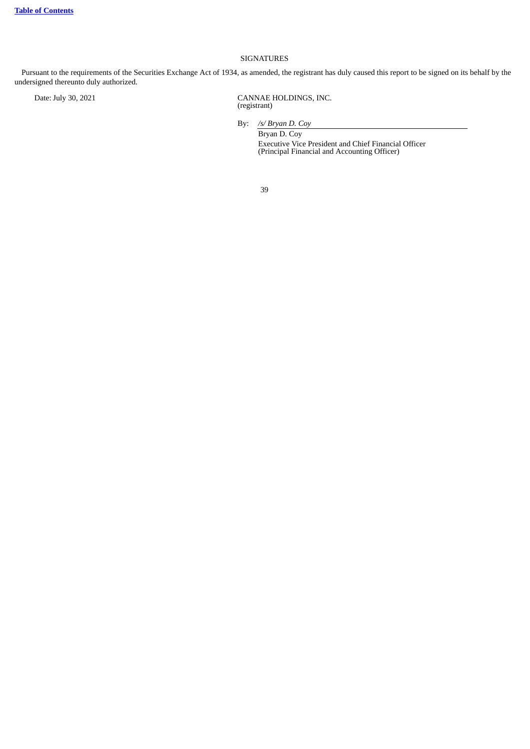## SIGNATURES

Pursuant to the requirements of the Securities Exchange Act of 1934, as amended, the registrant has duly caused this report to be signed on its behalf by the undersigned thereunto duly authorized.

Date: July 30, 2021

CANNAE HOLDINGS, INC.
(registrant)

By: */s/ Bryan D. Coy*

Bryan D. Coy
Executive Vice President and Chief Financial Officer
(Principal Financial and Accounting Officer)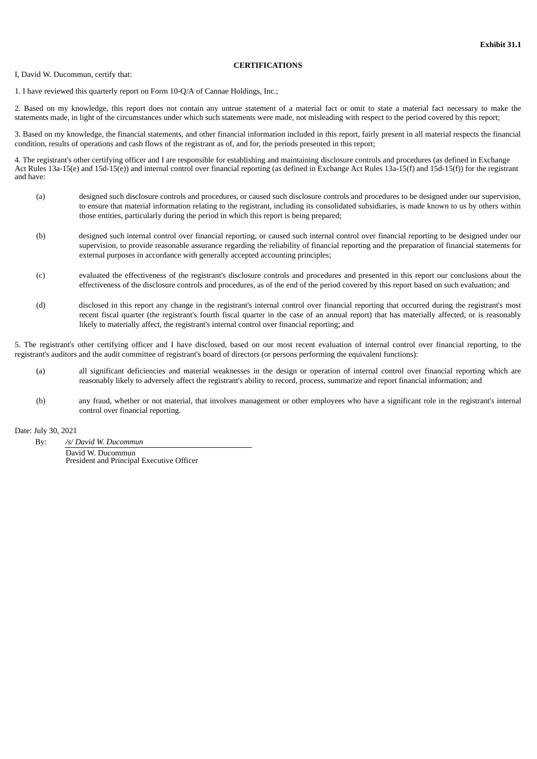**Exhibit 31.1**

**CERTIFICATIONS**

I, David W. Ducommun, certify that:

1. I have reviewed this quarterly report on Form 10-Q/A of Cannae Holdings, Inc.;

2. Based on my knowledge, this report does not contain any untrue statement of a material fact or omit to state a material fact necessary to make the statements made, in light of the circumstances under which such statements were made, not misleading with respect to the period covered by this report;

3. Based on my knowledge, the financial statements, and other financial information included in this report, fairly present in all material respects the financial condition, results of operations and cash flows of the registrant as of, and for, the periods presented in this report;

4. The registrant's other certifying officer and I are responsible for establishing and maintaining disclosure controls and procedures (as defined in Exchange Act Rules 13a-15(e) and 15d-15(e)) and internal control over financial reporting (as defined in Exchange Act Rules 13a-15(f) and 15d-15(f)) for the registrant and have:

(a) designed such disclosure controls and procedures, or caused such disclosure controls and procedures to be designed under our supervision, to ensure that material information relating to the registrant, including its consolidated subsidiaries, is made known to us by others within those entities, particularly during the period in which this report is being prepared;

(b) designed such internal control over financial reporting, or caused such internal control over financial reporting to be designed under our supervision, to provide reasonable assurance regarding the reliability of financial reporting and the preparation of financial statements for external purposes in accordance with generally accepted accounting principles;

(c) evaluated the effectiveness of the registrant's disclosure controls and procedures and presented in this report our conclusions about the effectiveness of the disclosure controls and procedures, as of the end of the period covered by this report based on such evaluation; and

(d) disclosed in this report any change in the registrant's internal control over financial reporting that occurred during the registrant's most recent fiscal quarter (the registrant's fourth fiscal quarter in the case of an annual report) that has materially affected, or is reasonably likely to materially affect, the registrant's internal control over financial reporting; and

5. The registrant's other certifying officer and I have disclosed, based on our most recent evaluation of internal control over financial reporting, to the registrant's auditors and the audit committee of registrant's board of directors (or persons performing the equivalent functions):

(a) all significant deficiencies and material weaknesses in the design or operation of internal control over financial reporting which are reasonably likely to adversely affect the registrant's ability to record, process, summarize and report financial information; and

(b) any fraud, whether or not material, that involves management or other employees who have a significant role in the registrant's internal control over financial reporting.

Date: July 30, 2021

By: */s/ David W. Ducommun*

David W. Ducommun
President and Principal Executive Officer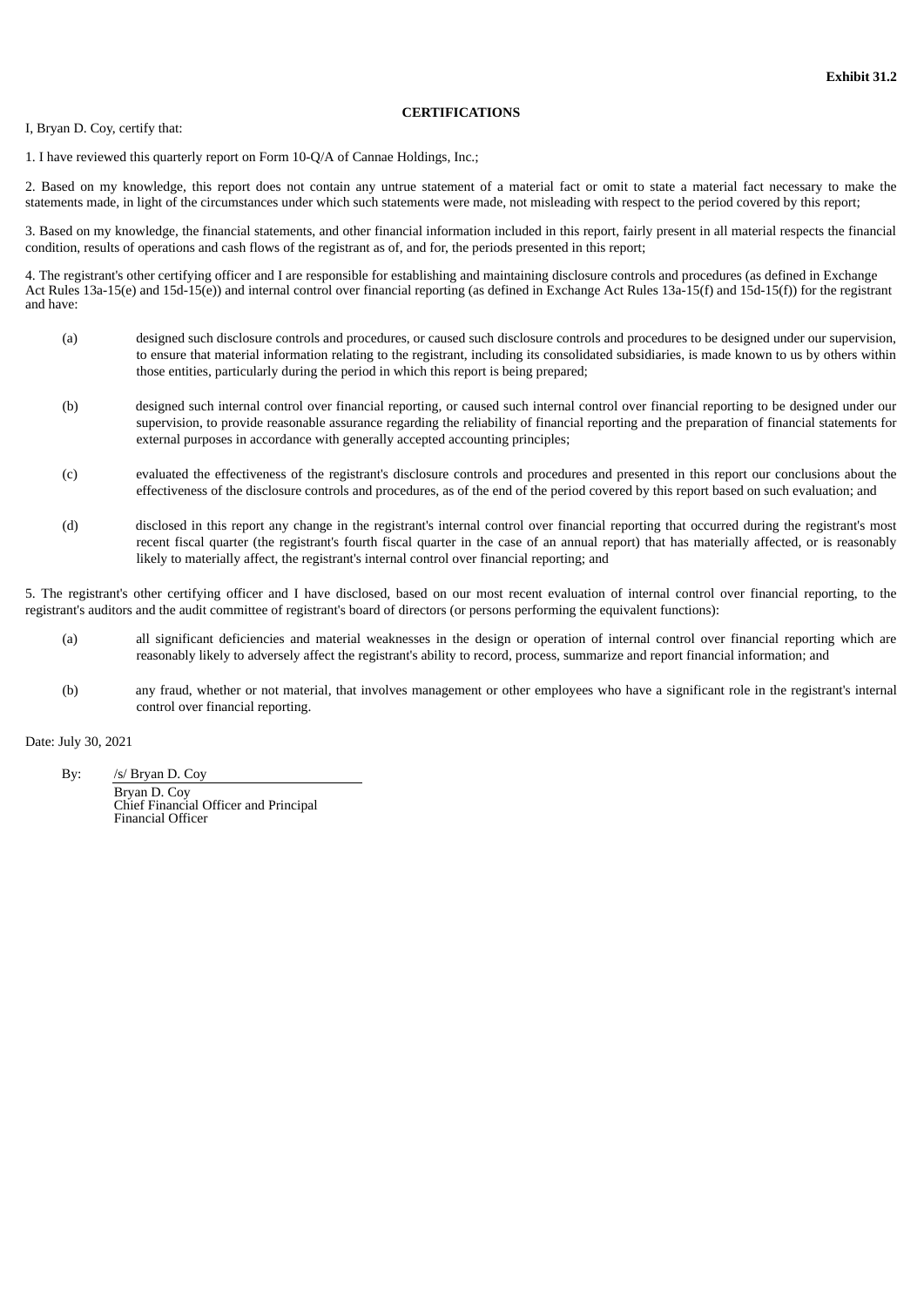**Exhibit 31.2**

**CERTIFICATIONS**

I, Bryan D. Coy, certify that:

1. I have reviewed this quarterly report on Form 10-Q/A of Cannae Holdings, Inc.;

2. Based on my knowledge, this report does not contain any untrue statement of a material fact or omit to state a material fact necessary to make the statements made, in light of the circumstances under which such statements were made, not misleading with respect to the period covered by this report;

3. Based on my knowledge, the financial statements, and other financial information included in this report, fairly present in all material respects the financial condition, results of operations and cash flows of the registrant as of, and for, the periods presented in this report;

4. The registrant's other certifying officer and I are responsible for establishing and maintaining disclosure controls and procedures (as defined in Exchange Act Rules 13a-15(e) and 15d-15(e)) and internal control over financial reporting (as defined in Exchange Act Rules 13a-15(f) and 15d-15(f)) for the registrant and have:

(a) designed such disclosure controls and procedures, or caused such disclosure controls and procedures to be designed under our supervision, to ensure that material information relating to the registrant, including its consolidated subsidiaries, is made known to us by others within those entities, particularly during the period in which this report is being prepared;

(b) designed such internal control over financial reporting, or caused such internal control over financial reporting to be designed under our supervision, to provide reasonable assurance regarding the reliability of financial reporting and the preparation of financial statements for external purposes in accordance with generally accepted accounting principles;

(c) evaluated the effectiveness of the registrant's disclosure controls and procedures and presented in this report our conclusions about the effectiveness of the disclosure controls and procedures, as of the end of the period covered by this report based on such evaluation; and

(d) disclosed in this report any change in the registrant's internal control over financial reporting that occurred during the registrant's most recent fiscal quarter (the registrant's fourth fiscal quarter in the case of an annual report) that has materially affected, or is reasonably likely to materially affect, the registrant's internal control over financial reporting; and

5. The registrant's other certifying officer and I have disclosed, based on our most recent evaluation of internal control over financial reporting, to the registrant's auditors and the audit committee of registrant's board of directors (or persons performing the equivalent functions):

(a) all significant deficiencies and material weaknesses in the design or operation of internal control over financial reporting which are reasonably likely to adversely affect the registrant's ability to record, process, summarize and report financial information; and

(b) any fraud, whether or not material, that involves management or other employees who have a significant role in the registrant's internal control over financial reporting.

Date: July 30, 2021

By: /s/ Bryan D. Coy

Bryan D. Coy
Chief Financial Officer and Principal Financial Officer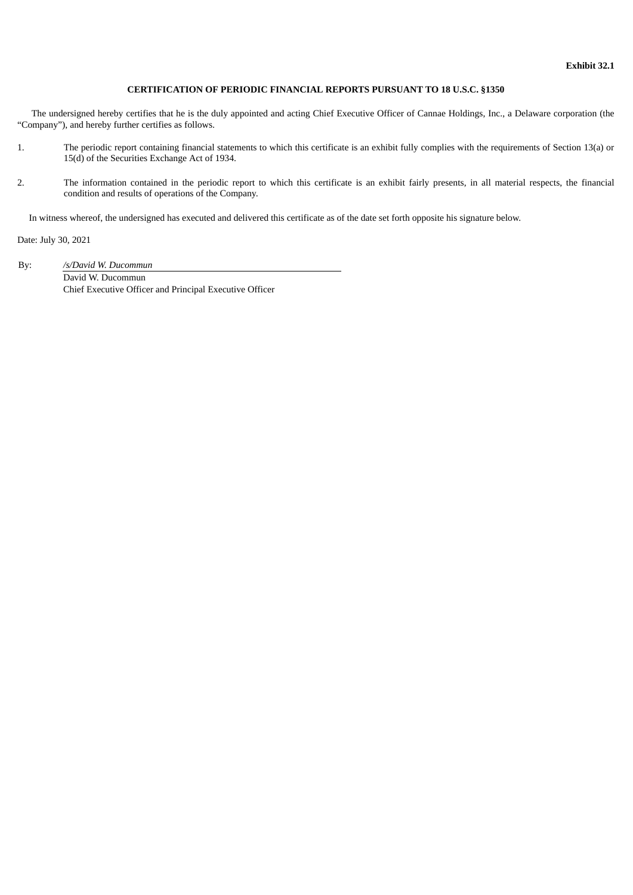**Exhibit 32.1**

**CERTIFICATION OF PERIODIC FINANCIAL REPORTS PURSUANT TO 18 U.S.C. §1350**

The undersigned hereby certifies that he is the duly appointed and acting Chief Executive Officer of Cannae Holdings, Inc., a Delaware corporation (the "Company"), and hereby further certifies as follows.

1. The periodic report containing financial statements to which this certificate is an exhibit fully complies with the requirements of Section 13(a) or 15(d) of the Securities Exchange Act of 1934.

2. The information contained in the periodic report to which this certificate is an exhibit fairly presents, in all material respects, the financial condition and results of operations of the Company.

In witness whereof, the undersigned has executed and delivered this certificate as of the date set forth opposite his signature below.

Date: July 30, 2021

By: */s/David W. Ducommun*

David W. Ducommun

Chief Executive Officer and Principal Executive Officer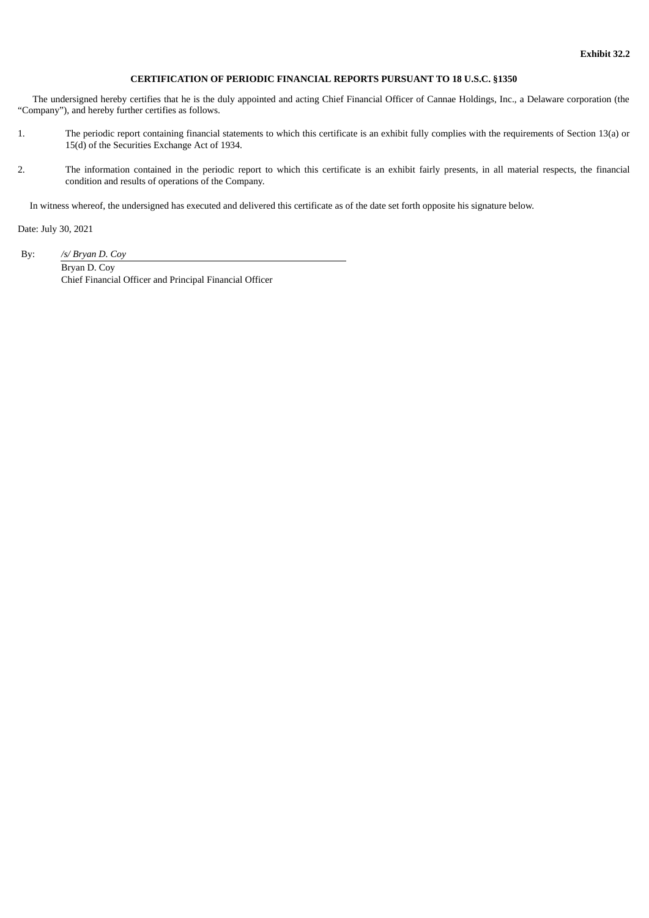**Exhibit 32.2**

**CERTIFICATION OF PERIODIC FINANCIAL REPORTS PURSUANT TO 18 U.S.C. §1350**

The undersigned hereby certifies that he is the duly appointed and acting Chief Financial Officer of Cannae Holdings, Inc., a Delaware corporation (the "Company"), and hereby further certifies as follows.

1. The periodic report containing financial statements to which this certificate is an exhibit fully complies with the requirements of Section 13(a) or 15(d) of the Securities Exchange Act of 1934.

2. The information contained in the periodic report to which this certificate is an exhibit fairly presents, in all material respects, the financial condition and results of operations of the Company.

In witness whereof, the undersigned has executed and delivered this certificate as of the date set forth opposite his signature below.

Date: July 30, 2021

By: */s/ Bryan D. Coy*
Bryan D. Coy
Chief Financial Officer and Principal Financial Officer